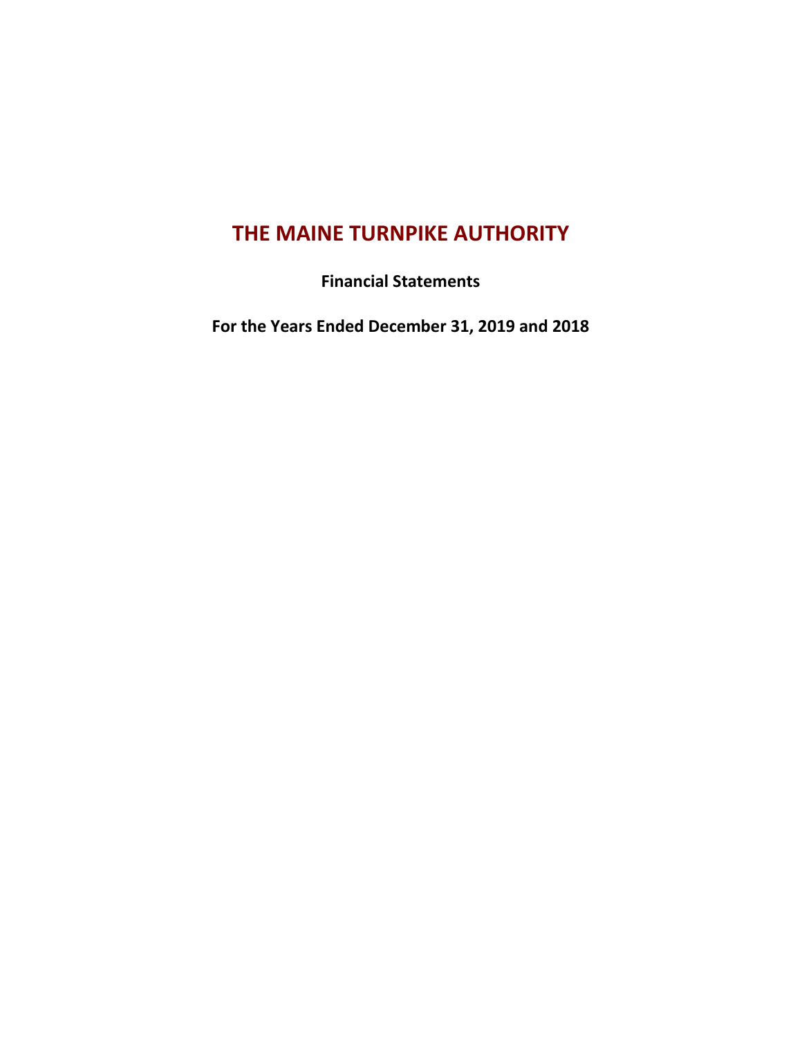# THE MAINE TURNPIKE AUTHORITY

**Financial Statements**

**For the Years Ended December 31, 2019 and 2018**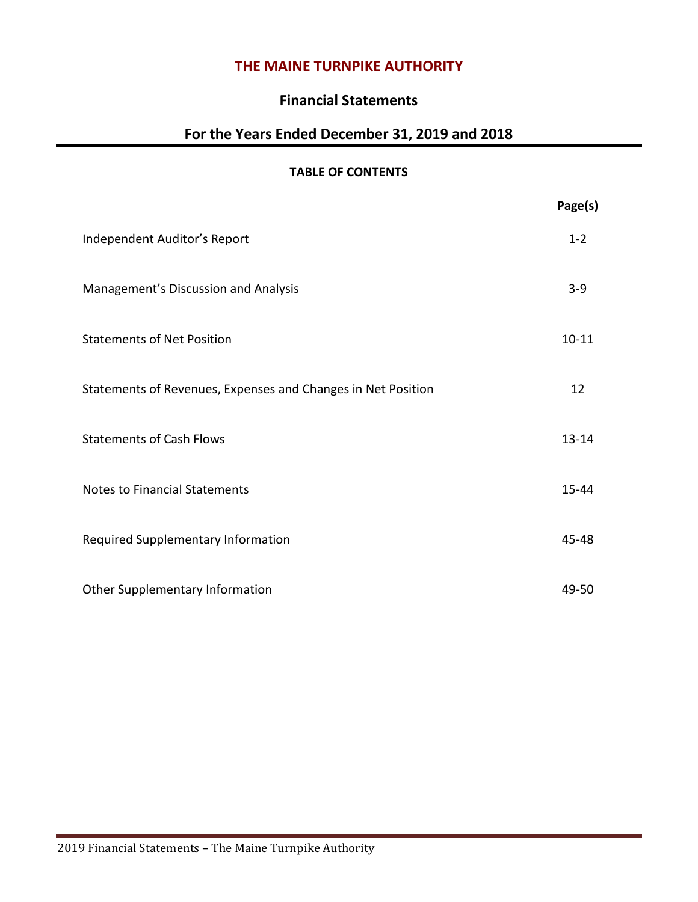# THE MAINE TURNPIKE AUTHORITY

## Financial Statements

## For the Years Ended December 31, 2019 and 2018

**TABLE OF CONTENTS**

| | Page(s) |
|---|---|
| Independent Auditor's Report | 1-2 |
| Management's Discussion and Analysis | 3-9 |
| Statements of Net Position | 10-11 |
| Statements of Revenues, Expenses and Changes in Net Position | 12 |
| Statements of Cash Flows | 13-14 |
| Notes to Financial Statements | 15-44 |
| Required Supplementary Information | 45-48 |
| Other Supplementary Information | 49-50 |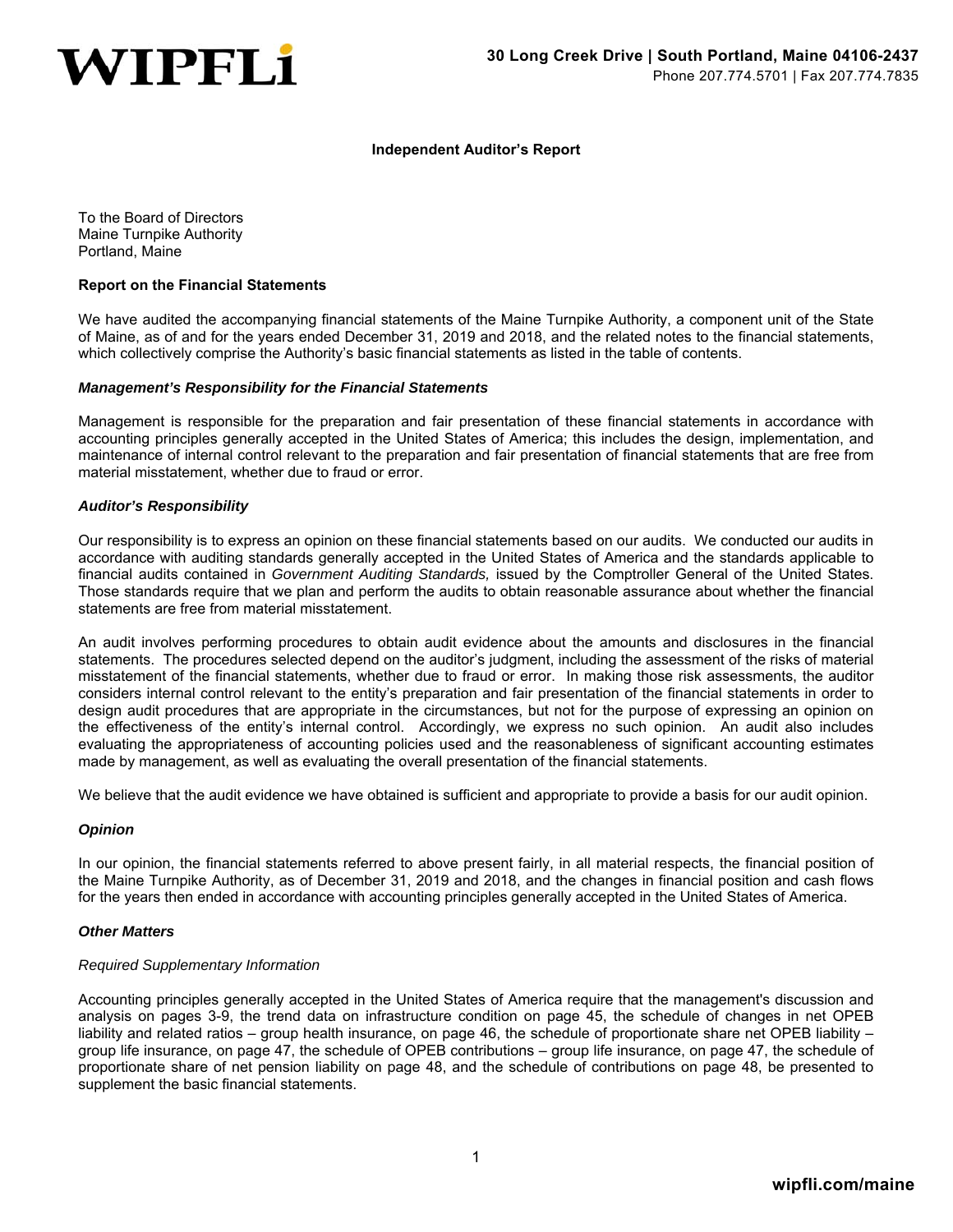WIPFLi

**30 Long Creek Drive | South Portland, Maine 04106-2437**
Phone 207.774.5701 | Fax 207.774.7835

## Independent Auditor's Report

To the Board of Directors
Maine Turnpike Authority
Portland, Maine

### Report on the Financial Statements

We have audited the accompanying financial statements of the Maine Turnpike Authority, a component unit of the State of Maine, as of and for the years ended December 31, 2019 and 2018, and the related notes to the financial statements, which collectively comprise the Authority's basic financial statements as listed in the table of contents.

#### *Management's Responsibility for the Financial Statements*

Management is responsible for the preparation and fair presentation of these financial statements in accordance with accounting principles generally accepted in the United States of America; this includes the design, implementation, and maintenance of internal control relevant to the preparation and fair presentation of financial statements that are free from material misstatement, whether due to fraud or error.

#### *Auditor's Responsibility*

Our responsibility is to express an opinion on these financial statements based on our audits. We conducted our audits in accordance with auditing standards generally accepted in the United States of America and the standards applicable to financial audits contained in *Government Auditing Standards,* issued by the Comptroller General of the United States. Those standards require that we plan and perform the audits to obtain reasonable assurance about whether the financial statements are free from material misstatement.

An audit involves performing procedures to obtain audit evidence about the amounts and disclosures in the financial statements. The procedures selected depend on the auditor's judgment, including the assessment of the risks of material misstatement of the financial statements, whether due to fraud or error. In making those risk assessments, the auditor considers internal control relevant to the entity's preparation and fair presentation of the financial statements in order to design audit procedures that are appropriate in the circumstances, but not for the purpose of expressing an opinion on the effectiveness of the entity's internal control. Accordingly, we express no such opinion. An audit also includes evaluating the appropriateness of accounting policies used and the reasonableness of significant accounting estimates made by management, as well as evaluating the overall presentation of the financial statements.

We believe that the audit evidence we have obtained is sufficient and appropriate to provide a basis for our audit opinion.

#### *Opinion*

In our opinion, the financial statements referred to above present fairly, in all material respects, the financial position of the Maine Turnpike Authority, as of December 31, 2019 and 2018, and the changes in financial position and cash flows for the years then ended in accordance with accounting principles generally accepted in the United States of America.

#### *Other Matters*

*Required Supplementary Information*

Accounting principles generally accepted in the United States of America require that the management's discussion and analysis on pages 3-9, the trend data on infrastructure condition on page 45, the schedule of changes in net OPEB liability and related ratios – group health insurance, on page 46, the schedule of proportionate share net OPEB liability – group life insurance, on page 47, the schedule of OPEB contributions – group life insurance, on page 47, the schedule of proportionate share of net pension liability on page 48, and the schedule of contributions on page 48, be presented to supplement the basic financial statements.

**wipfli.com/maine**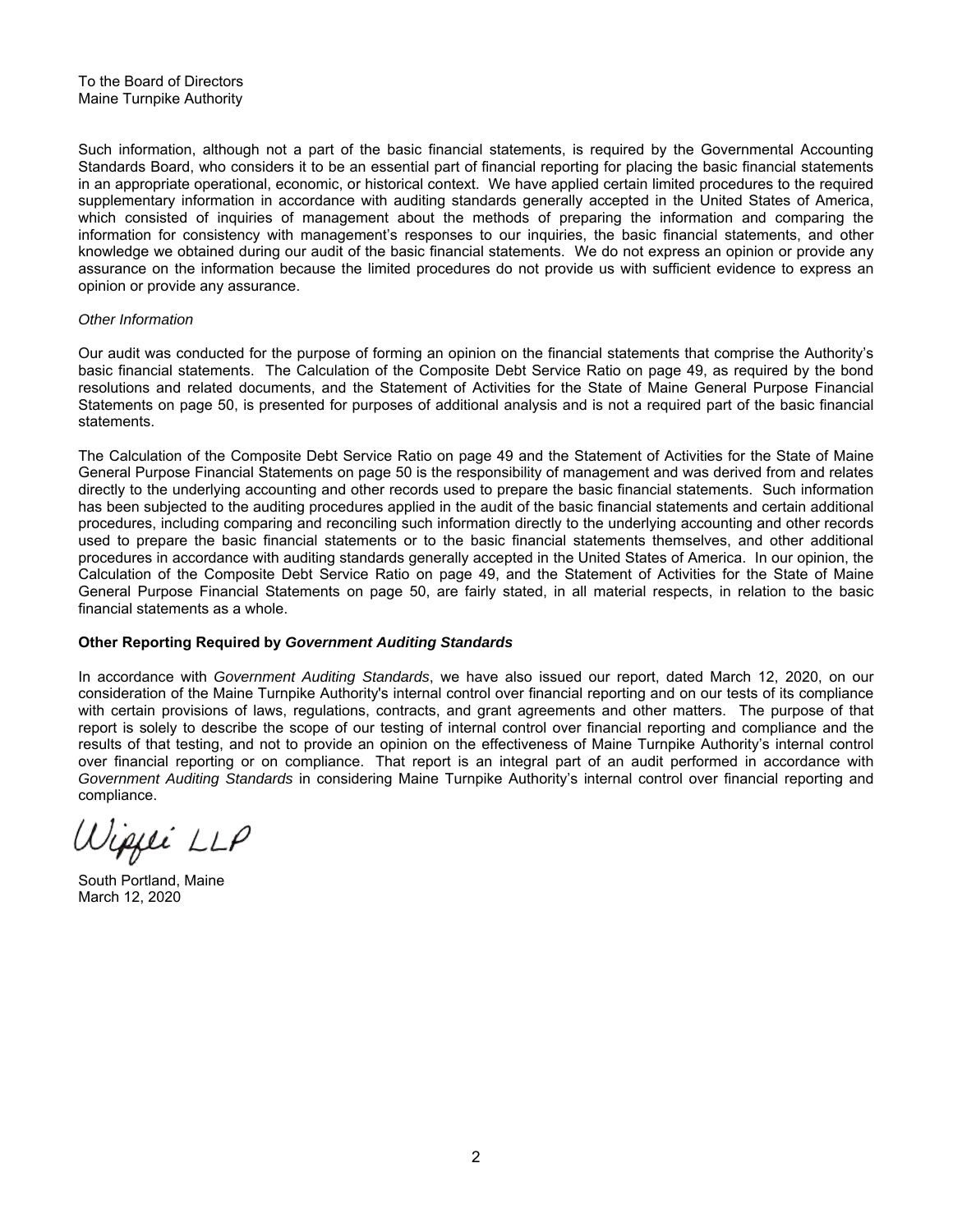To the Board of Directors
Maine Turnpike Authority

Such information, although not a part of the basic financial statements, is required by the Governmental Accounting Standards Board, who considers it to be an essential part of financial reporting for placing the basic financial statements in an appropriate operational, economic, or historical context. We have applied certain limited procedures to the required supplementary information in accordance with auditing standards generally accepted in the United States of America, which consisted of inquiries of management about the methods of preparing the information and comparing the information for consistency with management's responses to our inquiries, the basic financial statements, and other knowledge we obtained during our audit of the basic financial statements. We do not express an opinion or provide any assurance on the information because the limited procedures do not provide us with sufficient evidence to express an opinion or provide any assurance.

*Other Information*

Our audit was conducted for the purpose of forming an opinion on the financial statements that comprise the Authority's basic financial statements. The Calculation of the Composite Debt Service Ratio on page 49, as required by the bond resolutions and related documents, and the Statement of Activities for the State of Maine General Purpose Financial Statements on page 50, is presented for purposes of additional analysis and is not a required part of the basic financial statements.

The Calculation of the Composite Debt Service Ratio on page 49 and the Statement of Activities for the State of Maine General Purpose Financial Statements on page 50 is the responsibility of management and was derived from and relates directly to the underlying accounting and other records used to prepare the basic financial statements. Such information has been subjected to the auditing procedures applied in the audit of the basic financial statements and certain additional procedures, including comparing and reconciling such information directly to the underlying accounting and other records used to prepare the basic financial statements or to the basic financial statements themselves, and other additional procedures in accordance with auditing standards generally accepted in the United States of America. In our opinion, the Calculation of the Composite Debt Service Ratio on page 49, and the Statement of Activities for the State of Maine General Purpose Financial Statements on page 50, are fairly stated, in all material respects, in relation to the basic financial statements as a whole.

**Other Reporting Required by *Government Auditing Standards***

In accordance with *Government Auditing Standards*, we have also issued our report, dated March 12, 2020, on our consideration of the Maine Turnpike Authority's internal control over financial reporting and on our tests of its compliance with certain provisions of laws, regulations, contracts, and grant agreements and other matters. The purpose of that report is solely to describe the scope of our testing of internal control over financial reporting and compliance and the results of that testing, and not to provide an opinion on the effectiveness of Maine Turnpike Authority's internal control over financial reporting or on compliance. That report is an integral part of an audit performed in accordance with *Government Auditing Standards* in considering Maine Turnpike Authority's internal control over financial reporting and compliance.

Wipfli LLP

South Portland, Maine
March 12, 2020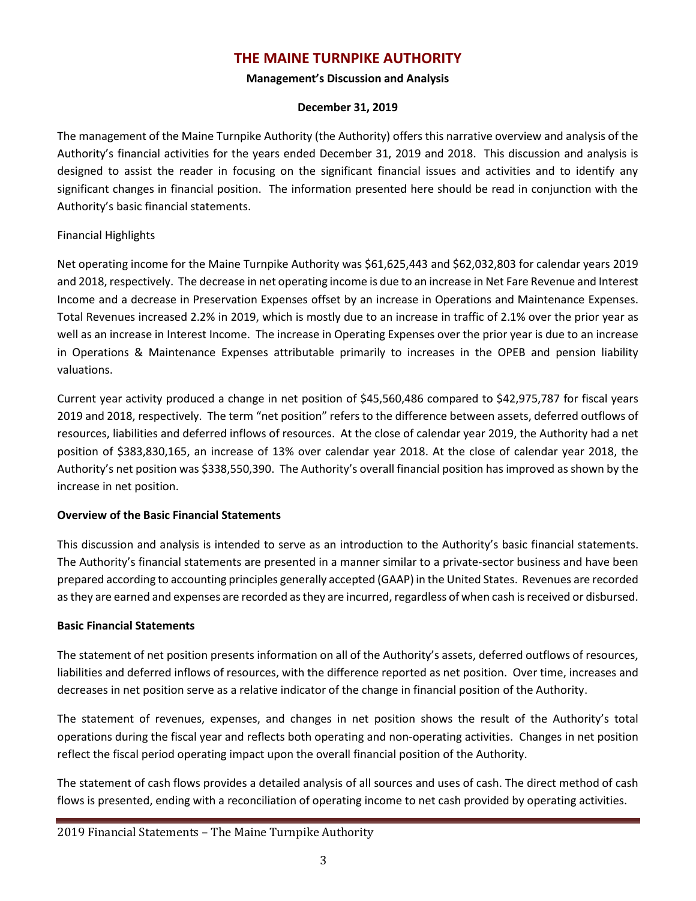# THE MAINE TURNPIKE AUTHORITY

**Management's Discussion and Analysis**

**December 31, 2019**

The management of the Maine Turnpike Authority (the Authority) offers this narrative overview and analysis of the Authority's financial activities for the years ended December 31, 2019 and 2018. This discussion and analysis is designed to assist the reader in focusing on the significant financial issues and activities and to identify any significant changes in financial position. The information presented here should be read in conjunction with the Authority's basic financial statements.

Financial Highlights

Net operating income for the Maine Turnpike Authority was $61,625,443 and $62,032,803 for calendar years 2019 and 2018, respectively. The decrease in net operating income is due to an increase in Net Fare Revenue and Interest Income and a decrease in Preservation Expenses offset by an increase in Operations and Maintenance Expenses. Total Revenues increased 2.2% in 2019, which is mostly due to an increase in traffic of 2.1% over the prior year as well as an increase in Interest Income. The increase in Operating Expenses over the prior year is due to an increase in Operations & Maintenance Expenses attributable primarily to increases in the OPEB and pension liability valuations.

Current year activity produced a change in net position of $45,560,486 compared to $42,975,787 for fiscal years 2019 and 2018, respectively. The term "net position" refers to the difference between assets, deferred outflows of resources, liabilities and deferred inflows of resources. At the close of calendar year 2019, the Authority had a net position of $383,830,165, an increase of 13% over calendar year 2018. At the close of calendar year 2018, the Authority's net position was $338,550,390. The Authority's overall financial position has improved as shown by the increase in net position.

**Overview of the Basic Financial Statements**

This discussion and analysis is intended to serve as an introduction to the Authority's basic financial statements. The Authority's financial statements are presented in a manner similar to a private-sector business and have been prepared according to accounting principles generally accepted (GAAP) in the United States. Revenues are recorded as they are earned and expenses are recorded as they are incurred, regardless of when cash is received or disbursed.

**Basic Financial Statements**

The statement of net position presents information on all of the Authority's assets, deferred outflows of resources, liabilities and deferred inflows of resources, with the difference reported as net position. Over time, increases and decreases in net position serve as a relative indicator of the change in financial position of the Authority.

The statement of revenues, expenses, and changes in net position shows the result of the Authority's total operations during the fiscal year and reflects both operating and non-operating activities. Changes in net position reflect the fiscal period operating impact upon the overall financial position of the Authority.

The statement of cash flows provides a detailed analysis of all sources and uses of cash. The direct method of cash flows is presented, ending with a reconciliation of operating income to net cash provided by operating activities.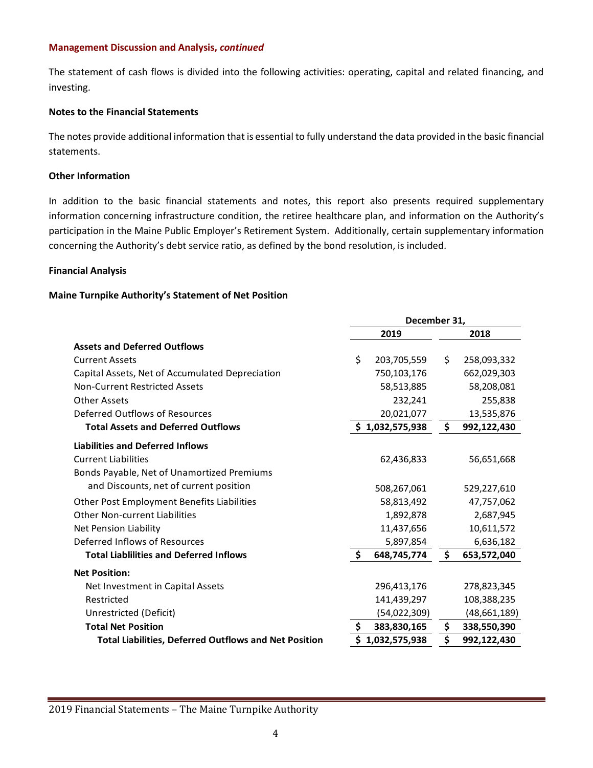**Management Discussion and Analysis, *continued***

The statement of cash flows is divided into the following activities: operating, capital and related financing, and investing.

**Notes to the Financial Statements**

The notes provide additional information that is essential to fully understand the data provided in the basic financial statements.

**Other Information**

In addition to the basic financial statements and notes, this report also presents required supplementary information concerning infrastructure condition, the retiree healthcare plan, and information on the Authority's participation in the Maine Public Employer's Retirement System. Additionally, certain supplementary information concerning the Authority's debt service ratio, as defined by the bond resolution, is included.

**Financial Analysis**

**Maine Turnpike Authority's Statement of Net Position**

| | December 31, | |
|---|---|---|
| | **2019** | **2018** |
| **Assets and Deferred Outflows** | | |
| Current Assets | $ 203,705,559 | $ 258,093,332 |
| Capital Assets, Net of Accumulated Depreciation | 750,103,176 | 662,029,303 |
| Non-Current Restricted Assets | 58,513,885 | 58,208,081 |
| Other Assets | 232,241 | 255,838 |
| Deferred Outflows of Resources | 20,021,077 | 13,535,876 |
| **Total Assets and Deferred Outflows** | **$ 1,032,575,938** | **$ 992,122,430** |
| **Liabilities and Deferred Inflows** | | |
| Current Liabilities | 62,436,833 | 56,651,668 |
| Bonds Payable, Net of Unamortized Premiums and Discounts, net of current position | 508,267,061 | 529,227,610 |
| Other Post Employment Benefits Liabilities | 58,813,492 | 47,757,062 |
| Other Non-current Liabilities | 1,892,878 | 2,687,945 |
| Net Pension Liability | 11,437,656 | 10,611,572 |
| Deferred Inflows of Resources | 5,897,854 | 6,636,182 |
| **Total Liablilities and Deferred Inflows** | **$ 648,745,774** | **$ 653,572,040** |
| **Net Position:** | | |
| Net Investment in Capital Assets | 296,413,176 | 278,823,345 |
| Restricted | 141,439,297 | 108,388,235 |
| Unrestricted (Deficit) | (54,022,309) | (48,661,189) |
| **Total Net Position** | **$ 383,830,165** | **$ 338,550,390** |
| **Total Liabilities, Deferred Outflows and Net Position** | **$ 1,032,575,938** | **$ 992,122,430** |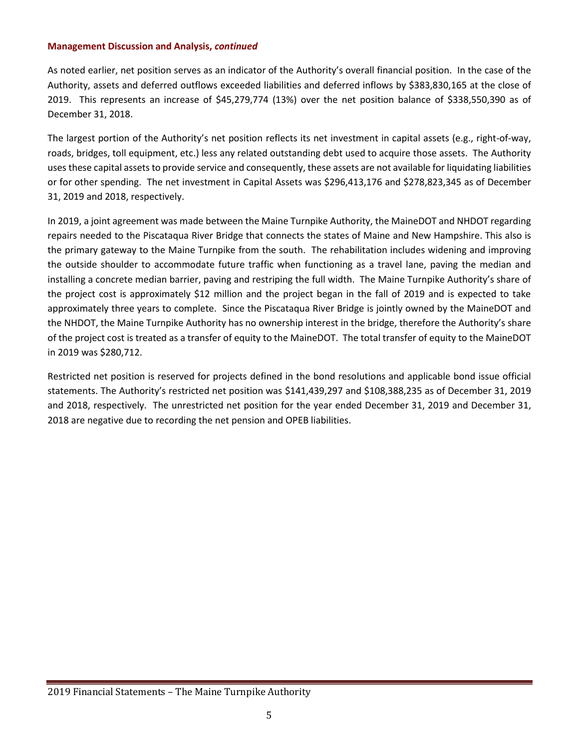**Management Discussion and Analysis, *continued***

As noted earlier, net position serves as an indicator of the Authority's overall financial position. In the case of the Authority, assets and deferred outflows exceeded liabilities and deferred inflows by $383,830,165 at the close of 2019. This represents an increase of $45,279,774 (13%) over the net position balance of $338,550,390 as of December 31, 2018.

The largest portion of the Authority's net position reflects its net investment in capital assets (e.g., right-of-way, roads, bridges, toll equipment, etc.) less any related outstanding debt used to acquire those assets. The Authority uses these capital assets to provide service and consequently, these assets are not available for liquidating liabilities or for other spending. The net investment in Capital Assets was $296,413,176 and $278,823,345 as of December 31, 2019 and 2018, respectively.

In 2019, a joint agreement was made between the Maine Turnpike Authority, the MaineDOT and NHDOT regarding repairs needed to the Piscataqua River Bridge that connects the states of Maine and New Hampshire. This also is the primary gateway to the Maine Turnpike from the south. The rehabilitation includes widening and improving the outside shoulder to accommodate future traffic when functioning as a travel lane, paving the median and installing a concrete median barrier, paving and restriping the full width. The Maine Turnpike Authority's share of the project cost is approximately $12 million and the project began in the fall of 2019 and is expected to take approximately three years to complete. Since the Piscataqua River Bridge is jointly owned by the MaineDOT and the NHDOT, the Maine Turnpike Authority has no ownership interest in the bridge, therefore the Authority's share of the project cost is treated as a transfer of equity to the MaineDOT. The total transfer of equity to the MaineDOT in 2019 was $280,712.

Restricted net position is reserved for projects defined in the bond resolutions and applicable bond issue official statements. The Authority's restricted net position was $141,439,297 and $108,388,235 as of December 31, 2019 and 2018, respectively. The unrestricted net position for the year ended December 31, 2019 and December 31, 2018 are negative due to recording the net pension and OPEB liabilities.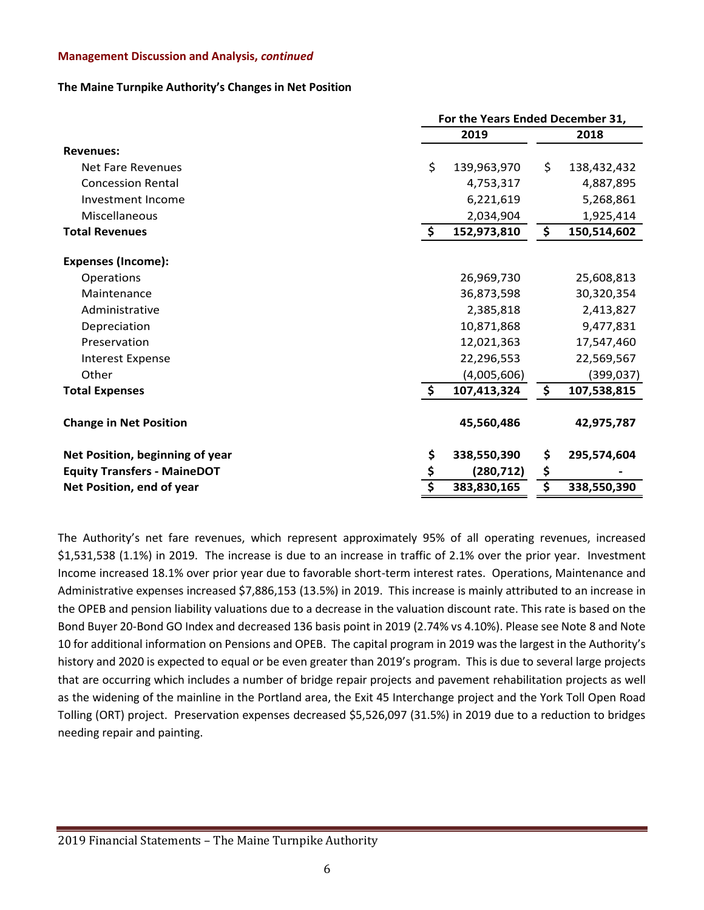**Management Discussion and Analysis, *continued***

**The Maine Turnpike Authority's Changes in Net Position**

| | For the Years Ended December 31, | |
|---|---|---|
| | 2019 | 2018 |
| **Revenues:** | | |
| Net Fare Revenues | $ 139,963,970 | $ 138,432,432 |
| Concession Rental | 4,753,317 | 4,887,895 |
| Investment Income | 6,221,619 | 5,268,861 |
| Miscellaneous | 2,034,904 | 1,925,414 |
| **Total Revenues** | **$ 152,973,810** | **$ 150,514,602** |
| **Expenses (Income):** | | |
| Operations | 26,969,730 | 25,608,813 |
| Maintenance | 36,873,598 | 30,320,354 |
| Administrative | 2,385,818 | 2,413,827 |
| Depreciation | 10,871,868 | 9,477,831 |
| Preservation | 12,021,363 | 17,547,460 |
| Interest Expense | 22,296,553 | 22,569,567 |
| Other | (4,005,606) | (399,037) |
| **Total Expenses** | **$ 107,413,324** | **$ 107,538,815** |
| **Change in Net Position** | **45,560,486** | **42,975,787** |
| **Net Position, beginning of year** | **$ 338,550,390** | **$ 295,574,604** |
| **Equity Transfers - MaineDOT** | **$ (280,712)** | **$ -** |
| **Net Position, end of year** | **$ 383,830,165** | **$ 338,550,390** |

The Authority's net fare revenues, which represent approximately 95% of all operating revenues, increased $1,531,538 (1.1%) in 2019. The increase is due to an increase in traffic of 2.1% over the prior year. Investment Income increased 18.1% over prior year due to favorable short-term interest rates. Operations, Maintenance and Administrative expenses increased $7,886,153 (13.5%) in 2019. This increase is mainly attributed to an increase in the OPEB and pension liability valuations due to a decrease in the valuation discount rate. This rate is based on the Bond Buyer 20-Bond GO Index and decreased 136 basis point in 2019 (2.74% vs 4.10%). Please see Note 8 and Note 10 for additional information on Pensions and OPEB. The capital program in 2019 was the largest in the Authority's history and 2020 is expected to equal or be even greater than 2019's program. This is due to several large projects that are occurring which includes a number of bridge repair projects and pavement rehabilitation projects as well as the widening of the mainline in the Portland area, the Exit 45 Interchange project and the York Toll Open Road Tolling (ORT) project. Preservation expenses decreased $5,526,097 (31.5%) in 2019 due to a reduction to bridges needing repair and painting.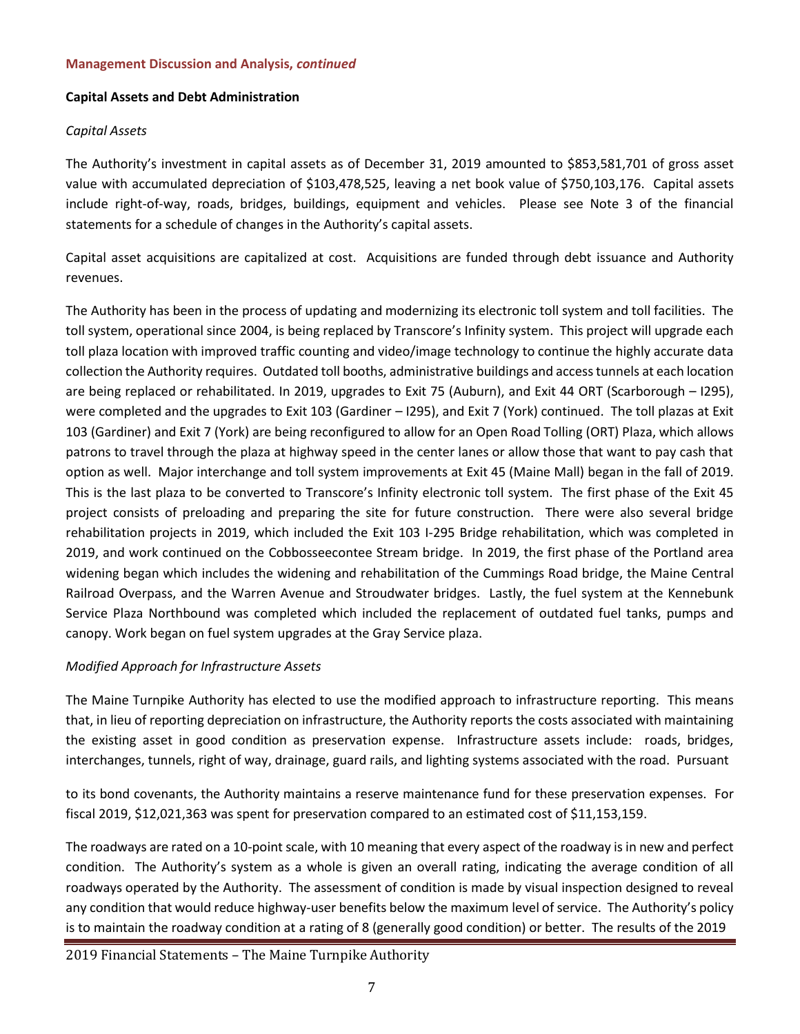**Management Discussion and Analysis, *continued***

**Capital Assets and Debt Administration**

*Capital Assets*

The Authority's investment in capital assets as of December 31, 2019 amounted to $853,581,701 of gross asset value with accumulated depreciation of $103,478,525, leaving a net book value of $750,103,176. Capital assets include right-of-way, roads, bridges, buildings, equipment and vehicles. Please see Note 3 of the financial statements for a schedule of changes in the Authority's capital assets.

Capital asset acquisitions are capitalized at cost. Acquisitions are funded through debt issuance and Authority revenues.

The Authority has been in the process of updating and modernizing its electronic toll system and toll facilities. The toll system, operational since 2004, is being replaced by Transcore's Infinity system. This project will upgrade each toll plaza location with improved traffic counting and video/image technology to continue the highly accurate data collection the Authority requires. Outdated toll booths, administrative buildings and access tunnels at each location are being replaced or rehabilitated. In 2019, upgrades to Exit 75 (Auburn), and Exit 44 ORT (Scarborough – I295), were completed and the upgrades to Exit 103 (Gardiner – I295), and Exit 7 (York) continued. The toll plazas at Exit 103 (Gardiner) and Exit 7 (York) are being reconfigured to allow for an Open Road Tolling (ORT) Plaza, which allows patrons to travel through the plaza at highway speed in the center lanes or allow those that want to pay cash that option as well. Major interchange and toll system improvements at Exit 45 (Maine Mall) began in the fall of 2019. This is the last plaza to be converted to Transcore's Infinity electronic toll system. The first phase of the Exit 45 project consists of preloading and preparing the site for future construction. There were also several bridge rehabilitation projects in 2019, which included the Exit 103 I-295 Bridge rehabilitation, which was completed in 2019, and work continued on the Cobbosseecontee Stream bridge. In 2019, the first phase of the Portland area widening began which includes the widening and rehabilitation of the Cummings Road bridge, the Maine Central Railroad Overpass, and the Warren Avenue and Stroudwater bridges. Lastly, the fuel system at the Kennebunk Service Plaza Northbound was completed which included the replacement of outdated fuel tanks, pumps and canopy. Work began on fuel system upgrades at the Gray Service plaza.

*Modified Approach for Infrastructure Assets*

The Maine Turnpike Authority has elected to use the modified approach to infrastructure reporting. This means that, in lieu of reporting depreciation on infrastructure, the Authority reports the costs associated with maintaining the existing asset in good condition as preservation expense. Infrastructure assets include: roads, bridges, interchanges, tunnels, right of way, drainage, guard rails, and lighting systems associated with the road. Pursuant to its bond covenants, the Authority maintains a reserve maintenance fund for these preservation expenses. For fiscal 2019, $12,021,363 was spent for preservation compared to an estimated cost of $11,153,159.

The roadways are rated on a 10-point scale, with 10 meaning that every aspect of the roadway is in new and perfect condition. The Authority's system as a whole is given an overall rating, indicating the average condition of all roadways operated by the Authority. The assessment of condition is made by visual inspection designed to reveal any condition that would reduce highway-user benefits below the maximum level of service. The Authority's policy is to maintain the roadway condition at a rating of 8 (generally good condition) or better. The results of the 2019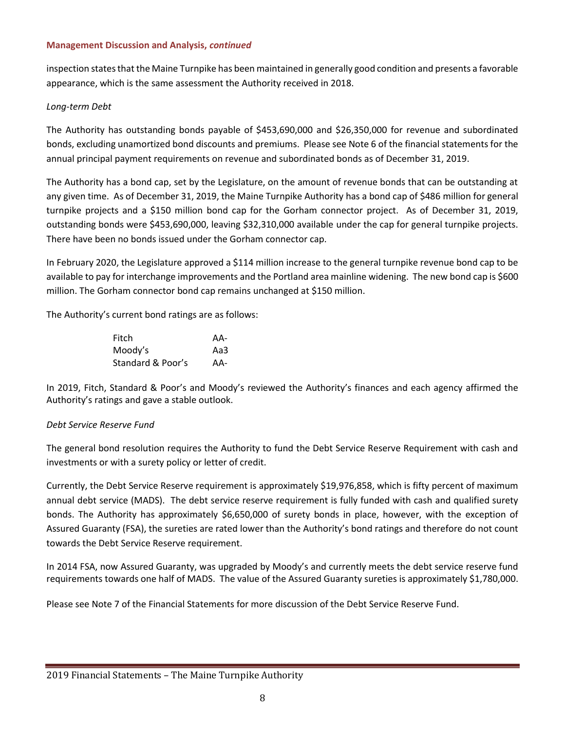**Management Discussion and Analysis, *continued***

inspection states that the Maine Turnpike has been maintained in generally good condition and presents a favorable appearance, which is the same assessment the Authority received in 2018.

*Long-term Debt*

The Authority has outstanding bonds payable of $453,690,000 and $26,350,000 for revenue and subordinated bonds, excluding unamortized bond discounts and premiums. Please see Note 6 of the financial statements for the annual principal payment requirements on revenue and subordinated bonds as of December 31, 2019.

The Authority has a bond cap, set by the Legislature, on the amount of revenue bonds that can be outstanding at any given time. As of December 31, 2019, the Maine Turnpike Authority has a bond cap of $486 million for general turnpike projects and a $150 million bond cap for the Gorham connector project. As of December 31, 2019, outstanding bonds were $453,690,000, leaving $32,310,000 available under the cap for general turnpike projects. There have been no bonds issued under the Gorham connector cap.

In February 2020, the Legislature approved a $114 million increase to the general turnpike revenue bond cap to be available to pay for interchange improvements and the Portland area mainline widening. The new bond cap is $600 million. The Gorham connector bond cap remains unchanged at $150 million.

The Authority's current bond ratings are as follows:

| | |
|---|---|
| Fitch | AA- |
| Moody's | Aa3 |
| Standard & Poor's | AA- |

In 2019, Fitch, Standard & Poor's and Moody's reviewed the Authority's finances and each agency affirmed the Authority's ratings and gave a stable outlook.

*Debt Service Reserve Fund*

The general bond resolution requires the Authority to fund the Debt Service Reserve Requirement with cash and investments or with a surety policy or letter of credit.

Currently, the Debt Service Reserve requirement is approximately $19,976,858, which is fifty percent of maximum annual debt service (MADS). The debt service reserve requirement is fully funded with cash and qualified surety bonds. The Authority has approximately $6,650,000 of surety bonds in place, however, with the exception of Assured Guaranty (FSA), the sureties are rated lower than the Authority's bond ratings and therefore do not count towards the Debt Service Reserve requirement.

In 2014 FSA, now Assured Guaranty, was upgraded by Moody's and currently meets the debt service reserve fund requirements towards one half of MADS. The value of the Assured Guaranty sureties is approximately $1,780,000.

Please see Note 7 of the Financial Statements for more discussion of the Debt Service Reserve Fund.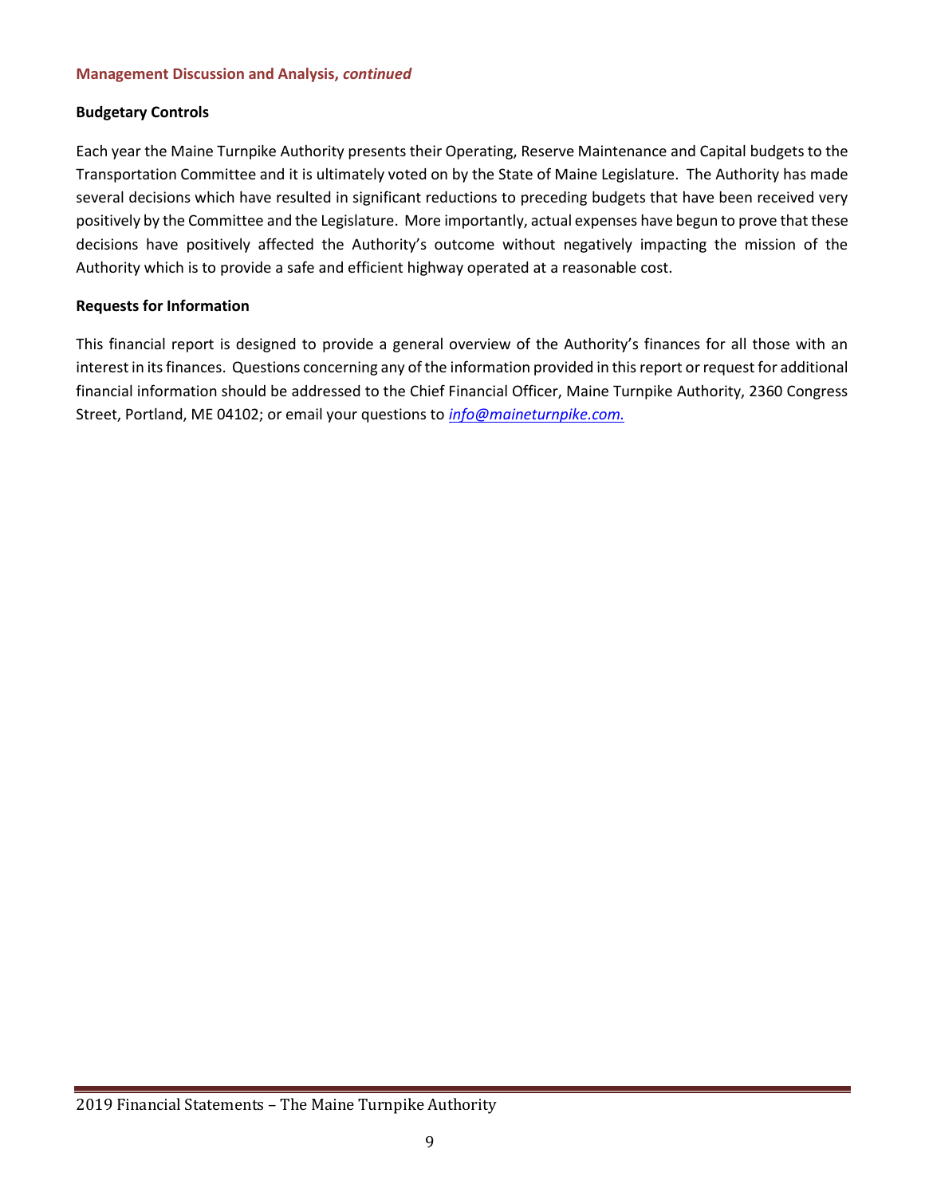**Management Discussion and Analysis, *continued***

**Budgetary Controls**

Each year the Maine Turnpike Authority presents their Operating, Reserve Maintenance and Capital budgets to the Transportation Committee and it is ultimately voted on by the State of Maine Legislature. The Authority has made several decisions which have resulted in significant reductions to preceding budgets that have been received very positively by the Committee and the Legislature. More importantly, actual expenses have begun to prove that these decisions have positively affected the Authority's outcome without negatively impacting the mission of the Authority which is to provide a safe and efficient highway operated at a reasonable cost.

**Requests for Information**

This financial report is designed to provide a general overview of the Authority's finances for all those with an interest in its finances. Questions concerning any of the information provided in this report or request for additional financial information should be addressed to the Chief Financial Officer, Maine Turnpike Authority, 2360 Congress Street, Portland, ME 04102; or email your questions to *info@maineturnpike.com.*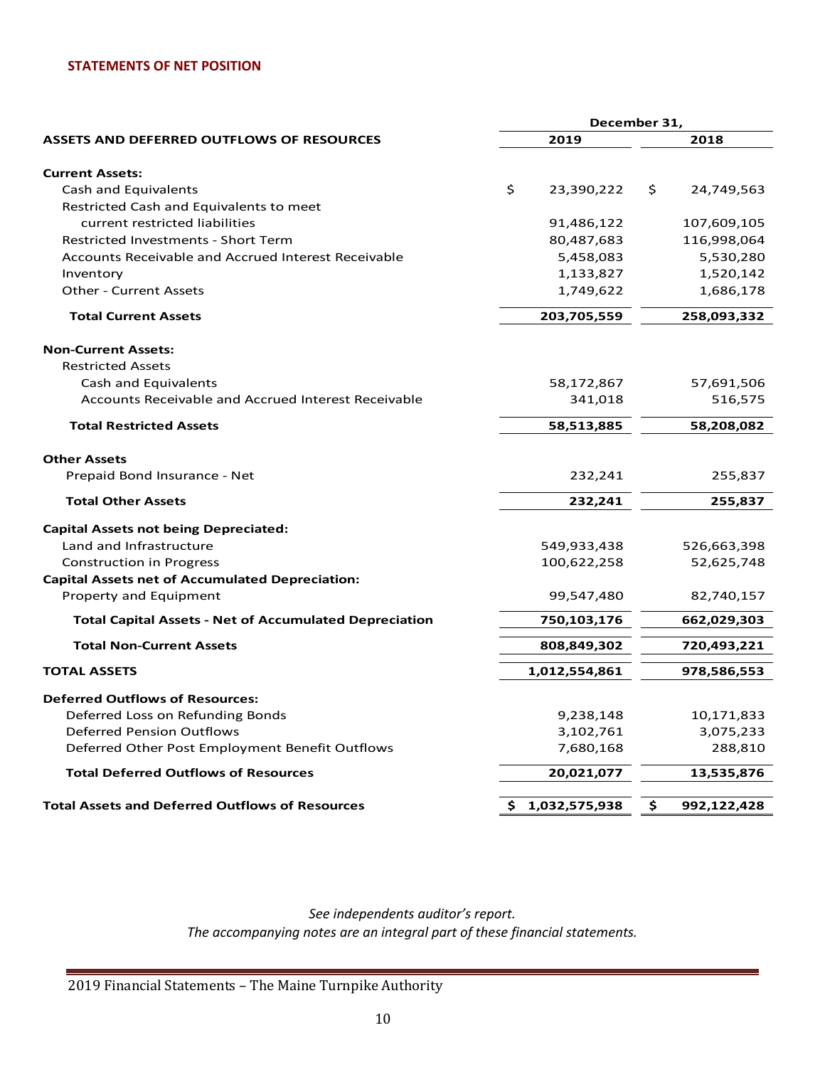## STATEMENTS OF NET POSITION

| ASSETS AND DEFERRED OUTFLOWS OF RESOURCES | December 31, 2019 | 2018 |
|---|---|---|
| **Current Assets:** | | |
| Cash and Equivalents | $ 23,390,222 | $ 24,749,563 |
| Restricted Cash and Equivalents to meet current restricted liabilities | 91,486,122 | 107,609,105 |
| Restricted Investments - Short Term | 80,487,683 | 116,998,064 |
| Accounts Receivable and Accrued Interest Receivable | 5,458,083 | 5,530,280 |
| Inventory | 1,133,827 | 1,520,142 |
| Other - Current Assets | 1,749,622 | 1,686,178 |
| **Total Current Assets** | **203,705,559** | **258,093,332** |
| **Non-Current Assets:** | | |
| Restricted Assets | | |
| Cash and Equivalents | 58,172,867 | 57,691,506 |
| Accounts Receivable and Accrued Interest Receivable | 341,018 | 516,575 |
| **Total Restricted Assets** | **58,513,885** | **58,208,082** |
| **Other Assets** | | |
| Prepaid Bond Insurance - Net | 232,241 | 255,837 |
| **Total Other Assets** | **232,241** | **255,837** |
| **Capital Assets not being Depreciated:** | | |
| Land and Infrastructure | 549,933,438 | 526,663,398 |
| Construction in Progress | 100,622,258 | 52,625,748 |
| **Capital Assets net of Accumulated Depreciation:** | | |
| Property and Equipment | 99,547,480 | 82,740,157 |
| **Total Capital Assets - Net of Accumulated Depreciation** | **750,103,176** | **662,029,303** |
| **Total Non-Current Assets** | **808,849,302** | **720,493,221** |
| **TOTAL ASSETS** | **1,012,554,861** | **978,586,553** |
| **Deferred Outflows of Resources:** | | |
| Deferred Loss on Refunding Bonds | 9,238,148 | 10,171,833 |
| Deferred Pension Outflows | 3,102,761 | 3,075,233 |
| Deferred Other Post Employment Benefit Outflows | 7,680,168 | 288,810 |
| **Total Deferred Outflows of Resources** | **20,021,077** | **13,535,876** |
| **Total Assets and Deferred Outflows of Resources** | **$ 1,032,575,938** | **$ 992,122,428** |

*See independents auditor's report.*
*The accompanying notes are an integral part of these financial statements.*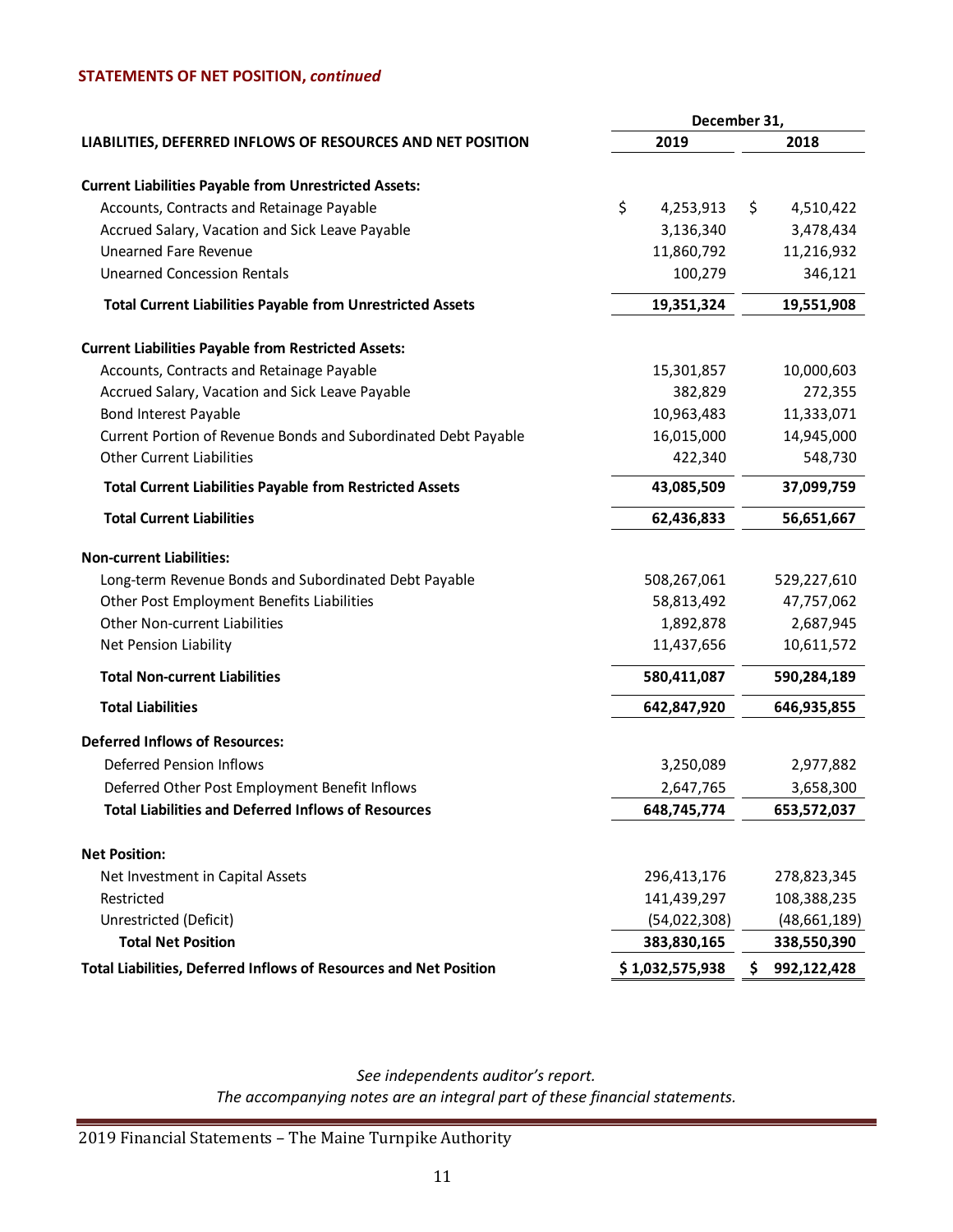## STATEMENTS OF NET POSITION, *continued*

| LIABILITIES, DEFERRED INFLOWS OF RESOURCES AND NET POSITION | December 31, 2019 | December 31, 2018 |
|---|---|---|
| **Current Liabilities Payable from Unrestricted Assets:** | | |
| Accounts, Contracts and Retainage Payable | $ 4,253,913 | $ 4,510,422 |
| Accrued Salary, Vacation and Sick Leave Payable | 3,136,340 | 3,478,434 |
| Unearned Fare Revenue | 11,860,792 | 11,216,932 |
| Unearned Concession Rentals | 100,279 | 346,121 |
| **Total Current Liabilities Payable from Unrestricted Assets** | **19,351,324** | **19,551,908** |
| **Current Liabilities Payable from Restricted Assets:** | | |
| Accounts, Contracts and Retainage Payable | 15,301,857 | 10,000,603 |
| Accrued Salary, Vacation and Sick Leave Payable | 382,829 | 272,355 |
| Bond Interest Payable | 10,963,483 | 11,333,071 |
| Current Portion of Revenue Bonds and Subordinated Debt Payable | 16,015,000 | 14,945,000 |
| Other Current Liabilities | 422,340 | 548,730 |
| **Total Current Liabilities Payable from Restricted Assets** | **43,085,509** | **37,099,759** |
| **Total Current Liabilities** | **62,436,833** | **56,651,667** |
| **Non-current Liabilities:** | | |
| Long-term Revenue Bonds and Subordinated Debt Payable | 508,267,061 | 529,227,610 |
| Other Post Employment Benefits Liabilities | 58,813,492 | 47,757,062 |
| Other Non-current Liabilities | 1,892,878 | 2,687,945 |
| Net Pension Liability | 11,437,656 | 10,611,572 |
| **Total Non-current Liabilities** | **580,411,087** | **590,284,189** |
| **Total Liabilities** | **642,847,920** | **646,935,855** |
| **Deferred Inflows of Resources:** | | |
| Deferred Pension Inflows | 3,250,089 | 2,977,882 |
| Deferred Other Post Employment Benefit Inflows | 2,647,765 | 3,658,300 |
| **Total Liabilities and Deferred Inflows of Resources** | **648,745,774** | **653,572,037** |
| **Net Position:** | | |
| Net Investment in Capital Assets | 296,413,176 | 278,823,345 |
| Restricted | 141,439,297 | 108,388,235 |
| Unrestricted (Deficit) | (54,022,308) | (48,661,189) |
| **Total Net Position** | **383,830,165** | **338,550,390** |
| **Total Liabilities, Deferred Inflows of Resources and Net Position** | **$ 1,032,575,938** | **$ 992,122,428** |

*See independents auditor's report.*
*The accompanying notes are an integral part of these financial statements.*

2019 Financial Statements – The Maine Turnpike Authority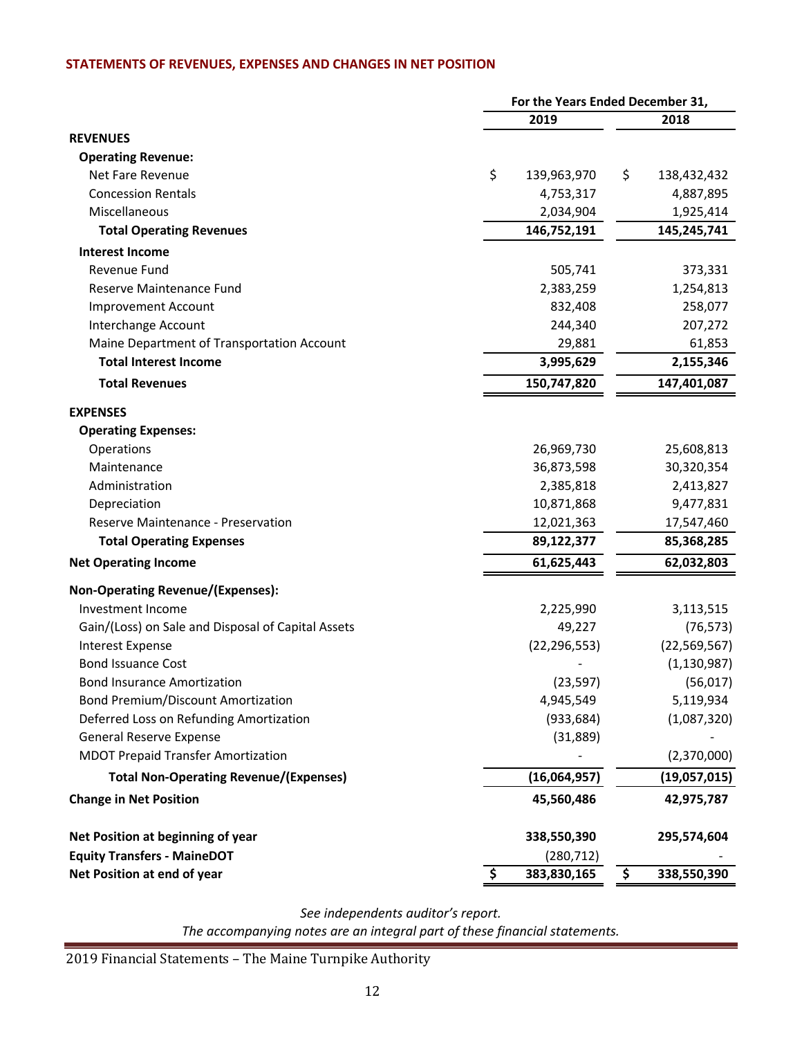## STATEMENTS OF REVENUES, EXPENSES AND CHANGES IN NET POSITION

| | For the Years Ended December 31, | |
|---|---|---|
| | **2019** | **2018** |
| **REVENUES** | | |
| **Operating Revenue:** | | |
| Net Fare Revenue | $ 139,963,970 | $ 138,432,432 |
| Concession Rentals | 4,753,317 | 4,887,895 |
| Miscellaneous | 2,034,904 | 1,925,414 |
| **Total Operating Revenues** | **146,752,191** | **145,245,741** |
| **Interest Income** | | |
| Revenue Fund | 505,741 | 373,331 |
| Reserve Maintenance Fund | 2,383,259 | 1,254,813 |
| Improvement Account | 832,408 | 258,077 |
| Interchange Account | 244,340 | 207,272 |
| Maine Department of Transportation Account | 29,881 | 61,853 |
| **Total Interest Income** | **3,995,629** | **2,155,346** |
| **Total Revenues** | **150,747,820** | **147,401,087** |
| **EXPENSES** | | |
| **Operating Expenses:** | | |
| Operations | 26,969,730 | 25,608,813 |
| Maintenance | 36,873,598 | 30,320,354 |
| Administration | 2,385,818 | 2,413,827 |
| Depreciation | 10,871,868 | 9,477,831 |
| Reserve Maintenance - Preservation | 12,021,363 | 17,547,460 |
| **Total Operating Expenses** | **89,122,377** | **85,368,285** |
| **Net Operating Income** | **61,625,443** | **62,032,803** |
| **Non-Operating Revenue/(Expenses):** | | |
| Investment Income | 2,225,990 | 3,113,515 |
| Gain/(Loss) on Sale and Disposal of Capital Assets | 49,227 | (76,573) |
| Interest Expense | (22,296,553) | (22,569,567) |
| Bond Issuance Cost | - | (1,130,987) |
| Bond Insurance Amortization | (23,597) | (56,017) |
| Bond Premium/Discount Amortization | 4,945,549 | 5,119,934 |
| Deferred Loss on Refunding Amortization | (933,684) | (1,087,320) |
| General Reserve Expense | (31,889) | - |
| MDOT Prepaid Transfer Amortization | - | (2,370,000) |
| **Total Non-Operating Revenue/(Expenses)** | **(16,064,957)** | **(19,057,015)** |
| **Change in Net Position** | **45,560,486** | **42,975,787** |
| **Net Position at beginning of year** | **338,550,390** | **295,574,604** |
| **Equity Transfers - MaineDOT** | (280,712) | - |
| **Net Position at end of year** | **$ 383,830,165** | **$ 338,550,390** |

*See independents auditor's report.*
*The accompanying notes are an integral part of these financial statements.*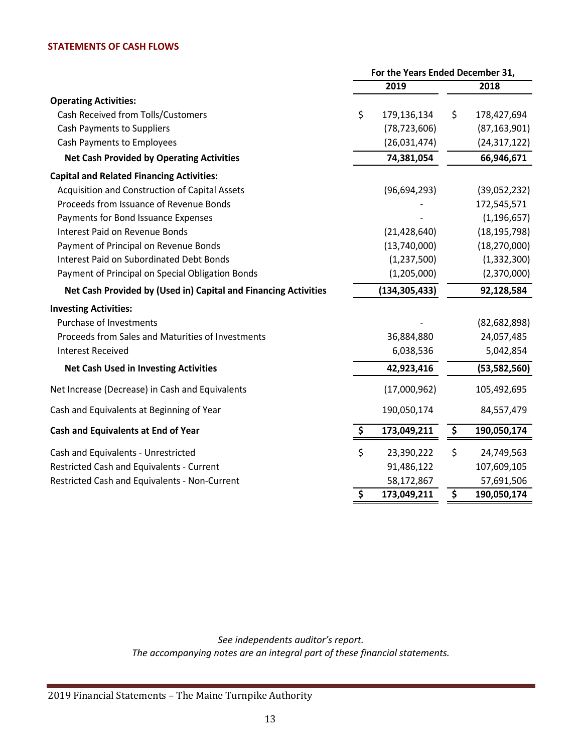## STATEMENTS OF CASH FLOWS

| | For the Years Ended December 31, | |
|---|---|---|
| | 2019 | 2018 |
| **Operating Activities:** | | |
| Cash Received from Tolls/Customers | $ 179,136,134 | $ 178,427,694 |
| Cash Payments to Suppliers | (78,723,606) | (87,163,901) |
| Cash Payments to Employees | (26,031,474) | (24,317,122) |
| **Net Cash Provided by Operating Activities** | **74,381,054** | **66,946,671** |
| **Capital and Related Financing Activities:** | | |
| Acquisition and Construction of Capital Assets | (96,694,293) | (39,052,232) |
| Proceeds from Issuance of Revenue Bonds | - | 172,545,571 |
| Payments for Bond Issuance Expenses | - | (1,196,657) |
| Interest Paid on Revenue Bonds | (21,428,640) | (18,195,798) |
| Payment of Principal on Revenue Bonds | (13,740,000) | (18,270,000) |
| Interest Paid on Subordinated Debt Bonds | (1,237,500) | (1,332,300) |
| Payment of Principal on Special Obligation Bonds | (1,205,000) | (2,370,000) |
| **Net Cash Provided by (Used in) Capital and Financing Activities** | **(134,305,433)** | **92,128,584** |
| **Investing Activities:** | | |
| Purchase of Investments | - | (82,682,898) |
| Proceeds from Sales and Maturities of Investments | 36,884,880 | 24,057,485 |
| Interest Received | 6,038,536 | 5,042,854 |
| **Net Cash Used in Investing Activities** | **42,923,416** | **(53,582,560)** |
| Net Increase (Decrease) in Cash and Equivalents | (17,000,962) | 105,492,695 |
| Cash and Equivalents at Beginning of Year | 190,050,174 | 84,557,479 |
| **Cash and Equivalents at End of Year** | **$ 173,049,211** | **$ 190,050,174** |
| Cash and Equivalents - Unrestricted | $ 23,390,222 | $ 24,749,563 |
| Restricted Cash and Equivalents - Current | 91,486,122 | 107,609,105 |
| Restricted Cash and Equivalents - Non-Current | 58,172,867 | 57,691,506 |
| | **$ 173,049,211** | **$ 190,050,174** |

*See independents auditor's report.*
*The accompanying notes are an integral part of these financial statements.*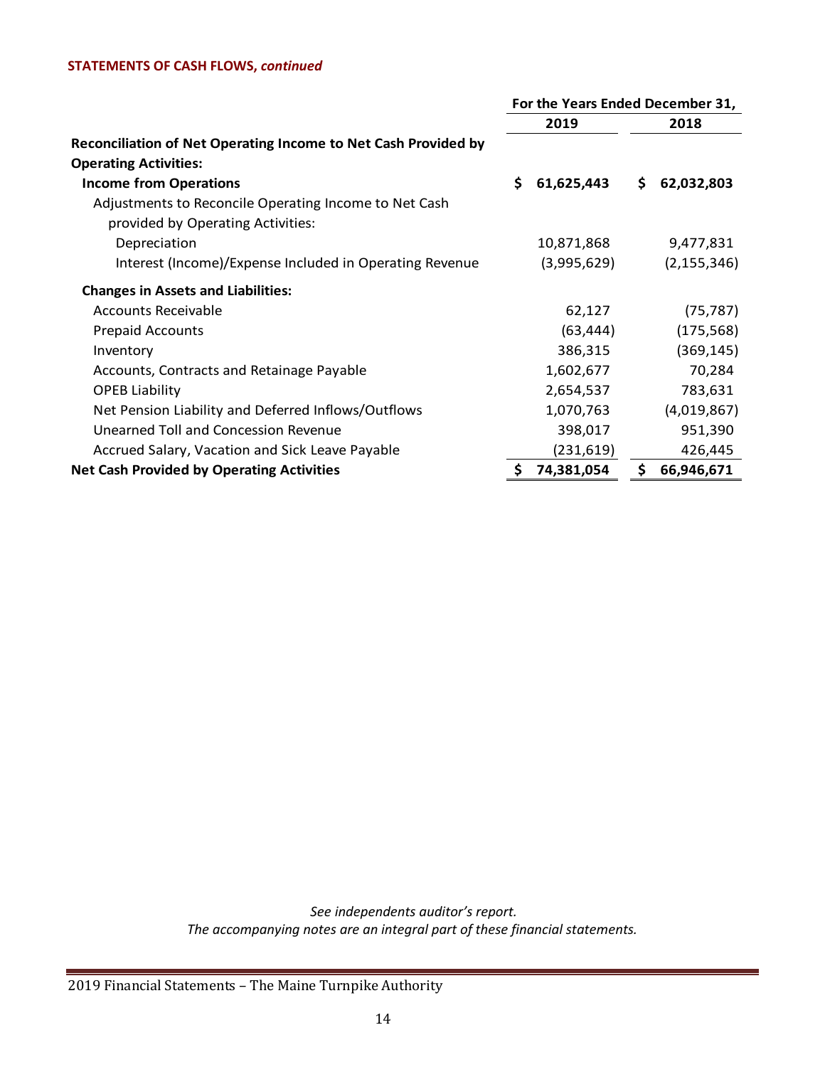**STATEMENTS OF CASH FLOWS, *continued***

| | For the Years Ended December 31, | |
|---|---|---|
| | **2019** | **2018** |
| **Reconciliation of Net Operating Income to Net Cash Provided by Operating Activities:** | | |
| **Income from Operations** | **$ 61,625,443** | **$ 62,032,803** |
| Adjustments to Reconcile Operating Income to Net Cash provided by Operating Activities: | | |
| Depreciation | 10,871,868 | 9,477,831 |
| Interest (Income)/Expense Included in Operating Revenue | (3,995,629) | (2,155,346) |
| **Changes in Assets and Liabilities:** | | |
| Accounts Receivable | 62,127 | (75,787) |
| Prepaid Accounts | (63,444) | (175,568) |
| Inventory | 386,315 | (369,145) |
| Accounts, Contracts and Retainage Payable | 1,602,677 | 70,284 |
| OPEB Liability | 2,654,537 | 783,631 |
| Net Pension Liability and Deferred Inflows/Outflows | 1,070,763 | (4,019,867) |
| Unearned Toll and Concession Revenue | 398,017 | 951,390 |
| Accrued Salary, Vacation and Sick Leave Payable | (231,619) | 426,445 |
| **Net Cash Provided by Operating Activities** | **$ 74,381,054** | **$ 66,946,671** |

*See independents auditor's report.*
*The accompanying notes are an integral part of these financial statements.*

2019 Financial Statements – The Maine Turnpike Authority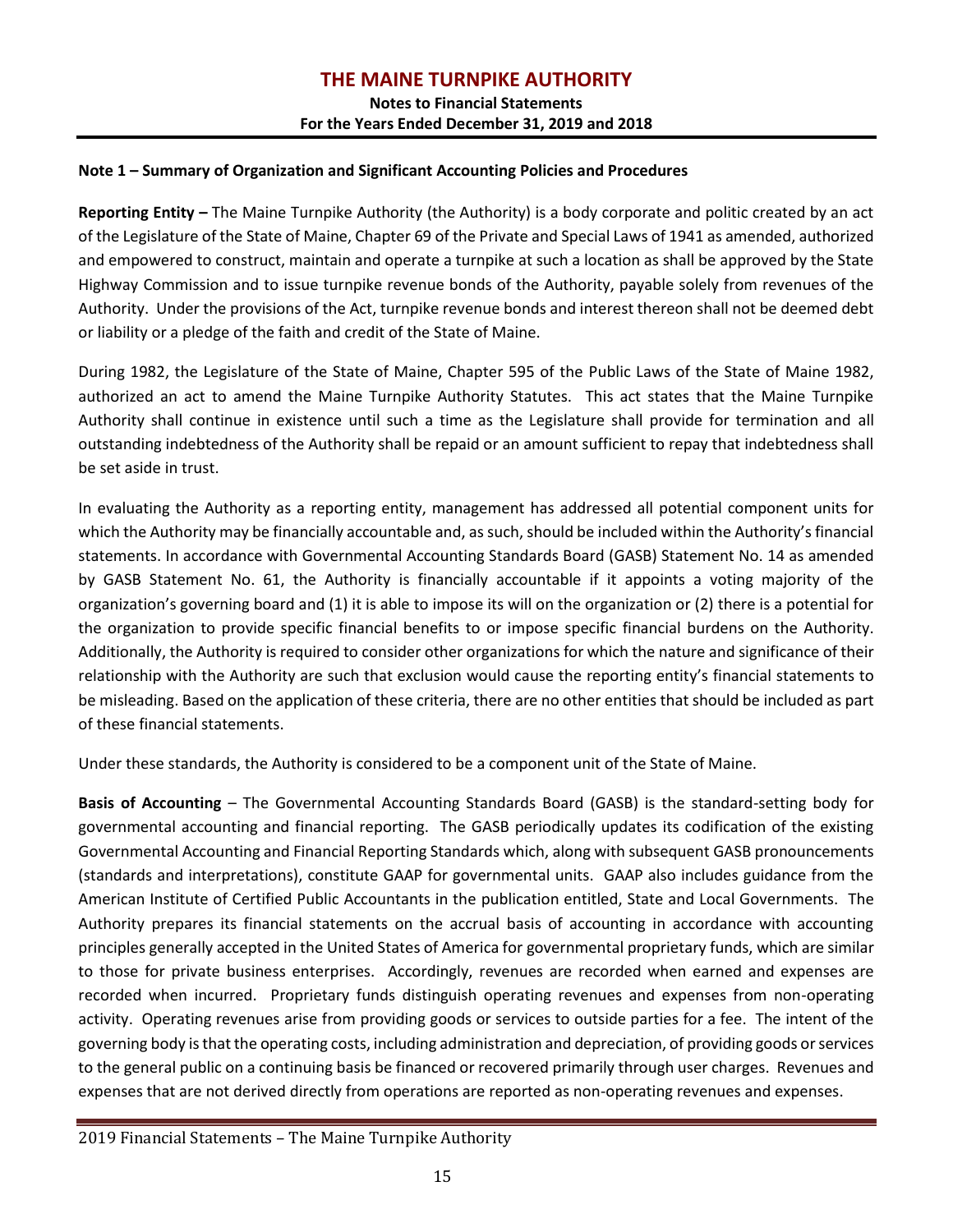# THE MAINE TURNPIKE AUTHORITY

**Notes to Financial Statements**
**For the Years Ended December 31, 2019 and 2018**

## Note 1 – Summary of Organization and Significant Accounting Policies and Procedures

**Reporting Entity –** The Maine Turnpike Authority (the Authority) is a body corporate and politic created by an act of the Legislature of the State of Maine, Chapter 69 of the Private and Special Laws of 1941 as amended, authorized and empowered to construct, maintain and operate a turnpike at such a location as shall be approved by the State Highway Commission and to issue turnpike revenue bonds of the Authority, payable solely from revenues of the Authority. Under the provisions of the Act, turnpike revenue bonds and interest thereon shall not be deemed debt or liability or a pledge of the faith and credit of the State of Maine.

During 1982, the Legislature of the State of Maine, Chapter 595 of the Public Laws of the State of Maine 1982, authorized an act to amend the Maine Turnpike Authority Statutes. This act states that the Maine Turnpike Authority shall continue in existence until such a time as the Legislature shall provide for termination and all outstanding indebtedness of the Authority shall be repaid or an amount sufficient to repay that indebtedness shall be set aside in trust.

In evaluating the Authority as a reporting entity, management has addressed all potential component units for which the Authority may be financially accountable and, as such, should be included within the Authority's financial statements. In accordance with Governmental Accounting Standards Board (GASB) Statement No. 14 as amended by GASB Statement No. 61, the Authority is financially accountable if it appoints a voting majority of the organization's governing board and (1) it is able to impose its will on the organization or (2) there is a potential for the organization to provide specific financial benefits to or impose specific financial burdens on the Authority. Additionally, the Authority is required to consider other organizations for which the nature and significance of their relationship with the Authority are such that exclusion would cause the reporting entity's financial statements to be misleading. Based on the application of these criteria, there are no other entities that should be included as part of these financial statements.

Under these standards, the Authority is considered to be a component unit of the State of Maine.

**Basis of Accounting** – The Governmental Accounting Standards Board (GASB) is the standard-setting body for governmental accounting and financial reporting. The GASB periodically updates its codification of the existing Governmental Accounting and Financial Reporting Standards which, along with subsequent GASB pronouncements (standards and interpretations), constitute GAAP for governmental units. GAAP also includes guidance from the American Institute of Certified Public Accountants in the publication entitled, State and Local Governments. The Authority prepares its financial statements on the accrual basis of accounting in accordance with accounting principles generally accepted in the United States of America for governmental proprietary funds, which are similar to those for private business enterprises. Accordingly, revenues are recorded when earned and expenses are recorded when incurred. Proprietary funds distinguish operating revenues and expenses from non-operating activity. Operating revenues arise from providing goods or services to outside parties for a fee. The intent of the governing body is that the operating costs, including administration and depreciation, of providing goods or services to the general public on a continuing basis be financed or recovered primarily through user charges. Revenues and expenses that are not derived directly from operations are reported as non-operating revenues and expenses.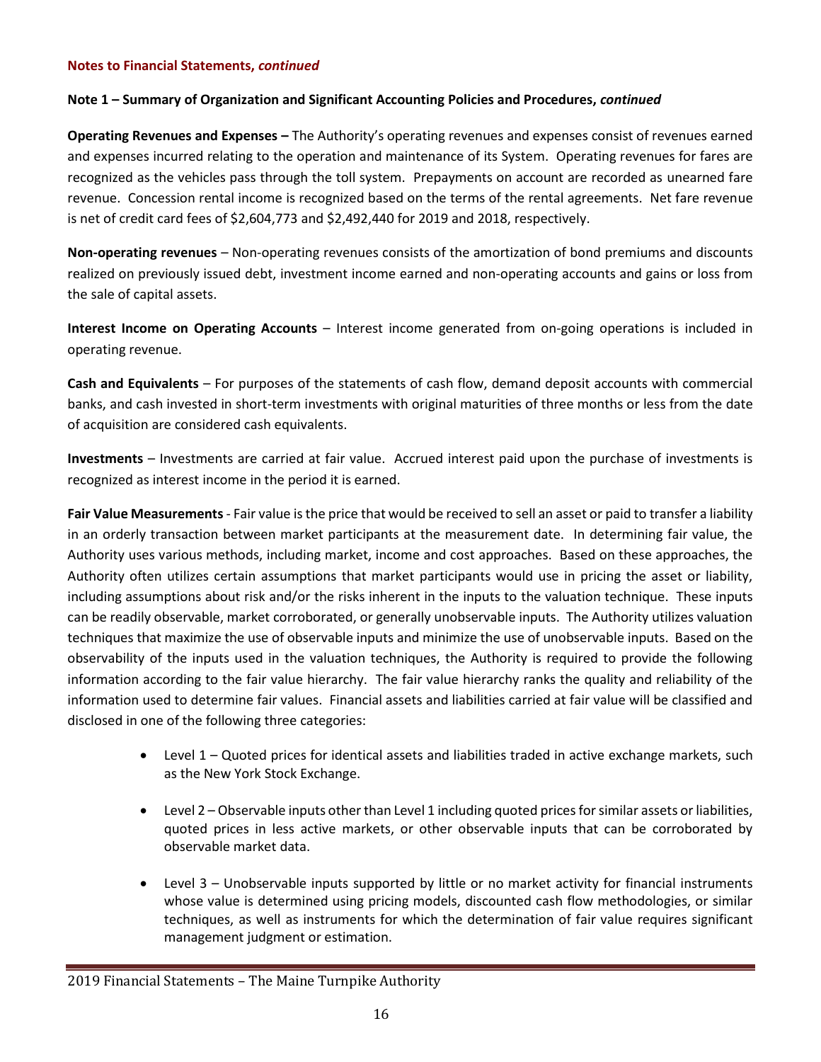**Notes to Financial Statements, *continued***

**Note 1 – Summary of Organization and Significant Accounting Policies and Procedures, *continued***

**Operating Revenues and Expenses –** The Authority's operating revenues and expenses consist of revenues earned and expenses incurred relating to the operation and maintenance of its System. Operating revenues for fares are recognized as the vehicles pass through the toll system. Prepayments on account are recorded as unearned fare revenue. Concession rental income is recognized based on the terms of the rental agreements. Net fare revenue is net of credit card fees of $2,604,773 and $2,492,440 for 2019 and 2018, respectively.

**Non-operating revenues** – Non-operating revenues consists of the amortization of bond premiums and discounts realized on previously issued debt, investment income earned and non-operating accounts and gains or loss from the sale of capital assets.

**Interest Income on Operating Accounts** – Interest income generated from on-going operations is included in operating revenue.

**Cash and Equivalents** – For purposes of the statements of cash flow, demand deposit accounts with commercial banks, and cash invested in short-term investments with original maturities of three months or less from the date of acquisition are considered cash equivalents.

**Investments** – Investments are carried at fair value. Accrued interest paid upon the purchase of investments is recognized as interest income in the period it is earned.

**Fair Value Measurements** - Fair value is the price that would be received to sell an asset or paid to transfer a liability in an orderly transaction between market participants at the measurement date. In determining fair value, the Authority uses various methods, including market, income and cost approaches. Based on these approaches, the Authority often utilizes certain assumptions that market participants would use in pricing the asset or liability, including assumptions about risk and/or the risks inherent in the inputs to the valuation technique. These inputs can be readily observable, market corroborated, or generally unobservable inputs. The Authority utilizes valuation techniques that maximize the use of observable inputs and minimize the use of unobservable inputs. Based on the observability of the inputs used in the valuation techniques, the Authority is required to provide the following information according to the fair value hierarchy. The fair value hierarchy ranks the quality and reliability of the information used to determine fair values. Financial assets and liabilities carried at fair value will be classified and disclosed in one of the following three categories:

- Level 1 – Quoted prices for identical assets and liabilities traded in active exchange markets, such as the New York Stock Exchange.
- Level 2 – Observable inputs other than Level 1 including quoted prices for similar assets or liabilities, quoted prices in less active markets, or other observable inputs that can be corroborated by observable market data.
- Level 3 – Unobservable inputs supported by little or no market activity for financial instruments whose value is determined using pricing models, discounted cash flow methodologies, or similar techniques, as well as instruments for which the determination of fair value requires significant management judgment or estimation.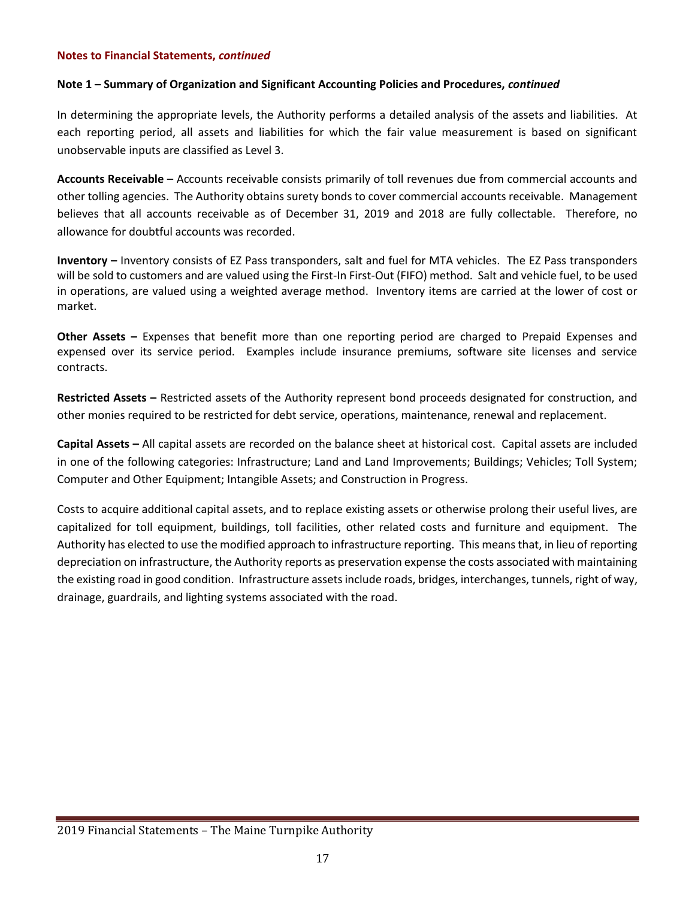**Notes to Financial Statements, *continued***

**Note 1 – Summary of Organization and Significant Accounting Policies and Procedures, *continued***

In determining the appropriate levels, the Authority performs a detailed analysis of the assets and liabilities. At each reporting period, all assets and liabilities for which the fair value measurement is based on significant unobservable inputs are classified as Level 3.

**Accounts Receivable** – Accounts receivable consists primarily of toll revenues due from commercial accounts and other tolling agencies. The Authority obtains surety bonds to cover commercial accounts receivable. Management believes that all accounts receivable as of December 31, 2019 and 2018 are fully collectable. Therefore, no allowance for doubtful accounts was recorded.

**Inventory –** Inventory consists of EZ Pass transponders, salt and fuel for MTA vehicles. The EZ Pass transponders will be sold to customers and are valued using the First-In First-Out (FIFO) method. Salt and vehicle fuel, to be used in operations, are valued using a weighted average method. Inventory items are carried at the lower of cost or market.

**Other Assets –** Expenses that benefit more than one reporting period are charged to Prepaid Expenses and expensed over its service period. Examples include insurance premiums, software site licenses and service contracts.

**Restricted Assets –** Restricted assets of the Authority represent bond proceeds designated for construction, and other monies required to be restricted for debt service, operations, maintenance, renewal and replacement.

**Capital Assets –** All capital assets are recorded on the balance sheet at historical cost. Capital assets are included in one of the following categories: Infrastructure; Land and Land Improvements; Buildings; Vehicles; Toll System; Computer and Other Equipment; Intangible Assets; and Construction in Progress.

Costs to acquire additional capital assets, and to replace existing assets or otherwise prolong their useful lives, are capitalized for toll equipment, buildings, toll facilities, other related costs and furniture and equipment. The Authority has elected to use the modified approach to infrastructure reporting. This means that, in lieu of reporting depreciation on infrastructure, the Authority reports as preservation expense the costs associated with maintaining the existing road in good condition. Infrastructure assets include roads, bridges, interchanges, tunnels, right of way, drainage, guardrails, and lighting systems associated with the road.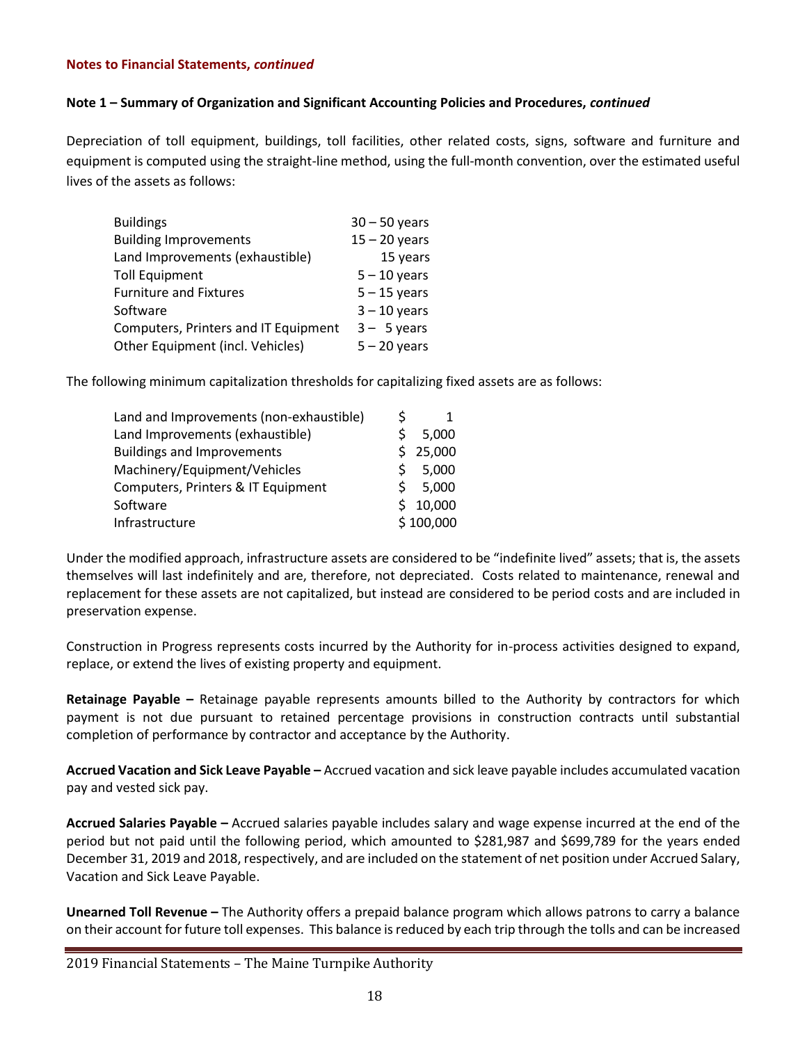**Notes to Financial Statements, *continued***

**Note 1 – Summary of Organization and Significant Accounting Policies and Procedures, *continued***

Depreciation of toll equipment, buildings, toll facilities, other related costs, signs, software and furniture and equipment is computed using the straight-line method, using the full-month convention, over the estimated useful lives of the assets as follows:

| | |
|---|---|
| Buildings | 30 – 50 years |
| Building Improvements | 15 – 20 years |
| Land Improvements (exhaustible) | 15 years |
| Toll Equipment | 5 – 10 years |
| Furniture and Fixtures | 5 – 15 years |
| Software | 3 – 10 years |
| Computers, Printers and IT Equipment | 3 – 5 years |
| Other Equipment (incl. Vehicles) | 5 – 20 years |

The following minimum capitalization thresholds for capitalizing fixed assets are as follows:

| | |
|---|---|
| Land and Improvements (non-exhaustible) | $ 1 |
| Land Improvements (exhaustible) | $ 5,000 |
| Buildings and Improvements | $ 25,000 |
| Machinery/Equipment/Vehicles | $ 5,000 |
| Computers, Printers & IT Equipment | $ 5,000 |
| Software | $ 10,000 |
| Infrastructure | $ 100,000 |

Under the modified approach, infrastructure assets are considered to be "indefinite lived" assets; that is, the assets themselves will last indefinitely and are, therefore, not depreciated. Costs related to maintenance, renewal and replacement for these assets are not capitalized, but instead are considered to be period costs and are included in preservation expense.

Construction in Progress represents costs incurred by the Authority for in-process activities designed to expand, replace, or extend the lives of existing property and equipment.

**Retainage Payable –** Retainage payable represents amounts billed to the Authority by contractors for which payment is not due pursuant to retained percentage provisions in construction contracts until substantial completion of performance by contractor and acceptance by the Authority.

**Accrued Vacation and Sick Leave Payable –** Accrued vacation and sick leave payable includes accumulated vacation pay and vested sick pay.

**Accrued Salaries Payable –** Accrued salaries payable includes salary and wage expense incurred at the end of the period but not paid until the following period, which amounted to $281,987 and $699,789 for the years ended December 31, 2019 and 2018, respectively, and are included on the statement of net position under Accrued Salary, Vacation and Sick Leave Payable.

**Unearned Toll Revenue –** The Authority offers a prepaid balance program which allows patrons to carry a balance on their account for future toll expenses. This balance is reduced by each trip through the tolls and can be increased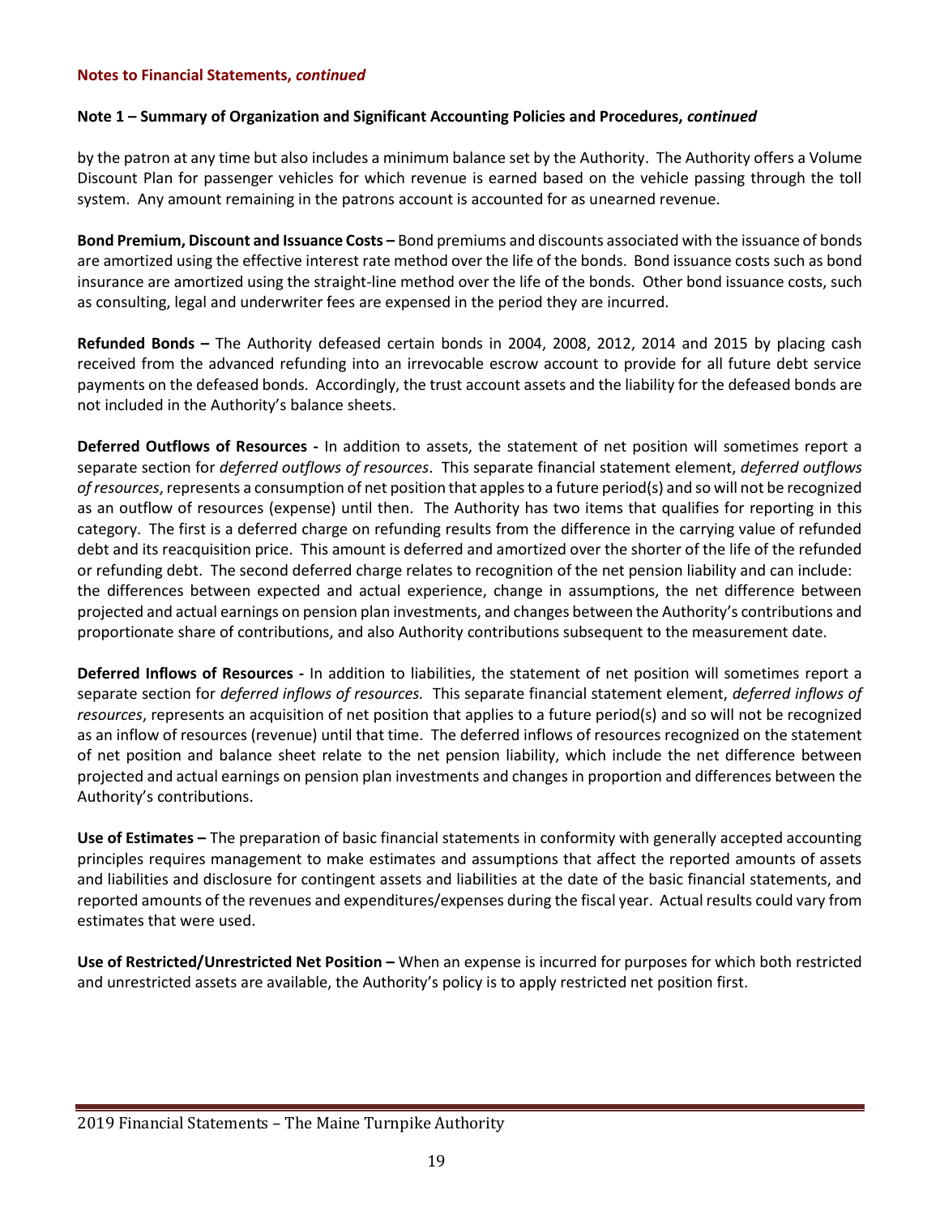**Notes to Financial Statements, *continued***

**Note 1 – Summary of Organization and Significant Accounting Policies and Procedures, *continued***

by the patron at any time but also includes a minimum balance set by the Authority. The Authority offers a Volume Discount Plan for passenger vehicles for which revenue is earned based on the vehicle passing through the toll system. Any amount remaining in the patrons account is accounted for as unearned revenue.

**Bond Premium, Discount and Issuance Costs –** Bond premiums and discounts associated with the issuance of bonds are amortized using the effective interest rate method over the life of the bonds. Bond issuance costs such as bond insurance are amortized using the straight-line method over the life of the bonds. Other bond issuance costs, such as consulting, legal and underwriter fees are expensed in the period they are incurred.

**Refunded Bonds –** The Authority defeased certain bonds in 2004, 2008, 2012, 2014 and 2015 by placing cash received from the advanced refunding into an irrevocable escrow account to provide for all future debt service payments on the defeased bonds. Accordingly, the trust account assets and the liability for the defeased bonds are not included in the Authority's balance sheets.

**Deferred Outflows of Resources -** In addition to assets, the statement of net position will sometimes report a separate section for *deferred outflows of resources*. This separate financial statement element, *deferred outflows of resources*, represents a consumption of net position that apples to a future period(s) and so will not be recognized as an outflow of resources (expense) until then. The Authority has two items that qualifies for reporting in this category. The first is a deferred charge on refunding results from the difference in the carrying value of refunded debt and its reacquisition price. This amount is deferred and amortized over the shorter of the life of the refunded or refunding debt. The second deferred charge relates to recognition of the net pension liability and can include: the differences between expected and actual experience, change in assumptions, the net difference between projected and actual earnings on pension plan investments, and changes between the Authority's contributions and proportionate share of contributions, and also Authority contributions subsequent to the measurement date.

**Deferred Inflows of Resources -** In addition to liabilities, the statement of net position will sometimes report a separate section for *deferred inflows of resources.* This separate financial statement element, *deferred inflows of resources*, represents an acquisition of net position that applies to a future period(s) and so will not be recognized as an inflow of resources (revenue) until that time. The deferred inflows of resources recognized on the statement of net position and balance sheet relate to the net pension liability, which include the net difference between projected and actual earnings on pension plan investments and changes in proportion and differences between the Authority's contributions.

**Use of Estimates –** The preparation of basic financial statements in conformity with generally accepted accounting principles requires management to make estimates and assumptions that affect the reported amounts of assets and liabilities and disclosure for contingent assets and liabilities at the date of the basic financial statements, and reported amounts of the revenues and expenditures/expenses during the fiscal year. Actual results could vary from estimates that were used.

**Use of Restricted/Unrestricted Net Position –** When an expense is incurred for purposes for which both restricted and unrestricted assets are available, the Authority's policy is to apply restricted net position first.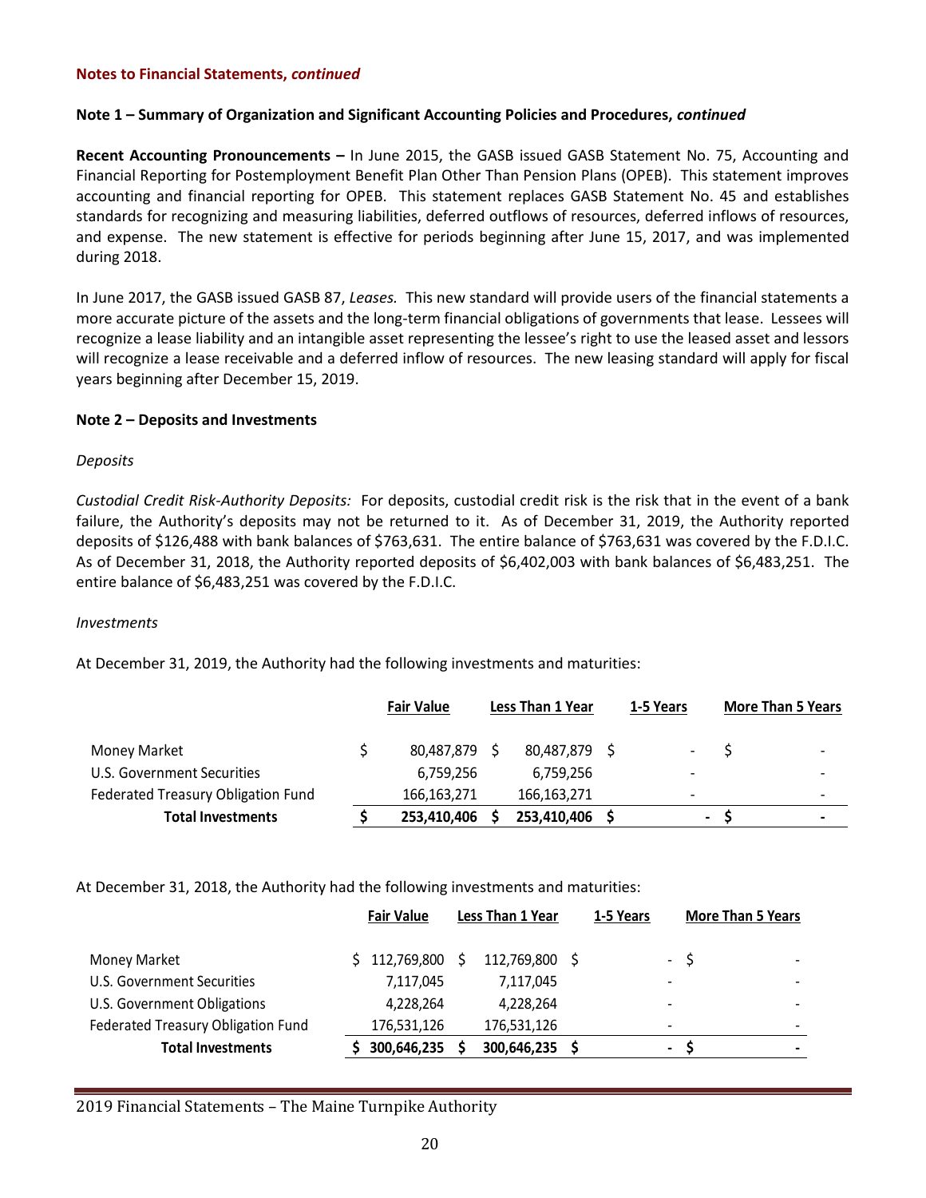**Notes to Financial Statements, *continued***

**Note 1 – Summary of Organization and Significant Accounting Policies and Procedures, *continued***

**Recent Accounting Pronouncements –** In June 2015, the GASB issued GASB Statement No. 75, Accounting and Financial Reporting for Postemployment Benefit Plan Other Than Pension Plans (OPEB). This statement improves accounting and financial reporting for OPEB. This statement replaces GASB Statement No. 45 and establishes standards for recognizing and measuring liabilities, deferred outflows of resources, deferred inflows of resources, and expense. The new statement is effective for periods beginning after June 15, 2017, and was implemented during 2018.

In June 2017, the GASB issued GASB 87, *Leases.* This new standard will provide users of the financial statements a more accurate picture of the assets and the long-term financial obligations of governments that lease. Lessees will recognize a lease liability and an intangible asset representing the lessee's right to use the leased asset and lessors will recognize a lease receivable and a deferred inflow of resources. The new leasing standard will apply for fiscal years beginning after December 15, 2019.

**Note 2 – Deposits and Investments**

*Deposits*

*Custodial Credit Risk-Authority Deposits:* For deposits, custodial credit risk is the risk that in the event of a bank failure, the Authority's deposits may not be returned to it. As of December 31, 2019, the Authority reported deposits of $126,488 with bank balances of $763,631. The entire balance of $763,631 was covered by the F.D.I.C. As of December 31, 2018, the Authority reported deposits of $6,402,003 with bank balances of $6,483,251. The entire balance of $6,483,251 was covered by the F.D.I.C.

*Investments*

At December 31, 2019, the Authority had the following investments and maturities:

| | Fair Value | Less Than 1 Year | 1-5 Years | More Than 5 Years |
|---|---|---|---|---|
| Money Market | $ 80,487,879 | $ 80,487,879 | $ - | $ - |
| U.S. Government Securities | 6,759,256 | 6,759,256 | - | - |
| Federated Treasury Obligation Fund | 166,163,271 | 166,163,271 | - | - |
| **Total Investments** | **$ 253,410,406** | **$ 253,410,406** | **$ -** | **$ -** |

At December 31, 2018, the Authority had the following investments and maturities:

| | Fair Value | Less Than 1 Year | 1-5 Years | More Than 5 Years |
|---|---|---|---|---|
| Money Market | $ 112,769,800 | $ 112,769,800 | $ - | $ - |
| U.S. Government Securities | 7,117,045 | 7,117,045 | - | - |
| U.S. Government Obligations | 4,228,264 | 4,228,264 | - | - |
| Federated Treasury Obligation Fund | 176,531,126 | 176,531,126 | - | - |
| **Total Investments** | **$ 300,646,235** | **$ 300,646,235** | **$ -** | **$ -** |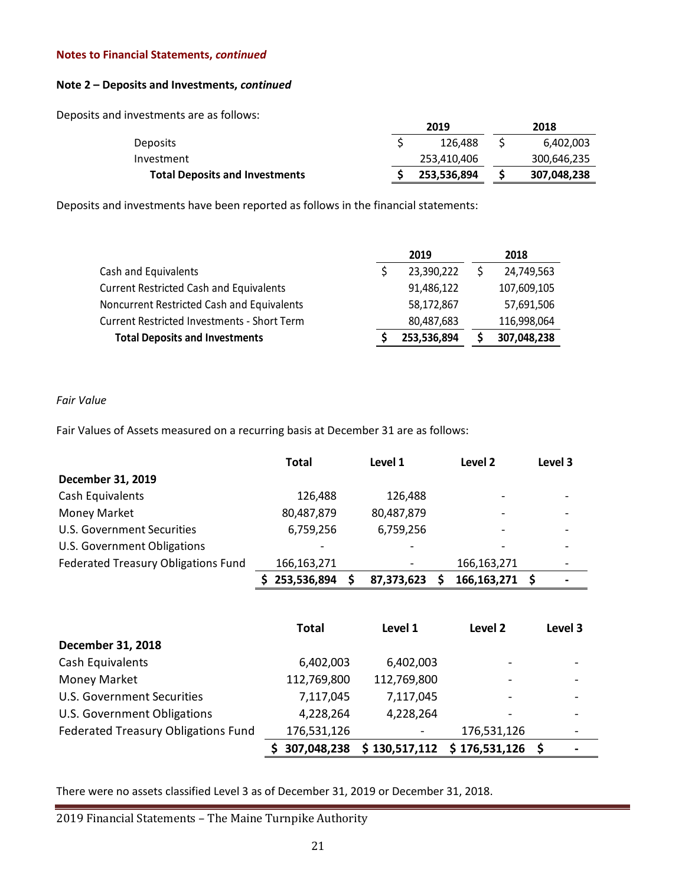**Notes to Financial Statements, *continued***

**Note 2 – Deposits and Investments, *continued***

Deposits and investments are as follows:

| | 2019 | 2018 |
|---|---|---|
| Deposits | $ 126,488 | $ 6,402,003 |
| Investment | 253,410,406 | 300,646,235 |
| **Total Deposits and Investments** | **$ 253,536,894** | **$ 307,048,238** |

Deposits and investments have been reported as follows in the financial statements:

| | 2019 | 2018 |
|---|---|---|
| Cash and Equivalents | $ 23,390,222 | $ 24,749,563 |
| Current Restricted Cash and Equivalents | 91,486,122 | 107,609,105 |
| Noncurrent Restricted Cash and Equivalents | 58,172,867 | 57,691,506 |
| Current Restricted Investments - Short Term | 80,487,683 | 116,998,064 |
| **Total Deposits and Investments** | **$ 253,536,894** | **$ 307,048,238** |

*Fair Value*

Fair Values of Assets measured on a recurring basis at December 31 are as follows:

| | Total | Level 1 | Level 2 | Level 3 |
|---|---|---|---|---|
| **December 31, 2019** | | | | |
| Cash Equivalents | 126,488 | 126,488 | - | - |
| Money Market | 80,487,879 | 80,487,879 | - | - |
| U.S. Government Securities | 6,759,256 | 6,759,256 | - | - |
| U.S. Government Obligations | - | - | - | - |
| Federated Treasury Obligations Fund | 166,163,271 | - | 166,163,271 | - |
| | **$ 253,536,894** | **$ 87,373,623** | **$ 166,163,271** | **$ -** |

| | Total | Level 1 | Level 2 | Level 3 |
|---|---|---|---|---|
| **December 31, 2018** | | | | |
| Cash Equivalents | 6,402,003 | 6,402,003 | - | - |
| Money Market | 112,769,800 | 112,769,800 | - | - |
| U.S. Government Securities | 7,117,045 | 7,117,045 | - | - |
| U.S. Government Obligations | 4,228,264 | 4,228,264 | - | - |
| Federated Treasury Obligations Fund | 176,531,126 | - | 176,531,126 | - |
| | **$ 307,048,238** | **$ 130,517,112** | **$ 176,531,126** | **$ -** |

There were no assets classified Level 3 as of December 31, 2019 or December 31, 2018.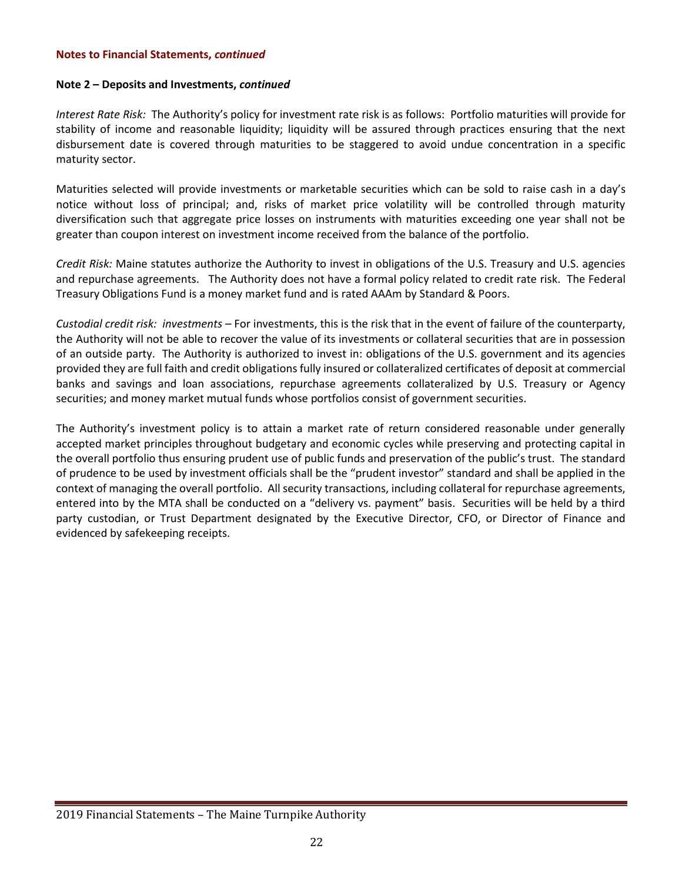**Notes to Financial Statements, *continued***

**Note 2 – Deposits and Investments, *continued***

*Interest Rate Risk:* The Authority's policy for investment rate risk is as follows: Portfolio maturities will provide for stability of income and reasonable liquidity; liquidity will be assured through practices ensuring that the next disbursement date is covered through maturities to be staggered to avoid undue concentration in a specific maturity sector.

Maturities selected will provide investments or marketable securities which can be sold to raise cash in a day's notice without loss of principal; and, risks of market price volatility will be controlled through maturity diversification such that aggregate price losses on instruments with maturities exceeding one year shall not be greater than coupon interest on investment income received from the balance of the portfolio.

*Credit Risk:* Maine statutes authorize the Authority to invest in obligations of the U.S. Treasury and U.S. agencies and repurchase agreements. The Authority does not have a formal policy related to credit rate risk. The Federal Treasury Obligations Fund is a money market fund and is rated AAAm by Standard & Poors.

*Custodial credit risk: investments* – For investments, this is the risk that in the event of failure of the counterparty, the Authority will not be able to recover the value of its investments or collateral securities that are in possession of an outside party. The Authority is authorized to invest in: obligations of the U.S. government and its agencies provided they are full faith and credit obligations fully insured or collateralized certificates of deposit at commercial banks and savings and loan associations, repurchase agreements collateralized by U.S. Treasury or Agency securities; and money market mutual funds whose portfolios consist of government securities.

The Authority's investment policy is to attain a market rate of return considered reasonable under generally accepted market principles throughout budgetary and economic cycles while preserving and protecting capital in the overall portfolio thus ensuring prudent use of public funds and preservation of the public's trust. The standard of prudence to be used by investment officials shall be the "prudent investor" standard and shall be applied in the context of managing the overall portfolio. All security transactions, including collateral for repurchase agreements, entered into by the MTA shall be conducted on a "delivery vs. payment" basis. Securities will be held by a third party custodian, or Trust Department designated by the Executive Director, CFO, or Director of Finance and evidenced by safekeeping receipts.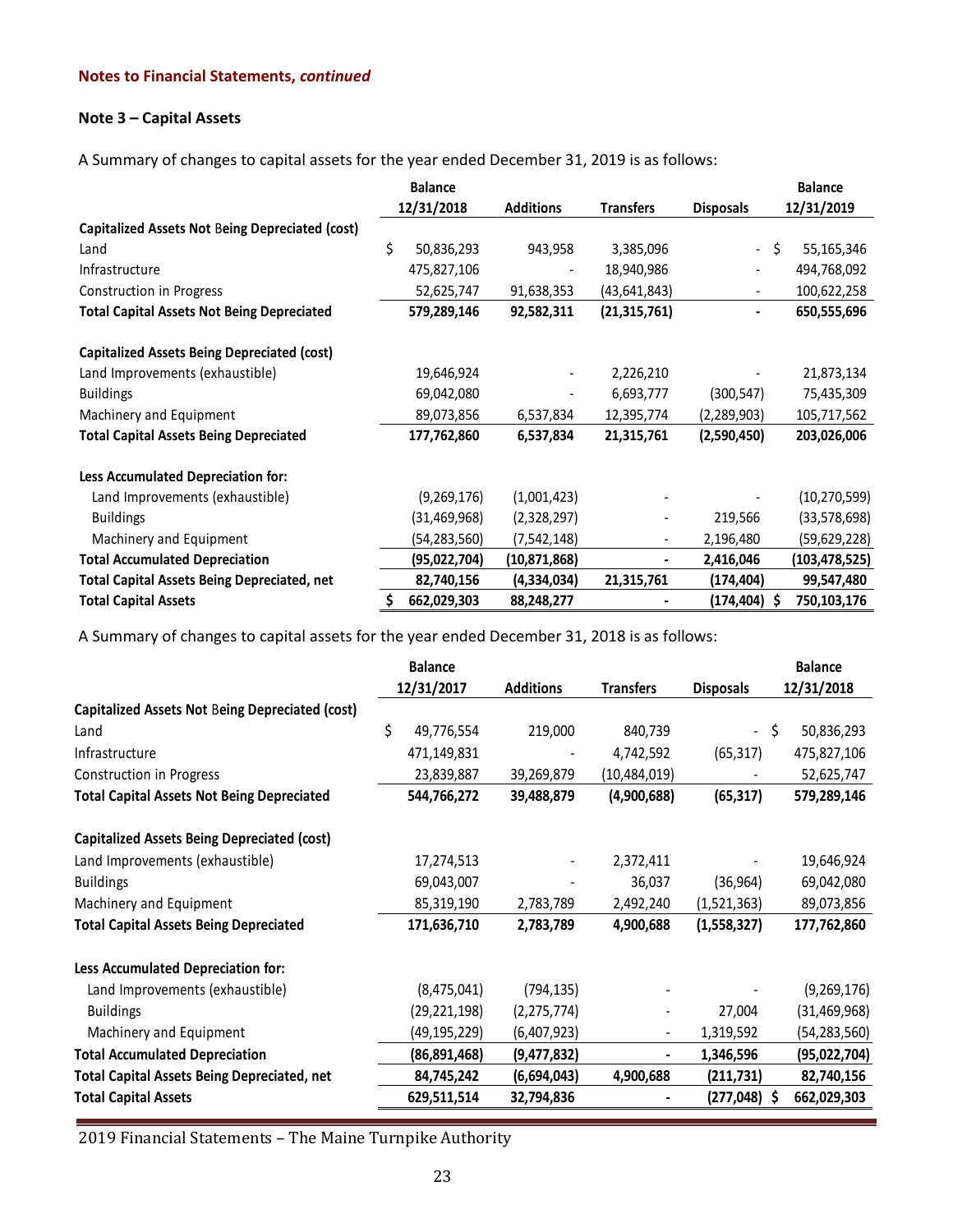**Notes to Financial Statements, *continued***

**Note 3 – Capital Assets**

A Summary of changes to capital assets for the year ended December 31, 2019 is as follows:

| | Balance 12/31/2018 | Additions | Transfers | Disposals | Balance 12/31/2019 |
|---|---|---|---|---|---|
| **Capitalized Assets Not Being Depreciated (cost)** | | | | | |
| Land | $ 50,836,293 | 943,958 | 3,385,096 | - | $ 55,165,346 |
| Infrastructure | 475,827,106 | - | 18,940,986 | - | 494,768,092 |
| Construction in Progress | 52,625,747 | 91,638,353 | (43,641,843) | - | 100,622,258 |
| **Total Capital Assets Not Being Depreciated** | **579,289,146** | **92,582,311** | **(21,315,761)** | **-** | **650,555,696** |
| **Capitalized Assets Being Depreciated (cost)** | | | | | |
| Land Improvements (exhaustible) | 19,646,924 | - | 2,226,210 | - | 21,873,134 |
| Buildings | 69,042,080 | - | 6,693,777 | (300,547) | 75,435,309 |
| Machinery and Equipment | 89,073,856 | 6,537,834 | 12,395,774 | (2,289,903) | 105,717,562 |
| **Total Capital Assets Being Depreciated** | **177,762,860** | **6,537,834** | **21,315,761** | **(2,590,450)** | **203,026,006** |
| **Less Accumulated Depreciation for:** | | | | | |
| Land Improvements (exhaustible) | (9,269,176) | (1,001,423) | - | - | (10,270,599) |
| Buildings | (31,469,968) | (2,328,297) | - | 219,566 | (33,578,698) |
| Machinery and Equipment | (54,283,560) | (7,542,148) | - | 2,196,480 | (59,629,228) |
| **Total Accumulated Depreciation** | **(95,022,704)** | **(10,871,868)** | **-** | **2,416,046** | **(103,478,525)** |
| **Total Capital Assets Being Depreciated, net** | **82,740,156** | **(4,334,034)** | **21,315,761** | **(174,404)** | **99,547,480** |
| **Total Capital Assets** | **$ 662,029,303** | **88,248,277** | **-** | **(174,404)** | **$ 750,103,176** |

A Summary of changes to capital assets for the year ended December 31, 2018 is as follows:

| | Balance 12/31/2017 | Additions | Transfers | Disposals | Balance 12/31/2018 |
|---|---|---|---|---|---|
| **Capitalized Assets Not Being Depreciated (cost)** | | | | | |
| Land | $ 49,776,554 | 219,000 | 840,739 | - | $ 50,836,293 |
| Infrastructure | 471,149,831 | - | 4,742,592 | (65,317) | 475,827,106 |
| Construction in Progress | 23,839,887 | 39,269,879 | (10,484,019) | - | 52,625,747 |
| **Total Capital Assets Not Being Depreciated** | **544,766,272** | **39,488,879** | **(4,900,688)** | **(65,317)** | **579,289,146** |
| **Capitalized Assets Being Depreciated (cost)** | | | | | |
| Land Improvements (exhaustible) | 17,274,513 | - | 2,372,411 | - | 19,646,924 |
| Buildings | 69,043,007 | - | 36,037 | (36,964) | 69,042,080 |
| Machinery and Equipment | 85,319,190 | 2,783,789 | 2,492,240 | (1,521,363) | 89,073,856 |
| **Total Capital Assets Being Depreciated** | **171,636,710** | **2,783,789** | **4,900,688** | **(1,558,327)** | **177,762,860** |
| **Less Accumulated Depreciation for:** | | | | | |
| Land Improvements (exhaustible) | (8,475,041) | (794,135) | - | - | (9,269,176) |
| Buildings | (29,221,198) | (2,275,774) | - | 27,004 | (31,469,968) |
| Machinery and Equipment | (49,195,229) | (6,407,923) | - | 1,319,592 | (54,283,560) |
| **Total Accumulated Depreciation** | **(86,891,468)** | **(9,477,832)** | **-** | **1,346,596** | **(95,022,704)** |
| **Total Capital Assets Being Depreciated, net** | **84,745,242** | **(6,694,043)** | **4,900,688** | **(211,731)** | **82,740,156** |
| **Total Capital Assets** | **629,511,514** | **32,794,836** | **-** | **(277,048)** | **$ 662,029,303** |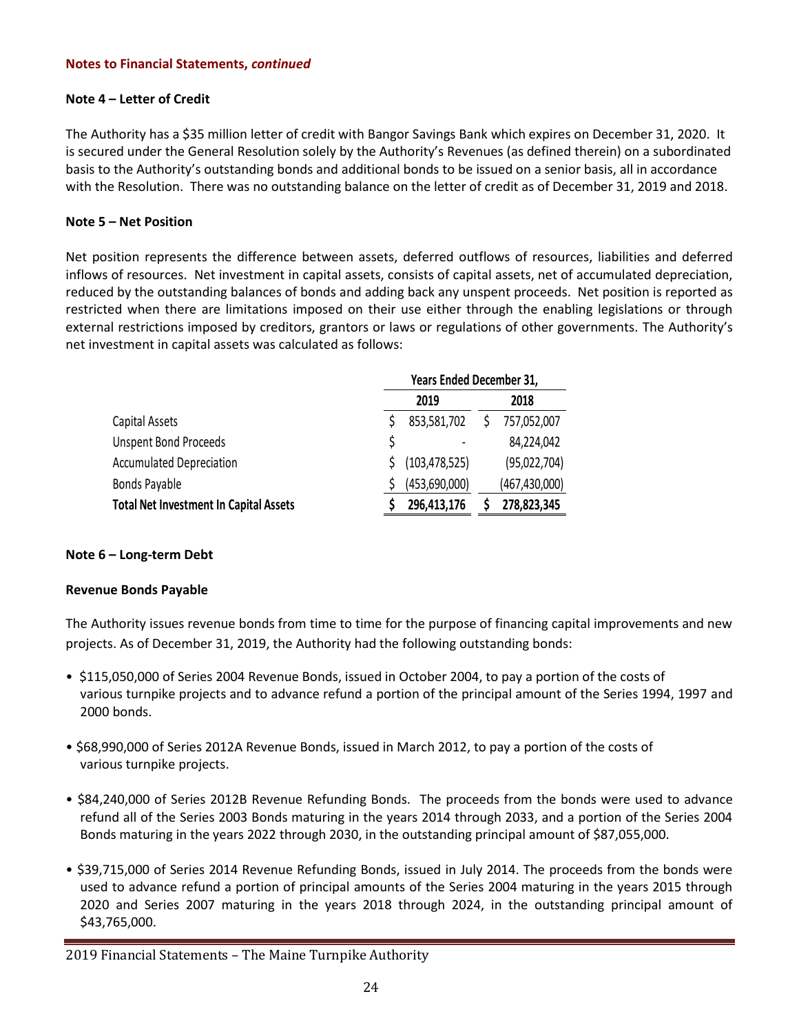**Notes to Financial Statements, *continued***

**Note 4 – Letter of Credit**

The Authority has a $35 million letter of credit with Bangor Savings Bank which expires on December 31, 2020. It is secured under the General Resolution solely by the Authority's Revenues (as defined therein) on a subordinated basis to the Authority's outstanding bonds and additional bonds to be issued on a senior basis, all in accordance with the Resolution. There was no outstanding balance on the letter of credit as of December 31, 2019 and 2018.

**Note 5 – Net Position**

Net position represents the difference between assets, deferred outflows of resources, liabilities and deferred inflows of resources. Net investment in capital assets, consists of capital assets, net of accumulated depreciation, reduced by the outstanding balances of bonds and adding back any unspent proceeds. Net position is reported as restricted when there are limitations imposed on their use either through the enabling legislations or through external restrictions imposed by creditors, grantors or laws or regulations of other governments. The Authority's net investment in capital assets was calculated as follows:

| | Years Ended December 31, | |
|---|---|---|
| | **2019** | **2018** |
| Capital Assets | $ 853,581,702 | $ 757,052,007 |
| Unspent Bond Proceeds | $ - | 84,224,042 |
| Accumulated Depreciation | $ (103,478,525) | (95,022,704) |
| Bonds Payable | $ (453,690,000) | (467,430,000) |
| **Total Net Investment In Capital Assets** | **$ 296,413,176** | **$ 278,823,345** |

**Note 6 – Long-term Debt**

**Revenue Bonds Payable**

The Authority issues revenue bonds from time to time for the purpose of financing capital improvements and new projects. As of December 31, 2019, the Authority had the following outstanding bonds:

- $115,050,000 of Series 2004 Revenue Bonds, issued in October 2004, to pay a portion of the costs of various turnpike projects and to advance refund a portion of the principal amount of the Series 1994, 1997 and 2000 bonds.

- $68,990,000 of Series 2012A Revenue Bonds, issued in March 2012, to pay a portion of the costs of various turnpike projects.

- $84,240,000 of Series 2012B Revenue Refunding Bonds. The proceeds from the bonds were used to advance refund all of the Series 2003 Bonds maturing in the years 2014 through 2033, and a portion of the Series 2004 Bonds maturing in the years 2022 through 2030, in the outstanding principal amount of $87,055,000.

- $39,715,000 of Series 2014 Revenue Refunding Bonds, issued in July 2014. The proceeds from the bonds were used to advance refund a portion of principal amounts of the Series 2004 maturing in the years 2015 through 2020 and Series 2007 maturing in the years 2018 through 2024, in the outstanding principal amount of $43,765,000.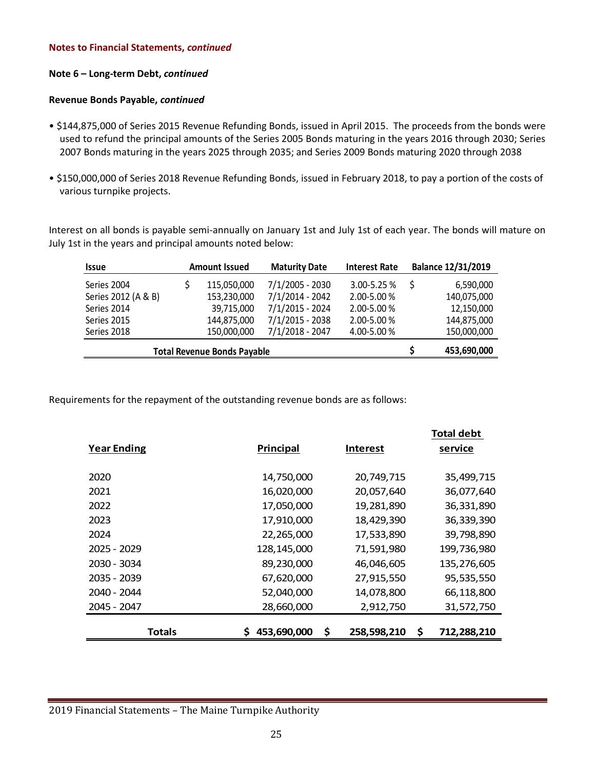**Notes to Financial Statements, *continued***

**Note 6 – Long-term Debt, *continued***

**Revenue Bonds Payable, *continued***

- $144,875,000 of Series 2015 Revenue Refunding Bonds, issued in April 2015. The proceeds from the bonds were used to refund the principal amounts of the Series 2005 Bonds maturing in the years 2016 through 2030; Series 2007 Bonds maturing in the years 2025 through 2035; and Series 2009 Bonds maturing 2020 through 2038

- $150,000,000 of Series 2018 Revenue Refunding Bonds, issued in February 2018, to pay a portion of the costs of various turnpike projects.

Interest on all bonds is payable semi-annually on January 1st and July 1st of each year. The bonds will mature on July 1st in the years and principal amounts noted below:

| Issue | Amount Issued | Maturity Date | Interest Rate | Balance 12/31/2019 |
|---|---|---|---|---|
| Series 2004 | $ 115,050,000 | 7/1/2005 - 2030 | 3.00-5.25 % | $ 6,590,000 |
| Series 2012 (A & B) | 153,230,000 | 7/1/2014 - 2042 | 2.00-5.00 % | 140,075,000 |
| Series 2014 | 39,715,000 | 7/1/2015 - 2024 | 2.00-5.00 % | 12,150,000 |
| Series 2015 | 144,875,000 | 7/1/2015 - 2038 | 2.00-5.00 % | 144,875,000 |
| Series 2018 | 150,000,000 | 7/1/2018 - 2047 | 4.00-5.00 % | 150,000,000 |
| **Total Revenue Bonds Payable** | | | | **$ 453,690,000** |

Requirements for the repayment of the outstanding revenue bonds are as follows:

| Year Ending | Principal | Interest | Total debt service |
|---|---|---|---|
| 2020 | 14,750,000 | 20,749,715 | 35,499,715 |
| 2021 | 16,020,000 | 20,057,640 | 36,077,640 |
| 2022 | 17,050,000 | 19,281,890 | 36,331,890 |
| 2023 | 17,910,000 | 18,429,390 | 36,339,390 |
| 2024 | 22,265,000 | 17,533,890 | 39,798,890 |
| 2025 - 2029 | 128,145,000 | 71,591,980 | 199,736,980 |
| 2030 - 3034 | 89,230,000 | 46,046,605 | 135,276,605 |
| 2035 - 2039 | 67,620,000 | 27,915,550 | 95,535,550 |
| 2040 - 2044 | 52,040,000 | 14,078,800 | 66,118,800 |
| 2045 - 2047 | 28,660,000 | 2,912,750 | 31,572,750 |
| **Totals** | **$ 453,690,000** | **$ 258,598,210** | **$ 712,288,210** |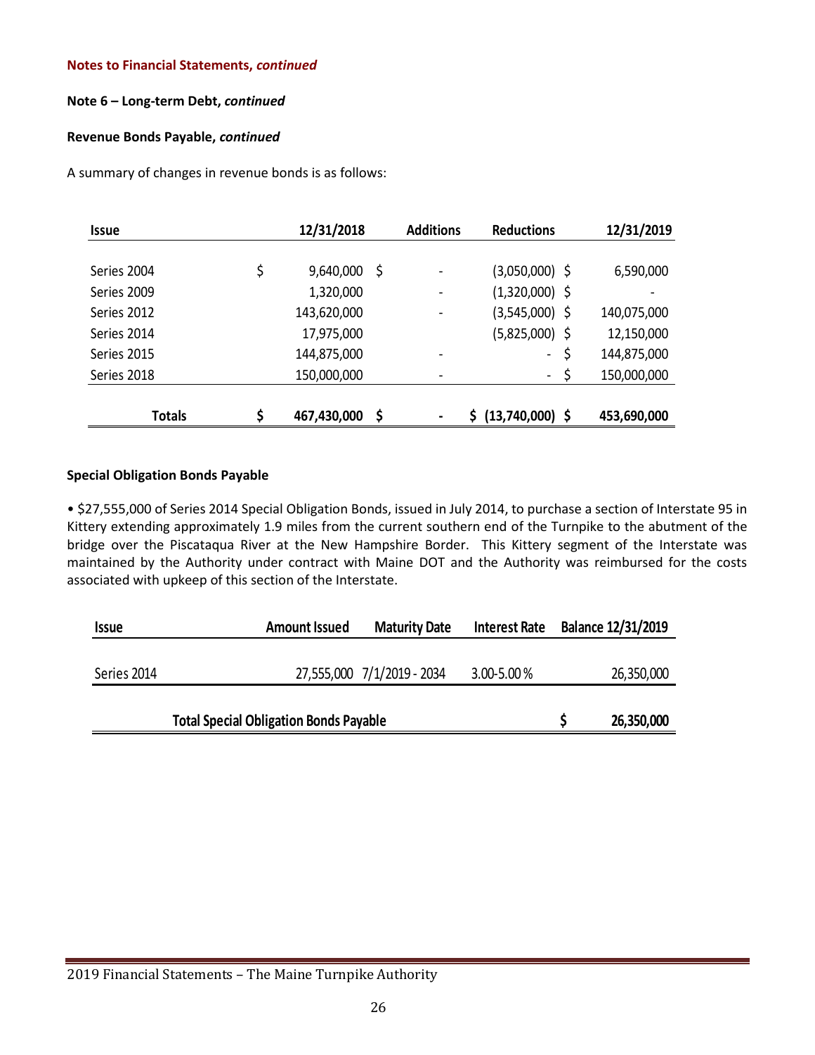**Notes to Financial Statements, *continued***

**Note 6 – Long-term Debt, *continued***

**Revenue Bonds Payable, *continued***

A summary of changes in revenue bonds is as follows:

| Issue | 12/31/2018 | Additions | Reductions | 12/31/2019 |
|---|---|---|---|---|
| Series 2004 | $ 9,640,000 | $ - | (3,050,000) | $ 6,590,000 |
| Series 2009 | 1,320,000 | - | (1,320,000) | $ - |
| Series 2012 | 143,620,000 | - | (3,545,000) | $ 140,075,000 |
| Series 2014 | 17,975,000 | | (5,825,000) | $ 12,150,000 |
| Series 2015 | 144,875,000 | - | - | $ 144,875,000 |
| Series 2018 | 150,000,000 | - | - | $ 150,000,000 |
| **Totals** | **$ 467,430,000** | **$ -** | **$ (13,740,000)** | **$ 453,690,000** |

**Special Obligation Bonds Payable**

• $27,555,000 of Series 2014 Special Obligation Bonds, issued in July 2014, to purchase a section of Interstate 95 in Kittery extending approximately 1.9 miles from the current southern end of the Turnpike to the abutment of the bridge over the Piscataqua River at the New Hampshire Border. This Kittery segment of the Interstate was maintained by the Authority under contract with Maine DOT and the Authority was reimbursed for the costs associated with upkeep of this section of the Interstate.

| Issue | Amount Issued | Maturity Date | Interest Rate | Balance 12/31/2019 |
|---|---|---|---|---|
| Series 2014 | 27,555,000 | 7/1/2019 - 2034 | 3.00-5.00% | 26,350,000 |
| **Total Special Obligation Bonds Payable** | | | | **$ 26,350,000** |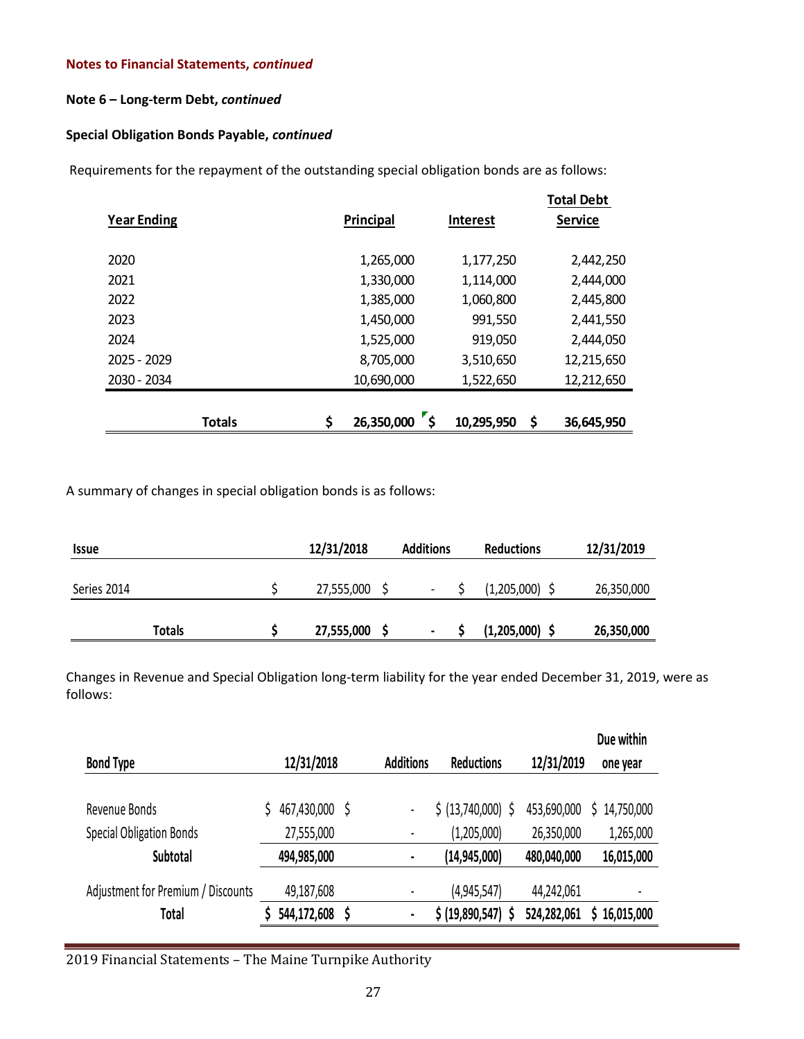**Notes to Financial Statements, *continued***

**Note 6 – Long-term Debt, *continued***

**Special Obligation Bonds Payable, *continued***

Requirements for the repayment of the outstanding special obligation bonds are as follows:

| Year Ending | Principal | Interest | Total Debt Service |
|---|---|---|---|
| 2020 | 1,265,000 | 1,177,250 | 2,442,250 |
| 2021 | 1,330,000 | 1,114,000 | 2,444,000 |
| 2022 | 1,385,000 | 1,060,800 | 2,445,800 |
| 2023 | 1,450,000 | 991,550 | 2,441,550 |
| 2024 | 1,525,000 | 919,050 | 2,444,050 |
| 2025 - 2029 | 8,705,000 | 3,510,650 | 12,215,650 |
| 2030 - 2034 | 10,690,000 | 1,522,650 | 12,212,650 |
| **Totals** | **$ 26,350,000** | **$ 10,295,950** | **$ 36,645,950** |

A summary of changes in special obligation bonds is as follows:

| Issue | 12/31/2018 | Additions | Reductions | 12/31/2019 |
|---|---|---|---|---|
| Series 2014 | $ 27,555,000 | $ - | $ (1,205,000) | $ 26,350,000 |
| **Totals** | **$ 27,555,000** | **$ -** | **$ (1,205,000)** | **$ 26,350,000** |

Changes in Revenue and Special Obligation long-term liability for the year ended December 31, 2019, were as follows:

| Bond Type | 12/31/2018 | Additions | Reductions | 12/31/2019 | Due within one year |
|---|---|---|---|---|---|
| Revenue Bonds | $ 467,430,000 | $ - | $ (13,740,000) | $ 453,690,000 | $ 14,750,000 |
| Special Obligation Bonds | 27,555,000 | - | (1,205,000) | 26,350,000 | 1,265,000 |
| **Subtotal** | **494,985,000** | **-** | **(14,945,000)** | **480,040,000** | **16,015,000** |
| Adjustment for Premium / Discounts | 49,187,608 | - | (4,945,547) | 44,242,061 | - |
| **Total** | **$ 544,172,608** | **$ -** | **$ (19,890,547)** | **$ 524,282,061** | **$ 16,015,000** |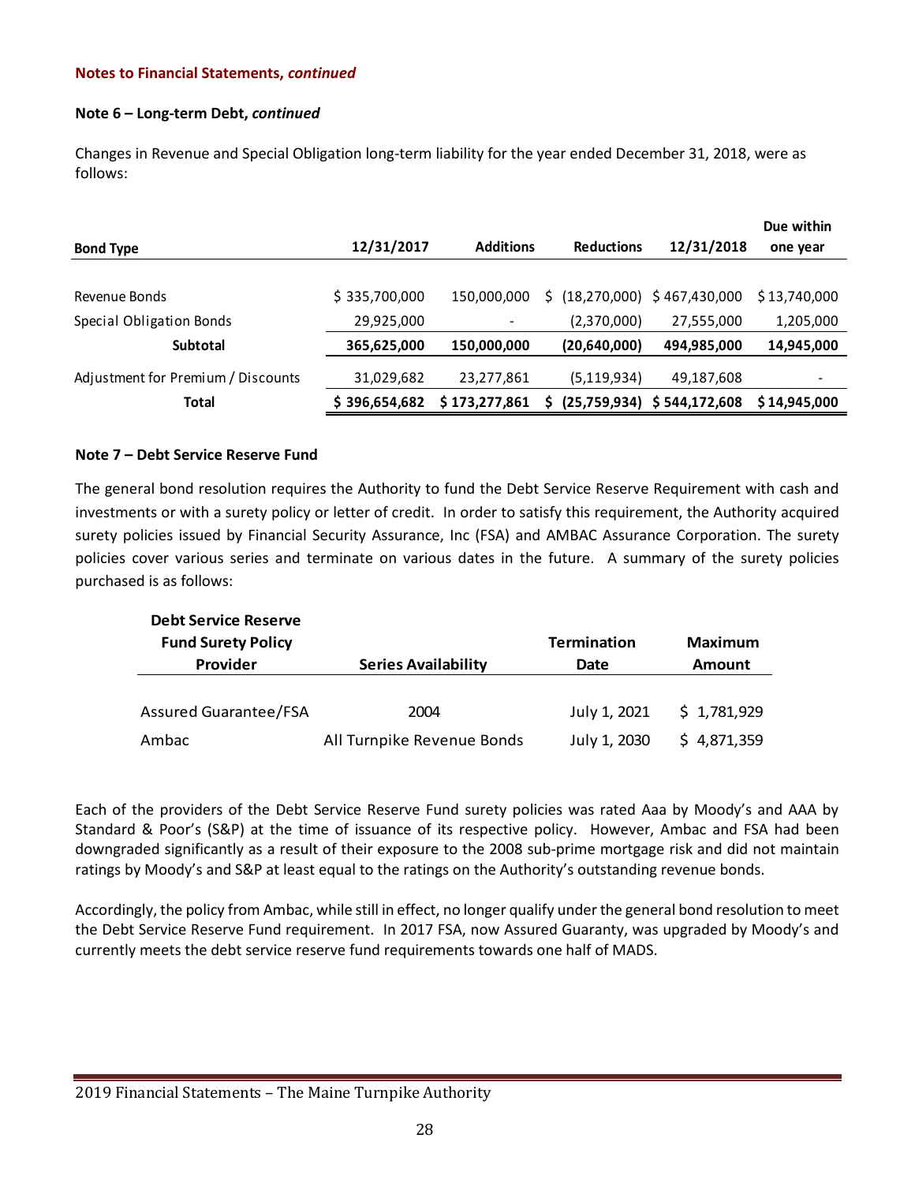**Notes to Financial Statements, *continued***

**Note 6 – Long-term Debt, *continued***

Changes in Revenue and Special Obligation long-term liability for the year ended December 31, 2018, were as follows:

| Bond Type | 12/31/2017 | Additions | Reductions | 12/31/2018 | Due within one year |
|---|---|---|---|---|---|
| Revenue Bonds | $ 335,700,000 | 150,000,000 | $ (18,270,000) | $ 467,430,000 | $ 13,740,000 |
| Special Obligation Bonds | 29,925,000 | - | (2,370,000) | 27,555,000 | 1,205,000 |
| **Subtotal** | **365,625,000** | **150,000,000** | **(20,640,000)** | **494,985,000** | **14,945,000** |
| Adjustment for Premium / Discounts | 31,029,682 | 23,277,861 | (5,119,934) | 49,187,608 | - |
| **Total** | **$ 396,654,682** | **$ 173,277,861** | **$ (25,759,934)** | **$ 544,172,608** | **$ 14,945,000** |

**Note 7 – Debt Service Reserve Fund**

The general bond resolution requires the Authority to fund the Debt Service Reserve Requirement with cash and investments or with a surety policy or letter of credit. In order to satisfy this requirement, the Authority acquired surety policies issued by Financial Security Assurance, Inc (FSA) and AMBAC Assurance Corporation. The surety policies cover various series and terminate on various dates in the future. A summary of the surety policies purchased is as follows:

| Debt Service Reserve Fund Surety Policy Provider | Series Availability | Termination Date | Maximum Amount |
|---|---|---|---|
| Assured Guarantee/FSA | 2004 | July 1, 2021 | $ 1,781,929 |
| Ambac | All Turnpike Revenue Bonds | July 1, 2030 | $ 4,871,359 |

Each of the providers of the Debt Service Reserve Fund surety policies was rated Aaa by Moody's and AAA by Standard & Poor's (S&P) at the time of issuance of its respective policy. However, Ambac and FSA had been downgraded significantly as a result of their exposure to the 2008 sub-prime mortgage risk and did not maintain ratings by Moody's and S&P at least equal to the ratings on the Authority's outstanding revenue bonds.

Accordingly, the policy from Ambac, while still in effect, no longer qualify under the general bond resolution to meet the Debt Service Reserve Fund requirement. In 2017 FSA, now Assured Guaranty, was upgraded by Moody's and currently meets the debt service reserve fund requirements towards one half of MADS.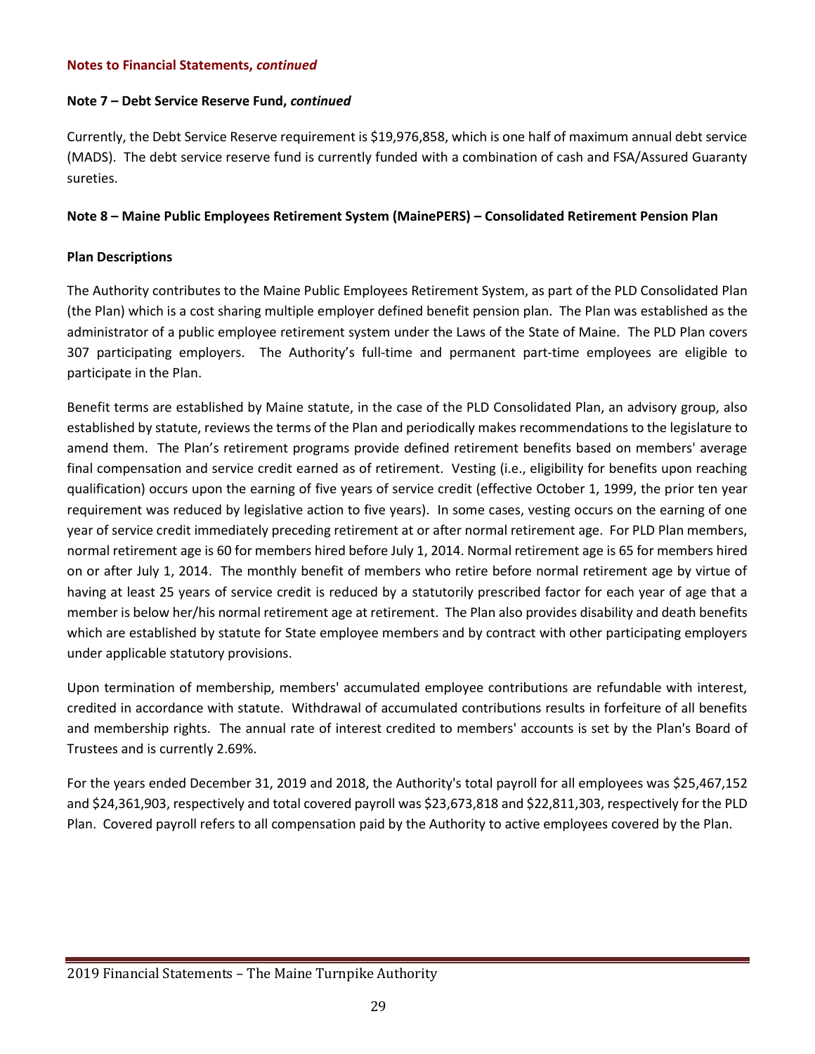**Notes to Financial Statements, *continued***

**Note 7 – Debt Service Reserve Fund, *continued***

Currently, the Debt Service Reserve requirement is $19,976,858, which is one half of maximum annual debt service (MADS). The debt service reserve fund is currently funded with a combination of cash and FSA/Assured Guaranty sureties.

**Note 8 – Maine Public Employees Retirement System (MainePERS) – Consolidated Retirement Pension Plan**

**Plan Descriptions**

The Authority contributes to the Maine Public Employees Retirement System, as part of the PLD Consolidated Plan (the Plan) which is a cost sharing multiple employer defined benefit pension plan. The Plan was established as the administrator of a public employee retirement system under the Laws of the State of Maine. The PLD Plan covers 307 participating employers. The Authority's full-time and permanent part-time employees are eligible to participate in the Plan.

Benefit terms are established by Maine statute, in the case of the PLD Consolidated Plan, an advisory group, also established by statute, reviews the terms of the Plan and periodically makes recommendations to the legislature to amend them. The Plan's retirement programs provide defined retirement benefits based on members' average final compensation and service credit earned as of retirement. Vesting (i.e., eligibility for benefits upon reaching qualification) occurs upon the earning of five years of service credit (effective October 1, 1999, the prior ten year requirement was reduced by legislative action to five years). In some cases, vesting occurs on the earning of one year of service credit immediately preceding retirement at or after normal retirement age. For PLD Plan members, normal retirement age is 60 for members hired before July 1, 2014. Normal retirement age is 65 for members hired on or after July 1, 2014. The monthly benefit of members who retire before normal retirement age by virtue of having at least 25 years of service credit is reduced by a statutorily prescribed factor for each year of age that a member is below her/his normal retirement age at retirement. The Plan also provides disability and death benefits which are established by statute for State employee members and by contract with other participating employers under applicable statutory provisions.

Upon termination of membership, members' accumulated employee contributions are refundable with interest, credited in accordance with statute. Withdrawal of accumulated contributions results in forfeiture of all benefits and membership rights. The annual rate of interest credited to members' accounts is set by the Plan's Board of Trustees and is currently 2.69%.

For the years ended December 31, 2019 and 2018, the Authority's total payroll for all employees was $25,467,152 and $24,361,903, respectively and total covered payroll was $23,673,818 and $22,811,303, respectively for the PLD Plan. Covered payroll refers to all compensation paid by the Authority to active employees covered by the Plan.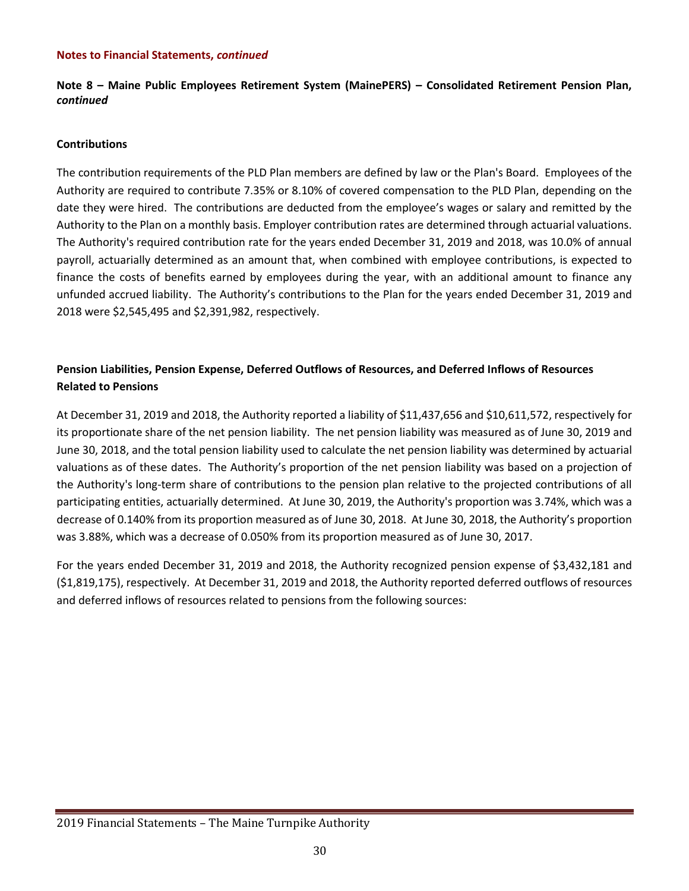**Notes to Financial Statements, *continued***

**Note 8 – Maine Public Employees Retirement System (MainePERS) – Consolidated Retirement Pension Plan, *continued***

**Contributions**

The contribution requirements of the PLD Plan members are defined by law or the Plan's Board. Employees of the Authority are required to contribute 7.35% or 8.10% of covered compensation to the PLD Plan, depending on the date they were hired. The contributions are deducted from the employee's wages or salary and remitted by the Authority to the Plan on a monthly basis. Employer contribution rates are determined through actuarial valuations. The Authority's required contribution rate for the years ended December 31, 2019 and 2018, was 10.0% of annual payroll, actuarially determined as an amount that, when combined with employee contributions, is expected to finance the costs of benefits earned by employees during the year, with an additional amount to finance any unfunded accrued liability. The Authority's contributions to the Plan for the years ended December 31, 2019 and 2018 were $2,545,495 and $2,391,982, respectively.

**Pension Liabilities, Pension Expense, Deferred Outflows of Resources, and Deferred Inflows of Resources Related to Pensions**

At December 31, 2019 and 2018, the Authority reported a liability of $11,437,656 and $10,611,572, respectively for its proportionate share of the net pension liability. The net pension liability was measured as of June 30, 2019 and June 30, 2018, and the total pension liability used to calculate the net pension liability was determined by actuarial valuations as of these dates. The Authority's proportion of the net pension liability was based on a projection of the Authority's long-term share of contributions to the pension plan relative to the projected contributions of all participating entities, actuarially determined. At June 30, 2019, the Authority's proportion was 3.74%, which was a decrease of 0.140% from its proportion measured as of June 30, 2018. At June 30, 2018, the Authority's proportion was 3.88%, which was a decrease of 0.050% from its proportion measured as of June 30, 2017.

For the years ended December 31, 2019 and 2018, the Authority recognized pension expense of $3,432,181 and ($1,819,175), respectively. At December 31, 2019 and 2018, the Authority reported deferred outflows of resources and deferred inflows of resources related to pensions from the following sources: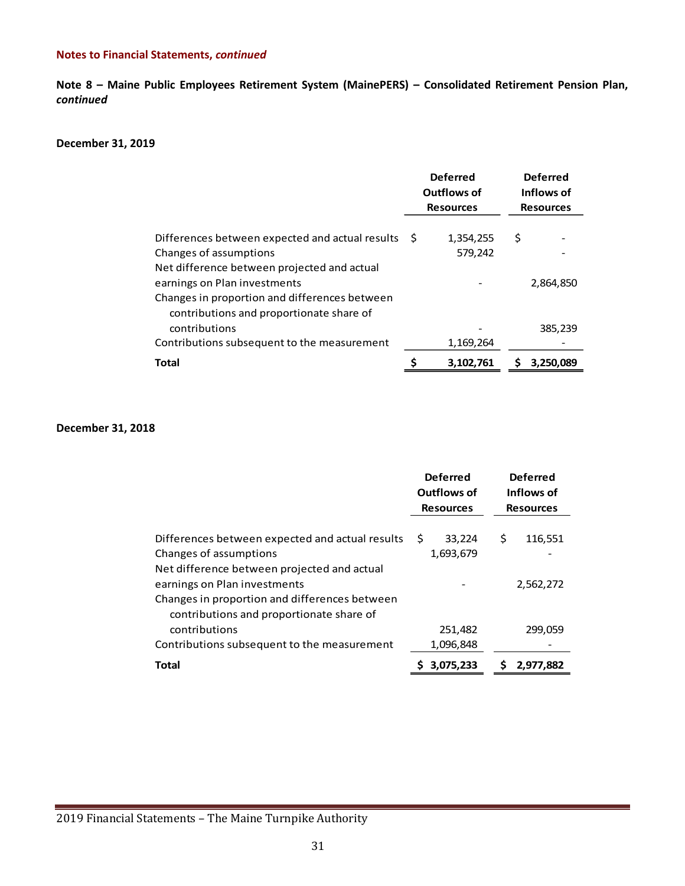**Notes to Financial Statements, *continued***

**Note 8 – Maine Public Employees Retirement System (MainePERS) – Consolidated Retirement Pension Plan, *continued***

**December 31, 2019**

| | Deferred Outflows of Resources | Deferred Inflows of Resources |
|---|---|---|
| Differences between expected and actual results | $ 1,354,255 | $ - |
| Changes of assumptions | 579,242 | - |
| Net difference between projected and actual earnings on Plan investments | - | 2,864,850 |
| Changes in proportion and differences between contributions and proportionate share of contributions | - | 385,239 |
| Contributions subsequent to the measurement | 1,169,264 | - |
| **Total** | **$ 3,102,761** | **$ 3,250,089** |

**December 31, 2018**

| | Deferred Outflows of Resources | Deferred Inflows of Resources |
|---|---|---|
| Differences between expected and actual results | $ 33,224 | $ 116,551 |
| Changes of assumptions | 1,693,679 | - |
| Net difference between projected and actual earnings on Plan investments | - | 2,562,272 |
| Changes in proportion and differences between contributions and proportionate share of contributions | 251,482 | 299,059 |
| Contributions subsequent to the measurement | 1,096,848 | - |
| **Total** | **$ 3,075,233** | **$ 2,977,882** |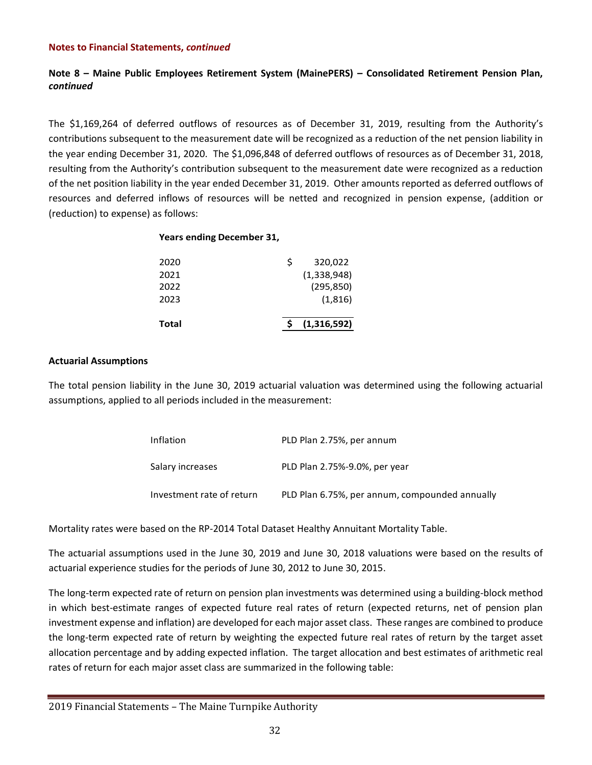**Notes to Financial Statements, *continued***

**Note 8 – Maine Public Employees Retirement System (MainePERS) – Consolidated Retirement Pension Plan, *continued***

The $1,169,264 of deferred outflows of resources as of December 31, 2019, resulting from the Authority's contributions subsequent to the measurement date will be recognized as a reduction of the net pension liability in the year ending December 31, 2020. The $1,096,848 of deferred outflows of resources as of December 31, 2018, resulting from the Authority's contribution subsequent to the measurement date were recognized as a reduction of the net position liability in the year ended December 31, 2019. Other amounts reported as deferred outflows of resources and deferred inflows of resources will be netted and recognized in pension expense, (addition or (reduction) to expense) as follows:

| Years ending December 31, | |
|---|---|
| 2020 | $ 320,022 |
| 2021 | (1,338,948) |
| 2022 | (295,850) |
| 2023 | (1,816) |
| **Total** | **$ (1,316,592)** |

**Actuarial Assumptions**

The total pension liability in the June 30, 2019 actuarial valuation was determined using the following actuarial assumptions, applied to all periods included in the measurement:

| | |
|---|---|
| Inflation | PLD Plan 2.75%, per annum |
| Salary increases | PLD Plan 2.75%-9.0%, per year |
| Investment rate of return | PLD Plan 6.75%, per annum, compounded annually |

Mortality rates were based on the RP-2014 Total Dataset Healthy Annuitant Mortality Table.

The actuarial assumptions used in the June 30, 2019 and June 30, 2018 valuations were based on the results of actuarial experience studies for the periods of June 30, 2012 to June 30, 2015.

The long-term expected rate of return on pension plan investments was determined using a building-block method in which best-estimate ranges of expected future real rates of return (expected returns, net of pension plan investment expense and inflation) are developed for each major asset class. These ranges are combined to produce the long-term expected rate of return by weighting the expected future real rates of return by the target asset allocation percentage and by adding expected inflation. The target allocation and best estimates of arithmetic real rates of return for each major asset class are summarized in the following table: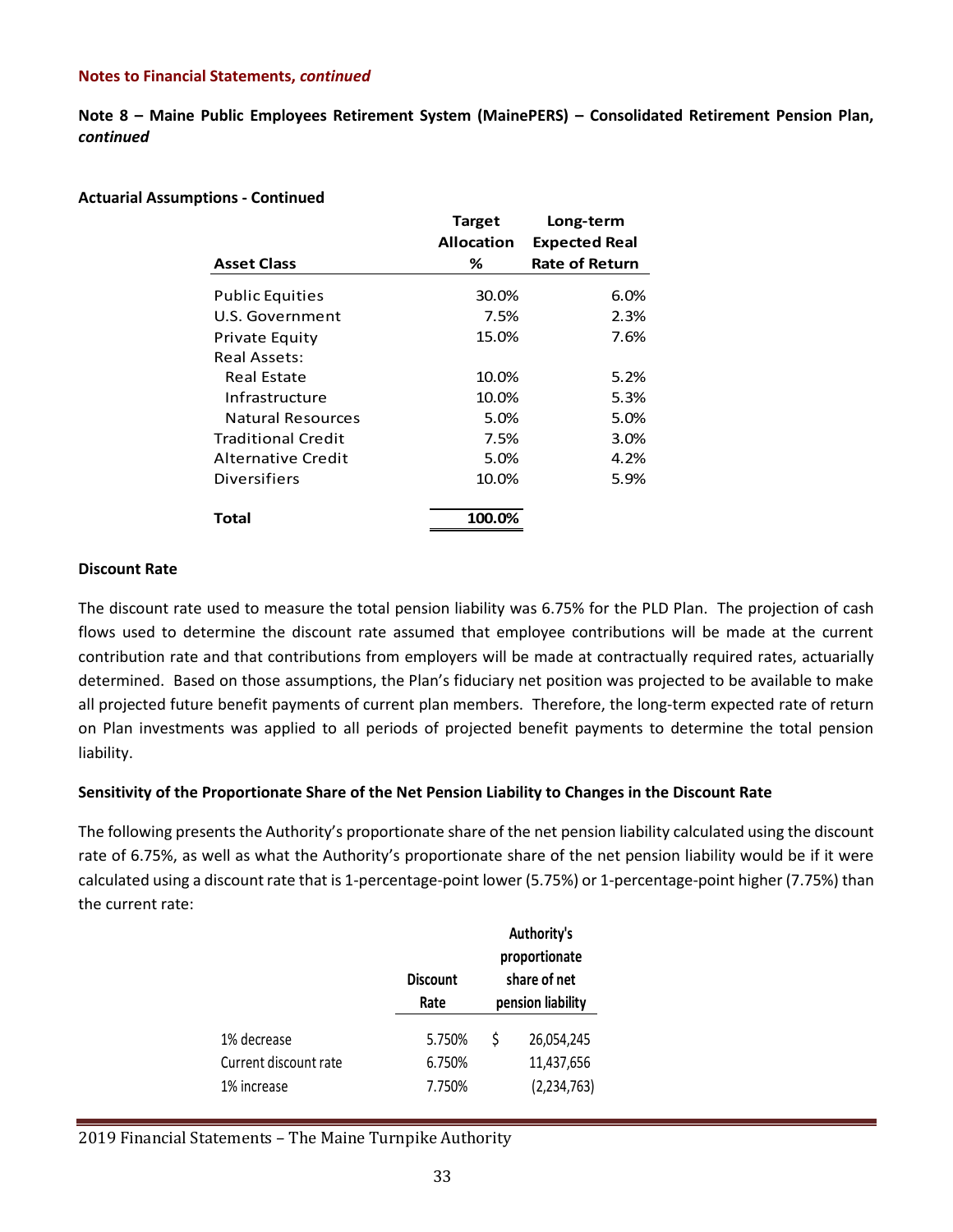**Notes to Financial Statements, *continued***

**Note 8 – Maine Public Employees Retirement System (MainePERS) – Consolidated Retirement Pension Plan, *continued***

**Actuarial Assumptions - Continued**

| Asset Class | Target Allocation % | Long-term Expected Real Rate of Return |
|---|---|---|
| Public Equities | 30.0% | 6.0% |
| U.S. Government | 7.5% | 2.3% |
| Private Equity | 15.0% | 7.6% |
| Real Assets: | | |
| Real Estate | 10.0% | 5.2% |
| Infrastructure | 10.0% | 5.3% |
| Natural Resources | 5.0% | 5.0% |
| Traditional Credit | 7.5% | 3.0% |
| Alternative Credit | 5.0% | 4.2% |
| Diversifiers | 10.0% | 5.9% |
| **Total** | **100.0%** | |

**Discount Rate**

The discount rate used to measure the total pension liability was 6.75% for the PLD Plan. The projection of cash flows used to determine the discount rate assumed that employee contributions will be made at the current contribution rate and that contributions from employers will be made at contractually required rates, actuarially determined. Based on those assumptions, the Plan's fiduciary net position was projected to be available to make all projected future benefit payments of current plan members. Therefore, the long-term expected rate of return on Plan investments was applied to all periods of projected benefit payments to determine the total pension liability.

**Sensitivity of the Proportionate Share of the Net Pension Liability to Changes in the Discount Rate**

The following presents the Authority's proportionate share of the net pension liability calculated using the discount rate of 6.75%, as well as what the Authority's proportionate share of the net pension liability would be if it were calculated using a discount rate that is 1-percentage-point lower (5.75%) or 1-percentage-point higher (7.75%) than the current rate:

| | Discount Rate | Authority's proportionate share of net pension liability |
|---|---|---|
| 1% decrease | 5.750% | $ 26,054,245 |
| Current discount rate | 6.750% | 11,437,656 |
| 1% increase | 7.750% | (2,234,763) |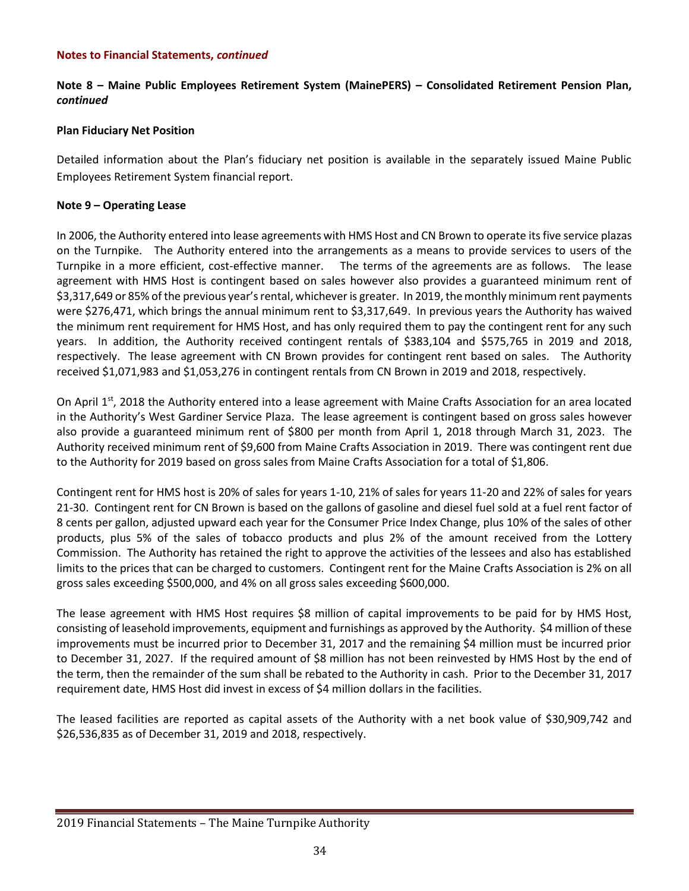**Notes to Financial Statements, *continued***

**Note 8 – Maine Public Employees Retirement System (MainePERS) – Consolidated Retirement Pension Plan, *continued***

**Plan Fiduciary Net Position**

Detailed information about the Plan's fiduciary net position is available in the separately issued Maine Public Employees Retirement System financial report.

**Note 9 – Operating Lease**

In 2006, the Authority entered into lease agreements with HMS Host and CN Brown to operate its five service plazas on the Turnpike. The Authority entered into the arrangements as a means to provide services to users of the Turnpike in a more efficient, cost-effective manner. The terms of the agreements are as follows. The lease agreement with HMS Host is contingent based on sales however also provides a guaranteed minimum rent of \$3,317,649 or 85% of the previous year's rental, whichever is greater. In 2019, the monthly minimum rent payments were \$276,471, which brings the annual minimum rent to \$3,317,649. In previous years the Authority has waived the minimum rent requirement for HMS Host, and has only required them to pay the contingent rent for any such years. In addition, the Authority received contingent rentals of \$383,104 and \$575,765 in 2019 and 2018, respectively. The lease agreement with CN Brown provides for contingent rent based on sales. The Authority received \$1,071,983 and \$1,053,276 in contingent rentals from CN Brown in 2019 and 2018, respectively.

On April 1st, 2018 the Authority entered into a lease agreement with Maine Crafts Association for an area located in the Authority's West Gardiner Service Plaza. The lease agreement is contingent based on gross sales however also provide a guaranteed minimum rent of \$800 per month from April 1, 2018 through March 31, 2023. The Authority received minimum rent of \$9,600 from Maine Crafts Association in 2019. There was contingent rent due to the Authority for 2019 based on gross sales from Maine Crafts Association for a total of \$1,806.

Contingent rent for HMS host is 20% of sales for years 1-10, 21% of sales for years 11-20 and 22% of sales for years 21-30. Contingent rent for CN Brown is based on the gallons of gasoline and diesel fuel sold at a fuel rent factor of 8 cents per gallon, adjusted upward each year for the Consumer Price Index Change, plus 10% of the sales of other products, plus 5% of the sales of tobacco products and plus 2% of the amount received from the Lottery Commission. The Authority has retained the right to approve the activities of the lessees and also has established limits to the prices that can be charged to customers. Contingent rent for the Maine Crafts Association is 2% on all gross sales exceeding \$500,000, and 4% on all gross sales exceeding \$600,000.

The lease agreement with HMS Host requires \$8 million of capital improvements to be paid for by HMS Host, consisting of leasehold improvements, equipment and furnishings as approved by the Authority. \$4 million of these improvements must be incurred prior to December 31, 2017 and the remaining \$4 million must be incurred prior to December 31, 2027. If the required amount of \$8 million has not been reinvested by HMS Host by the end of the term, then the remainder of the sum shall be rebated to the Authority in cash. Prior to the December 31, 2017 requirement date, HMS Host did invest in excess of \$4 million dollars in the facilities.

The leased facilities are reported as capital assets of the Authority with a net book value of \$30,909,742 and \$26,536,835 as of December 31, 2019 and 2018, respectively.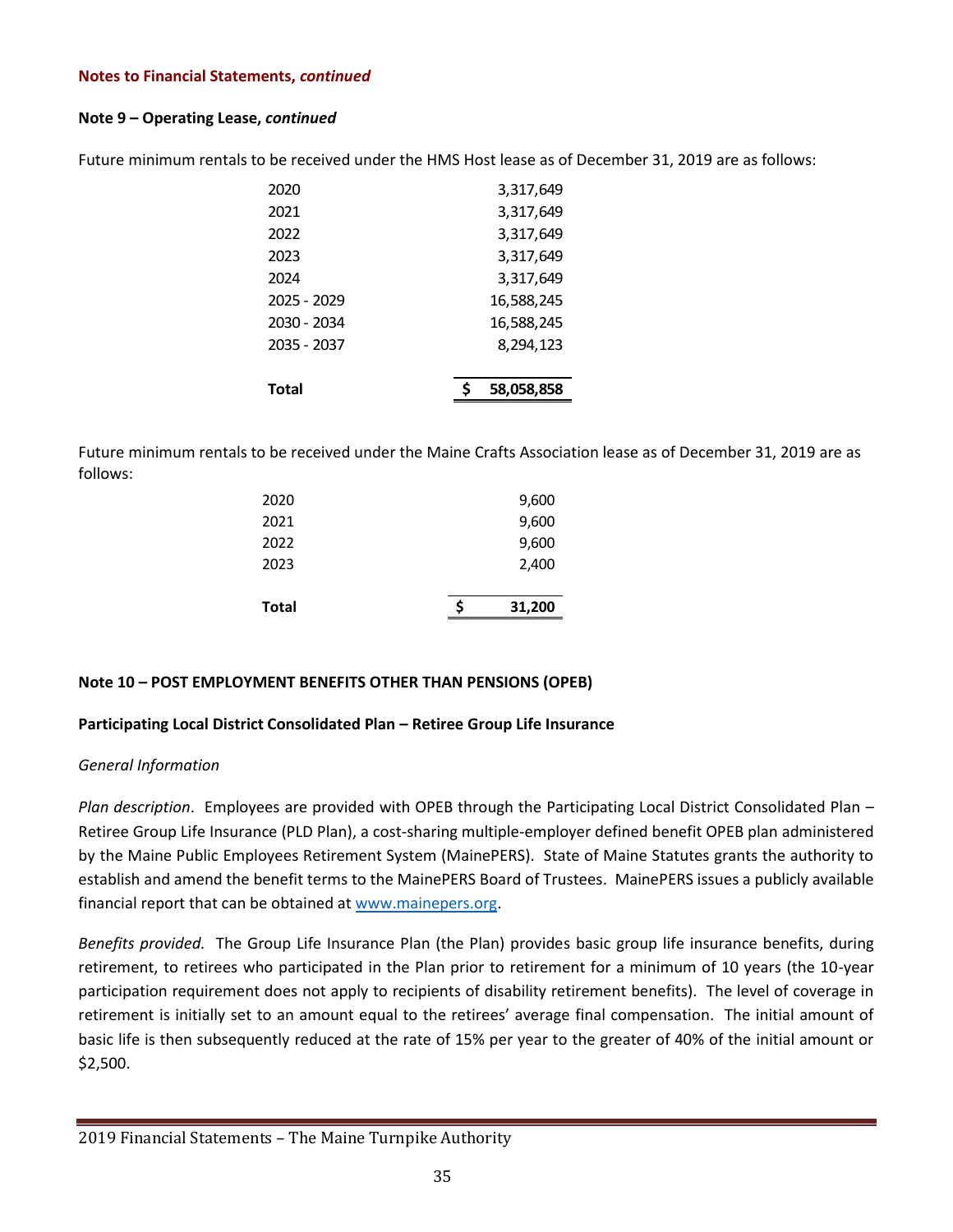**Notes to Financial Statements, *continued***

**Note 9 – Operating Lease, *continued***

Future minimum rentals to be received under the HMS Host lease as of December 31, 2019 are as follows:

| | |
|---|---:|
| 2020 | 3,317,649 |
| 2021 | 3,317,649 |
| 2022 | 3,317,649 |
| 2023 | 3,317,649 |
| 2024 | 3,317,649 |
| 2025 - 2029 | 16,588,245 |
| 2030 - 2034 | 16,588,245 |
| 2035 - 2037 | 8,294,123 |
| **Total** | **$ 58,058,858** |

Future minimum rentals to be received under the Maine Crafts Association lease as of December 31, 2019 are as follows:

| | |
|---|---:|
| 2020 | 9,600 |
| 2021 | 9,600 |
| 2022 | 9,600 |
| 2023 | 2,400 |
| **Total** | **$ 31,200** |

**Note 10 – POST EMPLOYMENT BENEFITS OTHER THAN PENSIONS (OPEB)**

**Participating Local District Consolidated Plan – Retiree Group Life Insurance**

*General Information*

*Plan description*. Employees are provided with OPEB through the Participating Local District Consolidated Plan – Retiree Group Life Insurance (PLD Plan), a cost-sharing multiple-employer defined benefit OPEB plan administered by the Maine Public Employees Retirement System (MainePERS). State of Maine Statutes grants the authority to establish and amend the benefit terms to the MainePERS Board of Trustees. MainePERS issues a publicly available financial report that can be obtained at www.mainepers.org.

*Benefits provided.* The Group Life Insurance Plan (the Plan) provides basic group life insurance benefits, during retirement, to retirees who participated in the Plan prior to retirement for a minimum of 10 years (the 10-year participation requirement does not apply to recipients of disability retirement benefits). The level of coverage in retirement is initially set to an amount equal to the retirees' average final compensation. The initial amount of basic life is then subsequently reduced at the rate of 15% per year to the greater of 40% of the initial amount or $2,500.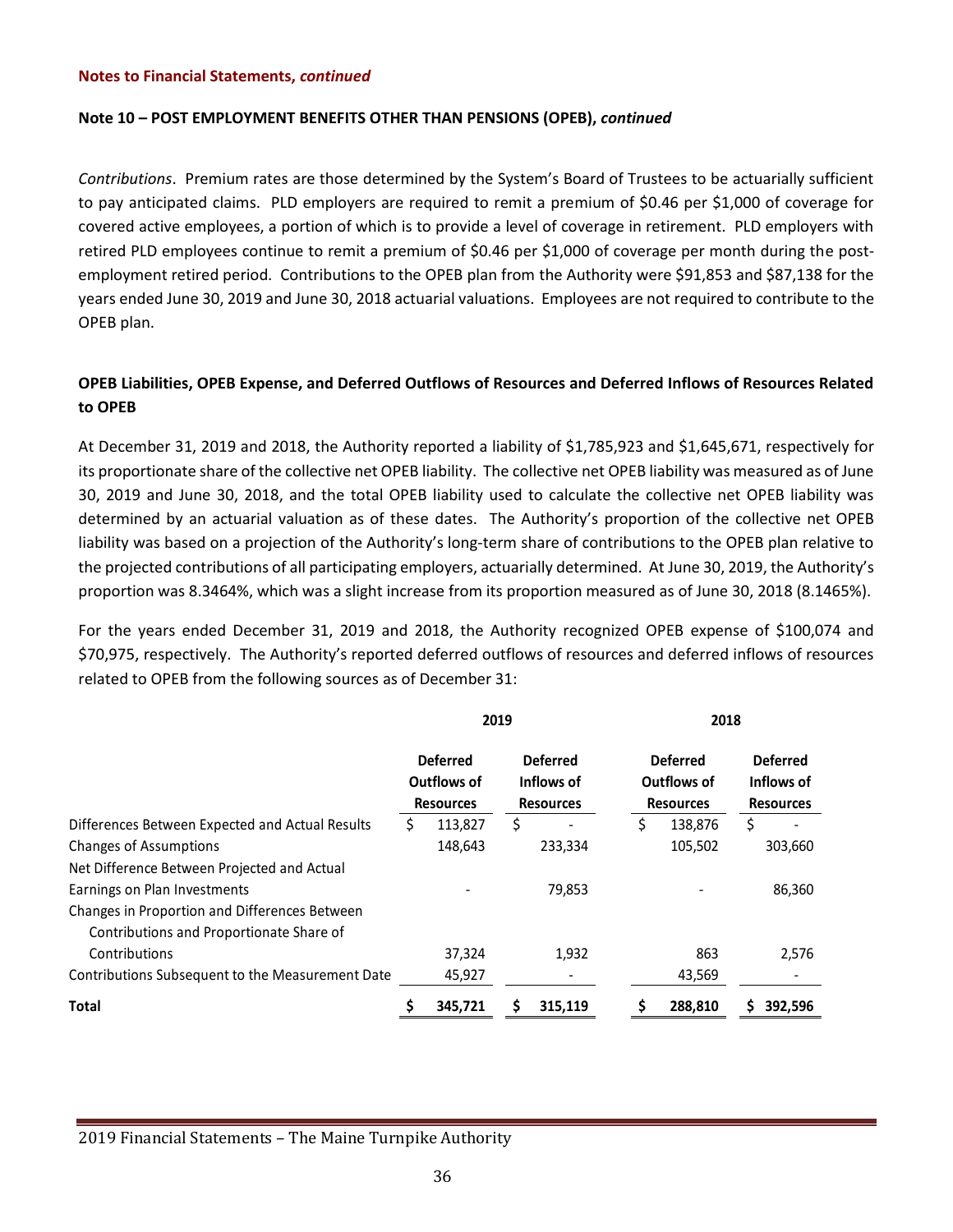**Notes to Financial Statements, *continued***

**Note 10 – POST EMPLOYMENT BENEFITS OTHER THAN PENSIONS (OPEB), *continued***

*Contributions*. Premium rates are those determined by the System's Board of Trustees to be actuarially sufficient to pay anticipated claims. PLD employers are required to remit a premium of $0.46 per $1,000 of coverage for covered active employees, a portion of which is to provide a level of coverage in retirement. PLD employers with retired PLD employees continue to remit a premium of $0.46 per $1,000 of coverage per month during the post-employment retired period. Contributions to the OPEB plan from the Authority were $91,853 and $87,138 for the years ended June 30, 2019 and June 30, 2018 actuarial valuations. Employees are not required to contribute to the OPEB plan.

**OPEB Liabilities, OPEB Expense, and Deferred Outflows of Resources and Deferred Inflows of Resources Related to OPEB**

At December 31, 2019 and 2018, the Authority reported a liability of $1,785,923 and $1,645,671, respectively for its proportionate share of the collective net OPEB liability. The collective net OPEB liability was measured as of June 30, 2019 and June 30, 2018, and the total OPEB liability used to calculate the collective net OPEB liability was determined by an actuarial valuation as of these dates. The Authority's proportion of the collective net OPEB liability was based on a projection of the Authority's long-term share of contributions to the OPEB plan relative to the projected contributions of all participating employers, actuarially determined. At June 30, 2019, the Authority's proportion was 8.3464%, which was a slight increase from its proportion measured as of June 30, 2018 (8.1465%).

For the years ended December 31, 2019 and 2018, the Authority recognized OPEB expense of $100,074 and $70,975, respectively. The Authority's reported deferred outflows of resources and deferred inflows of resources related to OPEB from the following sources as of December 31:

| | 2019 | | 2018 | |
|---|---|---|---|---|
| | Deferred Outflows of Resources | Deferred Inflows of Resources | Deferred Outflows of Resources | Deferred Inflows of Resources |
| Differences Between Expected and Actual Results | $ 113,827 | $ - | $ 138,876 | $ - |
| Changes of Assumptions | 148,643 | 233,334 | 105,502 | 303,660 |
| Net Difference Between Projected and Actual Earnings on Plan Investments | - | 79,853 | - | 86,360 |
| Changes in Proportion and Differences Between Contributions and Proportionate Share of Contributions | 37,324 | 1,932 | 863 | 2,576 |
| Contributions Subsequent to the Measurement Date | 45,927 | - | 43,569 | - |
| **Total** | **$ 345,721** | **$ 315,119** | **$ 288,810** | **$ 392,596** |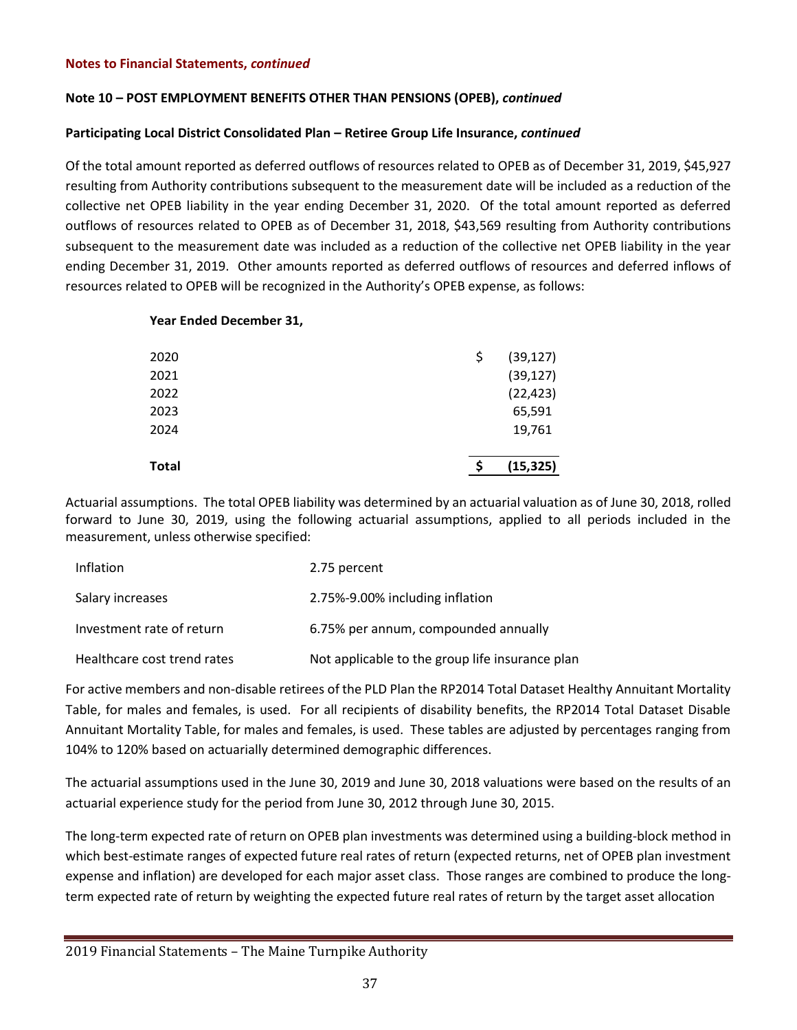**Notes to Financial Statements, *continued***

**Note 10 – POST EMPLOYMENT BENEFITS OTHER THAN PENSIONS (OPEB), *continued***

**Participating Local District Consolidated Plan – Retiree Group Life Insurance, *continued***

Of the total amount reported as deferred outflows of resources related to OPEB as of December 31, 2019, $45,927 resulting from Authority contributions subsequent to the measurement date will be included as a reduction of the collective net OPEB liability in the year ending December 31, 2020. Of the total amount reported as deferred outflows of resources related to OPEB as of December 31, 2018, $43,569 resulting from Authority contributions subsequent to the measurement date was included as a reduction of the collective net OPEB liability in the year ending December 31, 2019. Other amounts reported as deferred outflows of resources and deferred inflows of resources related to OPEB will be recognized in the Authority's OPEB expense, as follows:

| **Year Ended December 31,** | |
|---|---|
| 2020 | $ (39,127) |
| 2021 | (39,127) |
| 2022 | (22,423) |
| 2023 | 65,591 |
| 2024 | 19,761 |
| **Total** | **$ (15,325)** |

Actuarial assumptions. The total OPEB liability was determined by an actuarial valuation as of June 30, 2018, rolled forward to June 30, 2019, using the following actuarial assumptions, applied to all periods included in the measurement, unless otherwise specified:

| | |
|---|---|
| Inflation | 2.75 percent |
| Salary increases | 2.75%-9.00% including inflation |
| Investment rate of return | 6.75% per annum, compounded annually |
| Healthcare cost trend rates | Not applicable to the group life insurance plan |

For active members and non-disable retirees of the PLD Plan the RP2014 Total Dataset Healthy Annuitant Mortality Table, for males and females, is used. For all recipients of disability benefits, the RP2014 Total Dataset Disable Annuitant Mortality Table, for males and females, is used. These tables are adjusted by percentages ranging from 104% to 120% based on actuarially determined demographic differences.

The actuarial assumptions used in the June 30, 2019 and June 30, 2018 valuations were based on the results of an actuarial experience study for the period from June 30, 2012 through June 30, 2015.

The long-term expected rate of return on OPEB plan investments was determined using a building-block method in which best-estimate ranges of expected future real rates of return (expected returns, net of OPEB plan investment expense and inflation) are developed for each major asset class. Those ranges are combined to produce the long-term expected rate of return by weighting the expected future real rates of return by the target asset allocation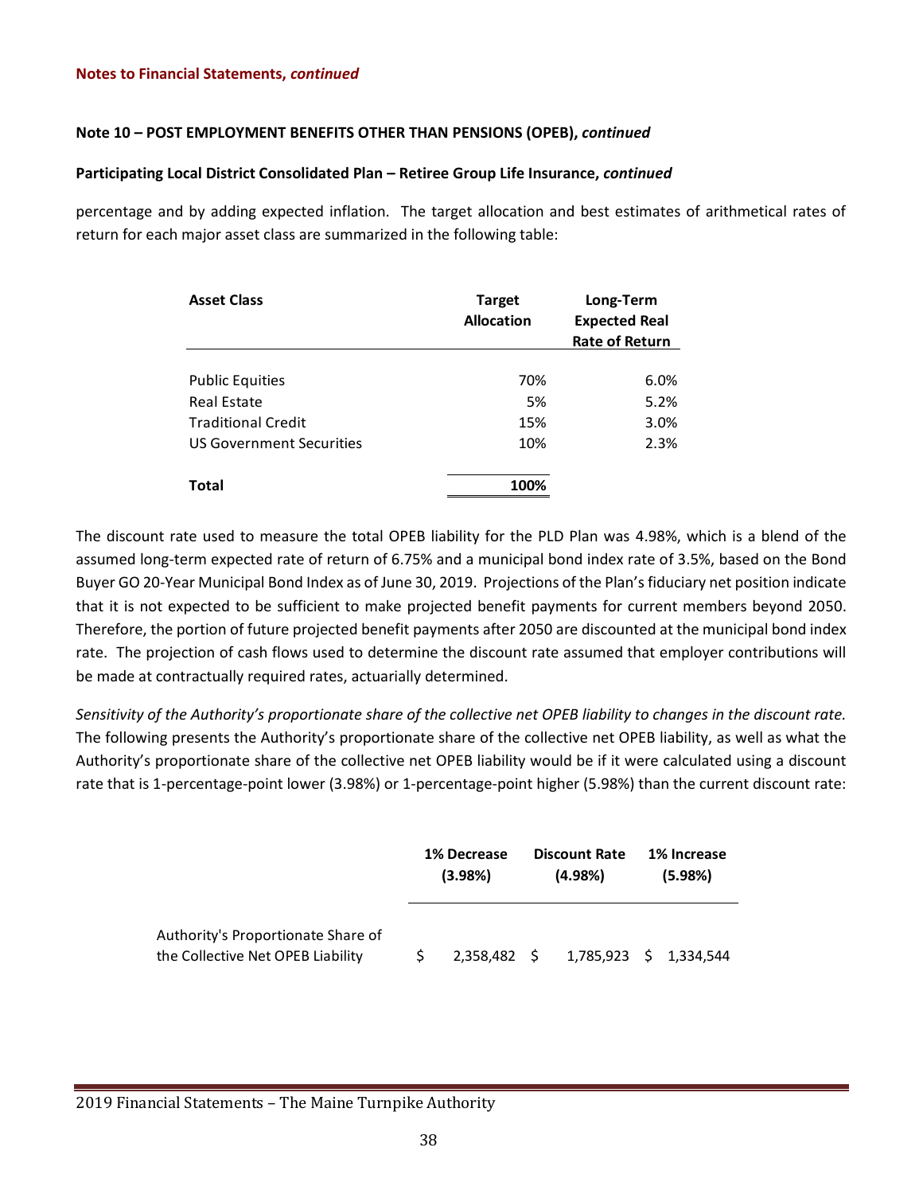**Notes to Financial Statements, *continued***

**Note 10 – POST EMPLOYMENT BENEFITS OTHER THAN PENSIONS (OPEB), *continued***

**Participating Local District Consolidated Plan – Retiree Group Life Insurance, *continued***

percentage and by adding expected inflation. The target allocation and best estimates of arithmetical rates of return for each major asset class are summarized in the following table:

| Asset Class | Target Allocation | Long-Term Expected Real Rate of Return |
|---|---|---|
| Public Equities | 70% | 6.0% |
| Real Estate | 5% | 5.2% |
| Traditional Credit | 15% | 3.0% |
| US Government Securities | 10% | 2.3% |
| **Total** | **100%** | |

The discount rate used to measure the total OPEB liability for the PLD Plan was 4.98%, which is a blend of the assumed long-term expected rate of return of 6.75% and a municipal bond index rate of 3.5%, based on the Bond Buyer GO 20-Year Municipal Bond Index as of June 30, 2019. Projections of the Plan's fiduciary net position indicate that it is not expected to be sufficient to make projected benefit payments for current members beyond 2050. Therefore, the portion of future projected benefit payments after 2050 are discounted at the municipal bond index rate. The projection of cash flows used to determine the discount rate assumed that employer contributions will be made at contractually required rates, actuarially determined.

*Sensitivity of the Authority's proportionate share of the collective net OPEB liability to changes in the discount rate.* The following presents the Authority's proportionate share of the collective net OPEB liability, as well as what the Authority's proportionate share of the collective net OPEB liability would be if it were calculated using a discount rate that is 1-percentage-point lower (3.98%) or 1-percentage-point higher (5.98%) than the current discount rate:

| | 1% Decrease (3.98%) | Discount Rate (4.98%) | 1% Increase (5.98%) |
|---|---|---|---|
| Authority's Proportionate Share of the Collective Net OPEB Liability | $ 2,358,482 | $ 1,785,923 | $ 1,334,544 |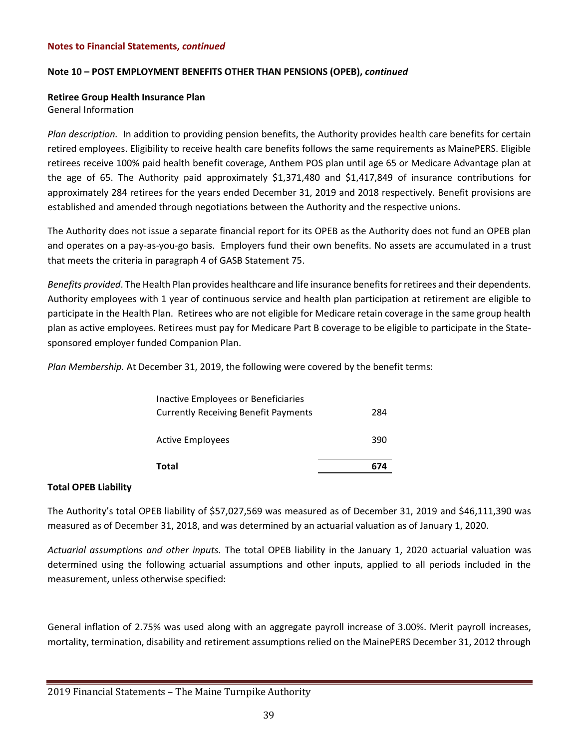**Notes to Financial Statements, *continued***

**Note 10 – POST EMPLOYMENT BENEFITS OTHER THAN PENSIONS (OPEB), *continued***

**Retiree Group Health Insurance Plan**
General Information

*Plan description.* In addition to providing pension benefits, the Authority provides health care benefits for certain retired employees. Eligibility to receive health care benefits follows the same requirements as MainePERS. Eligible retirees receive 100% paid health benefit coverage, Anthem POS plan until age 65 or Medicare Advantage plan at the age of 65. The Authority paid approximately $1,371,480 and $1,417,849 of insurance contributions for approximately 284 retirees for the years ended December 31, 2019 and 2018 respectively. Benefit provisions are established and amended through negotiations between the Authority and the respective unions.

The Authority does not issue a separate financial report for its OPEB as the Authority does not fund an OPEB plan and operates on a pay-as-you-go basis. Employers fund their own benefits. No assets are accumulated in a trust that meets the criteria in paragraph 4 of GASB Statement 75.

*Benefits provided*. The Health Plan provides healthcare and life insurance benefits for retirees and their dependents. Authority employees with 1 year of continuous service and health plan participation at retirement are eligible to participate in the Health Plan. Retirees who are not eligible for Medicare retain coverage in the same group health plan as active employees. Retirees must pay for Medicare Part B coverage to be eligible to participate in the State-sponsored employer funded Companion Plan.

*Plan Membership.* At December 31, 2019, the following were covered by the benefit terms:

| | |
|---|---|
| Inactive Employees or Beneficiaries Currently Receiving Benefit Payments | 284 |
| Active Employees | 390 |
| **Total** | **674** |

**Total OPEB Liability**

The Authority's total OPEB liability of $57,027,569 was measured as of December 31, 2019 and $46,111,390 was measured as of December 31, 2018, and was determined by an actuarial valuation as of January 1, 2020.

*Actuarial assumptions and other inputs.* The total OPEB liability in the January 1, 2020 actuarial valuation was determined using the following actuarial assumptions and other inputs, applied to all periods included in the measurement, unless otherwise specified:

General inflation of 2.75% was used along with an aggregate payroll increase of 3.00%. Merit payroll increases, mortality, termination, disability and retirement assumptions relied on the MainePERS December 31, 2012 through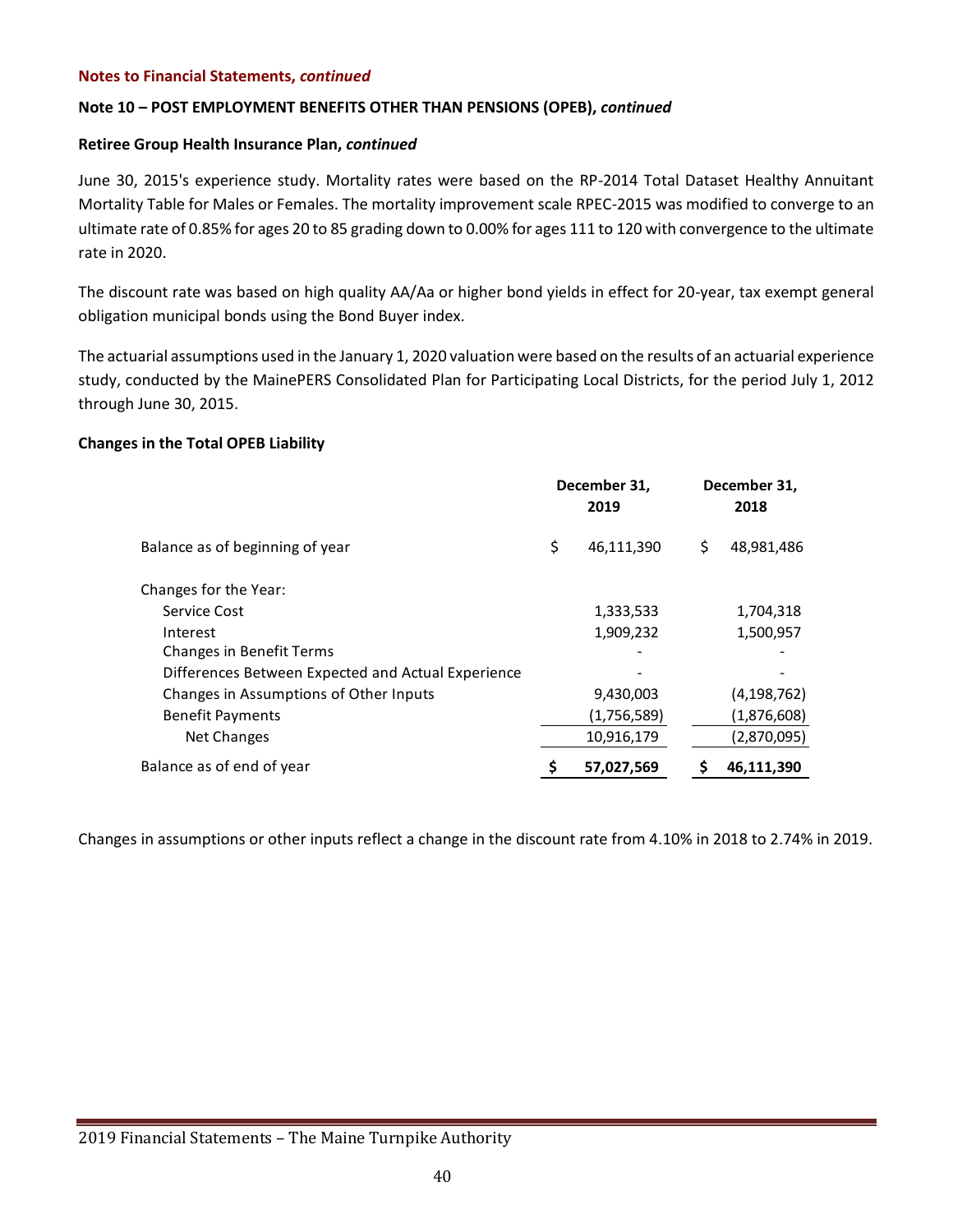**Notes to Financial Statements, *continued***

**Note 10 – POST EMPLOYMENT BENEFITS OTHER THAN PENSIONS (OPEB), *continued***

**Retiree Group Health Insurance Plan, *continued***

June 30, 2015's experience study. Mortality rates were based on the RP-2014 Total Dataset Healthy Annuitant Mortality Table for Males or Females. The mortality improvement scale RPEC-2015 was modified to converge to an ultimate rate of 0.85% for ages 20 to 85 grading down to 0.00% for ages 111 to 120 with convergence to the ultimate rate in 2020.

The discount rate was based on high quality AA/Aa or higher bond yields in effect for 20-year, tax exempt general obligation municipal bonds using the Bond Buyer index.

The actuarial assumptions used in the January 1, 2020 valuation were based on the results of an actuarial experience study, conducted by the MainePERS Consolidated Plan for Participating Local Districts, for the period July 1, 2012 through June 30, 2015.

**Changes in the Total OPEB Liability**

| | December 31, 2019 | December 31, 2018 |
|---|---|---|
| Balance as of beginning of year | $ 46,111,390 | $ 48,981,486 |
| Changes for the Year: | | |
| Service Cost | 1,333,533 | 1,704,318 |
| Interest | 1,909,232 | 1,500,957 |
| Changes in Benefit Terms | - | - |
| Differences Between Expected and Actual Experience | - | - |
| Changes in Assumptions of Other Inputs | 9,430,003 | (4,198,762) |
| Benefit Payments | (1,756,589) | (1,876,608) |
| Net Changes | 10,916,179 | (2,870,095) |
| Balance as of end of year | **$ 57,027,569** | **$ 46,111,390** |

Changes in assumptions or other inputs reflect a change in the discount rate from 4.10% in 2018 to 2.74% in 2019.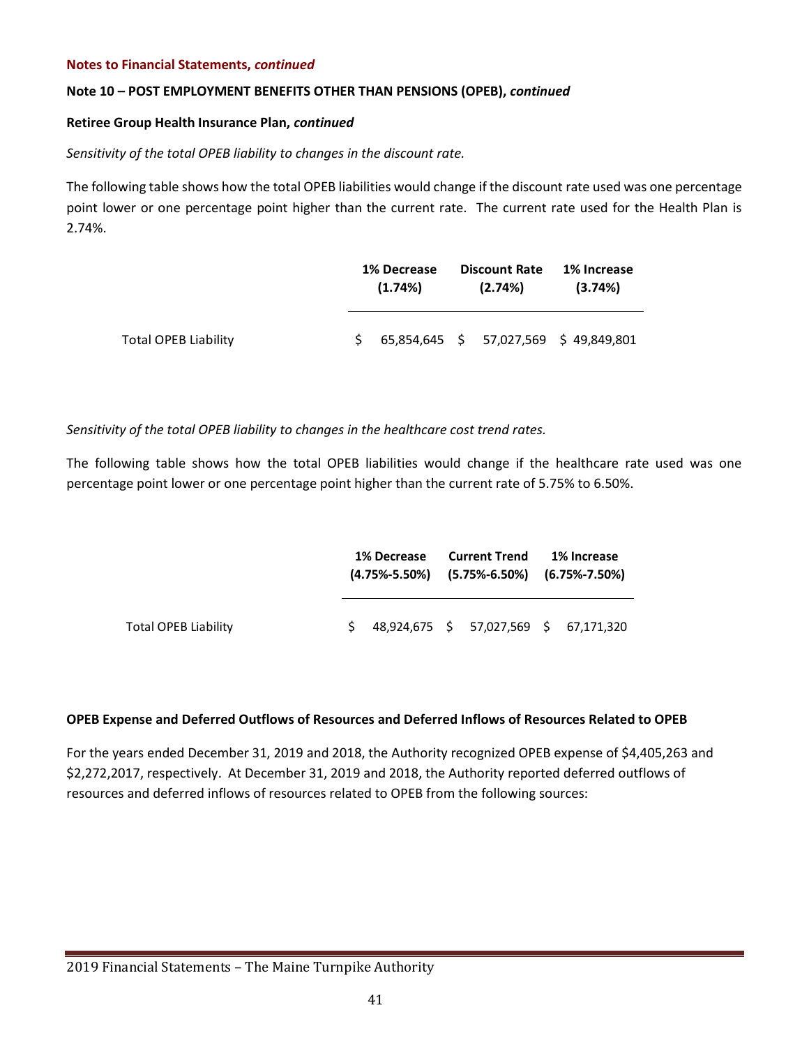**Notes to Financial Statements, *continued***

**Note 10 – POST EMPLOYMENT BENEFITS OTHER THAN PENSIONS (OPEB), *continued***

**Retiree Group Health Insurance Plan, *continued***

*Sensitivity of the total OPEB liability to changes in the discount rate.*

The following table shows how the total OPEB liabilities would change if the discount rate used was one percentage point lower or one percentage point higher than the current rate. The current rate used for the Health Plan is 2.74%.

| | 1% Decrease (1.74%) | Discount Rate (2.74%) | 1% Increase (3.74%) |
|---|---|---|---|
| Total OPEB Liability | $ 65,854,645 | $ 57,027,569 | $ 49,849,801 |

*Sensitivity of the total OPEB liability to changes in the healthcare cost trend rates.*

The following table shows how the total OPEB liabilities would change if the healthcare rate used was one percentage point lower or one percentage point higher than the current rate of 5.75% to 6.50%.

| | 1% Decrease (4.75%-5.50%) | Current Trend (5.75%-6.50%) | 1% Increase (6.75%-7.50%) |
|---|---|---|---|
| Total OPEB Liability | $ 48,924,675 | $ 57,027,569 | $ 67,171,320 |

**OPEB Expense and Deferred Outflows of Resources and Deferred Inflows of Resources Related to OPEB**

For the years ended December 31, 2019 and 2018, the Authority recognized OPEB expense of $4,405,263 and $2,272,2017, respectively. At December 31, 2019 and 2018, the Authority reported deferred outflows of resources and deferred inflows of resources related to OPEB from the following sources: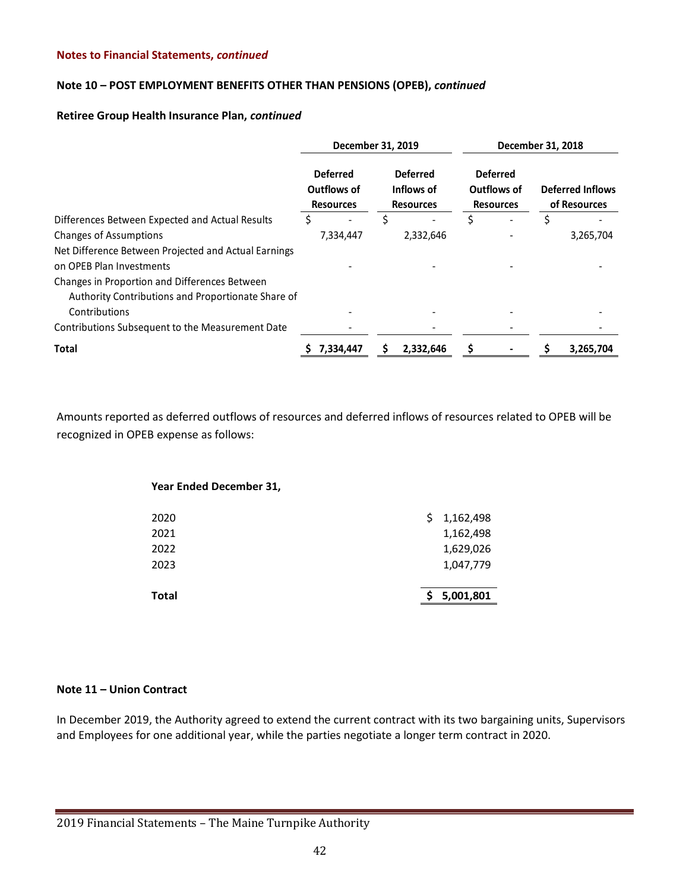**Notes to Financial Statements, *continued***

**Note 10 – POST EMPLOYMENT BENEFITS OTHER THAN PENSIONS (OPEB), *continued***

**Retiree Group Health Insurance Plan, *continued***

| | December 31, 2019 | | December 31, 2018 | |
|---|---|---|---|---|
| | Deferred Outflows of Resources | Deferred Inflows of Resources | Deferred Outflows of Resources | Deferred Inflows of Resources |
| Differences Between Expected and Actual Results | $ - | $ - | $ - | $ - |
| Changes of Assumptions | 7,334,447 | 2,332,646 | - | 3,265,704 |
| Net Difference Between Projected and Actual Earnings on OPEB Plan Investments | - | - | - | - |
| Changes in Proportion and Differences Between Authority Contributions and Proportionate Share of Contributions | - | - | - | - |
| Contributions Subsequent to the Measurement Date | - | - | - | - |
| **Total** | **$ 7,334,447** | **$ 2,332,646** | **$ -** | **$ 3,265,704** |

Amounts reported as deferred outflows of resources and deferred inflows of resources related to OPEB will be recognized in OPEB expense as follows:

| Year Ended December 31, | |
|---|---|
| 2020 | $ 1,162,498 |
| 2021 | 1,162,498 |
| 2022 | 1,629,026 |
| 2023 | 1,047,779 |
| **Total** | **$ 5,001,801** |

**Note 11 – Union Contract**

In December 2019, the Authority agreed to extend the current contract with its two bargaining units, Supervisors and Employees for one additional year, while the parties negotiate a longer term contract in 2020.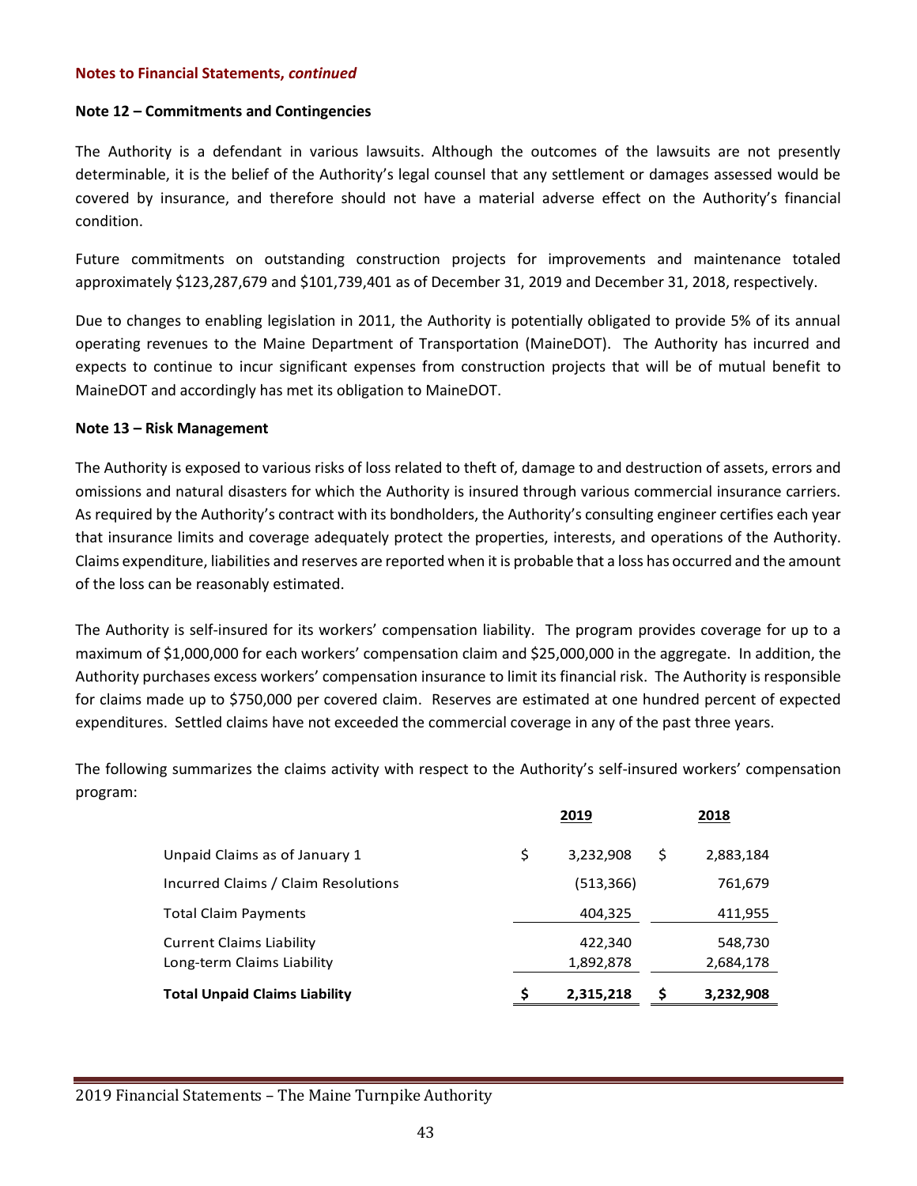**Notes to Financial Statements, *continued***

**Note 12 – Commitments and Contingencies**

The Authority is a defendant in various lawsuits. Although the outcomes of the lawsuits are not presently determinable, it is the belief of the Authority's legal counsel that any settlement or damages assessed would be covered by insurance, and therefore should not have a material adverse effect on the Authority's financial condition.

Future commitments on outstanding construction projects for improvements and maintenance totaled approximately $123,287,679 and $101,739,401 as of December 31, 2019 and December 31, 2018, respectively.

Due to changes to enabling legislation in 2011, the Authority is potentially obligated to provide 5% of its annual operating revenues to the Maine Department of Transportation (MaineDOT). The Authority has incurred and expects to continue to incur significant expenses from construction projects that will be of mutual benefit to MaineDOT and accordingly has met its obligation to MaineDOT.

**Note 13 – Risk Management**

The Authority is exposed to various risks of loss related to theft of, damage to and destruction of assets, errors and omissions and natural disasters for which the Authority is insured through various commercial insurance carriers. As required by the Authority's contract with its bondholders, the Authority's consulting engineer certifies each year that insurance limits and coverage adequately protect the properties, interests, and operations of the Authority. Claims expenditure, liabilities and reserves are reported when it is probable that a loss has occurred and the amount of the loss can be reasonably estimated.

The Authority is self-insured for its workers' compensation liability. The program provides coverage for up to a maximum of $1,000,000 for each workers' compensation claim and $25,000,000 in the aggregate. In addition, the Authority purchases excess workers' compensation insurance to limit its financial risk. The Authority is responsible for claims made up to $750,000 per covered claim. Reserves are estimated at one hundred percent of expected expenditures. Settled claims have not exceeded the commercial coverage in any of the past three years.

The following summarizes the claims activity with respect to the Authority's self-insured workers' compensation program:

| | 2019 | 2018 |
|---|---|---|
| Unpaid Claims as of January 1 | $ 3,232,908 | $ 2,883,184 |
| Incurred Claims / Claim Resolutions | (513,366) | 761,679 |
| Total Claim Payments | 404,325 | 411,955 |
| Current Claims Liability | 422,340 | 548,730 |
| Long-term Claims Liability | 1,892,878 | 2,684,178 |
| **Total Unpaid Claims Liability** | **$ 2,315,218** | **$ 3,232,908** |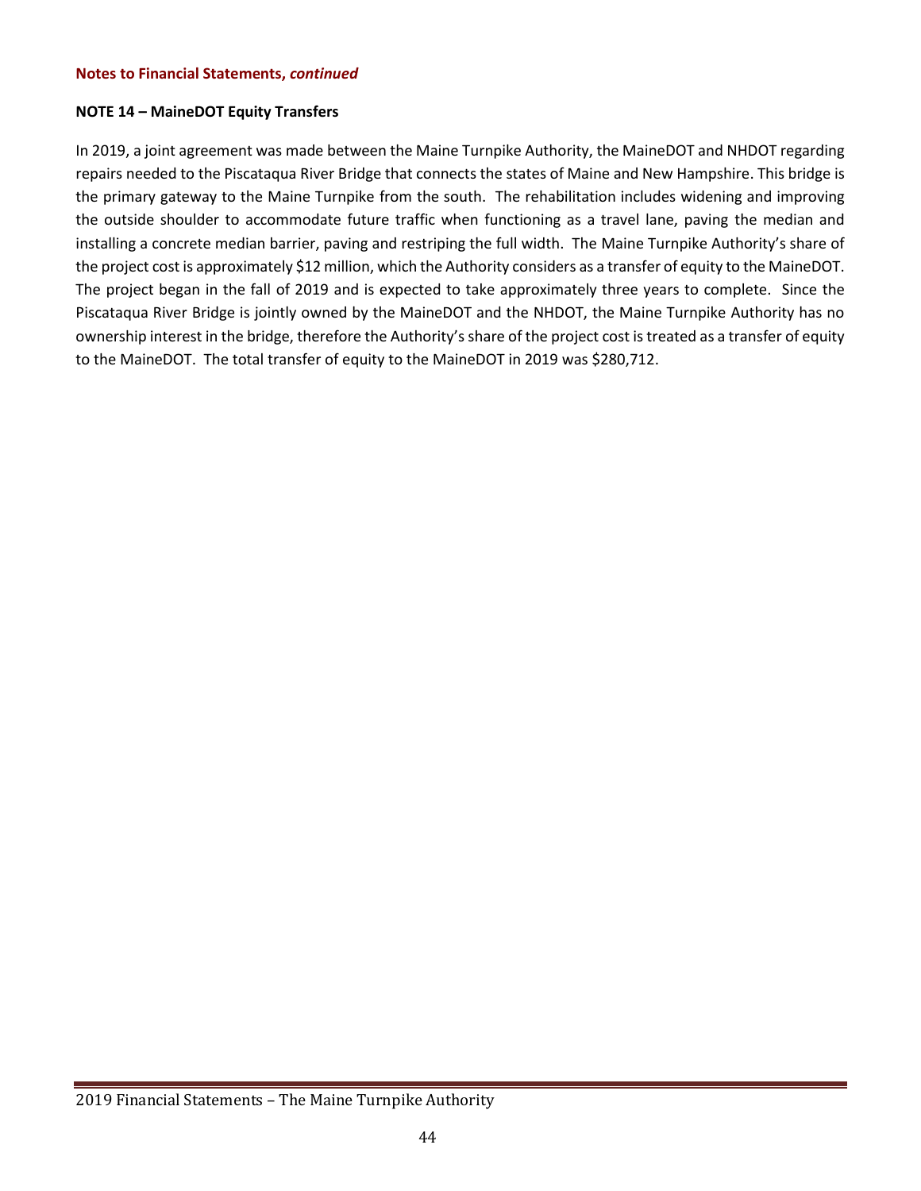**Notes to Financial Statements, *continued***

**NOTE 14 – MaineDOT Equity Transfers**

In 2019, a joint agreement was made between the Maine Turnpike Authority, the MaineDOT and NHDOT regarding repairs needed to the Piscataqua River Bridge that connects the states of Maine and New Hampshire. This bridge is the primary gateway to the Maine Turnpike from the south. The rehabilitation includes widening and improving the outside shoulder to accommodate future traffic when functioning as a travel lane, paving the median and installing a concrete median barrier, paving and restriping the full width. The Maine Turnpike Authority's share of the project cost is approximately $12 million, which the Authority considers as a transfer of equity to the MaineDOT. The project began in the fall of 2019 and is expected to take approximately three years to complete. Since the Piscataqua River Bridge is jointly owned by the MaineDOT and the NHDOT, the Maine Turnpike Authority has no ownership interest in the bridge, therefore the Authority's share of the project cost is treated as a transfer of equity to the MaineDOT. The total transfer of equity to the MaineDOT in 2019 was $280,712.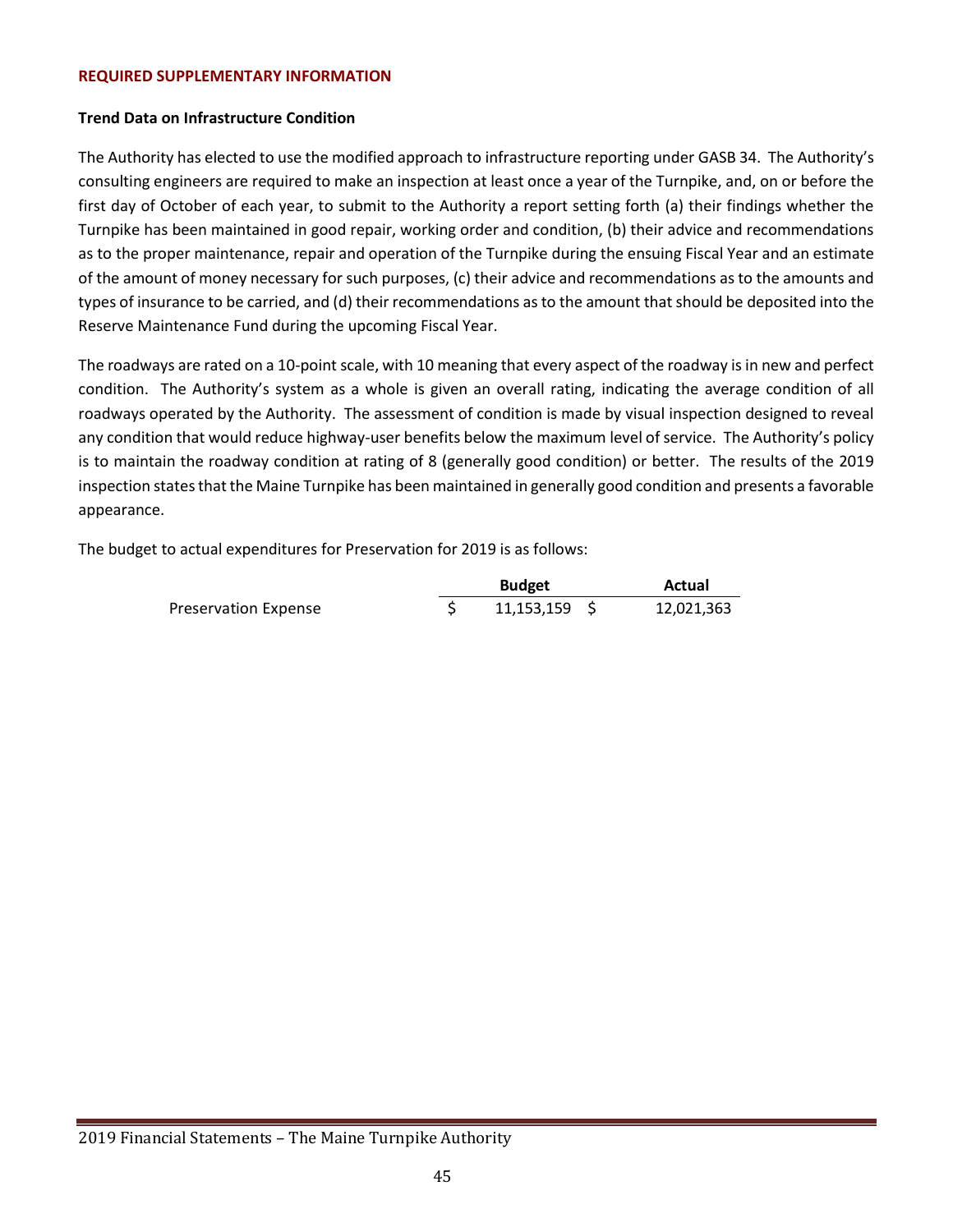## REQUIRED SUPPLEMENTARY INFORMATION

### Trend Data on Infrastructure Condition

The Authority has elected to use the modified approach to infrastructure reporting under GASB 34. The Authority's consulting engineers are required to make an inspection at least once a year of the Turnpike, and, on or before the first day of October of each year, to submit to the Authority a report setting forth (a) their findings whether the Turnpike has been maintained in good repair, working order and condition, (b) their advice and recommendations as to the proper maintenance, repair and operation of the Turnpike during the ensuing Fiscal Year and an estimate of the amount of money necessary for such purposes, (c) their advice and recommendations as to the amounts and types of insurance to be carried, and (d) their recommendations as to the amount that should be deposited into the Reserve Maintenance Fund during the upcoming Fiscal Year.

The roadways are rated on a 10-point scale, with 10 meaning that every aspect of the roadway is in new and perfect condition. The Authority's system as a whole is given an overall rating, indicating the average condition of all roadways operated by the Authority. The assessment of condition is made by visual inspection designed to reveal any condition that would reduce highway-user benefits below the maximum level of service. The Authority's policy is to maintain the roadway condition at rating of 8 (generally good condition) or better. The results of the 2019 inspection states that the Maine Turnpike has been maintained in generally good condition and presents a favorable appearance.

The budget to actual expenditures for Preservation for 2019 is as follows:

| | Budget | Actual |
|---|---|---|
| Preservation Expense | $ 11,153,159 | $ 12,021,363 |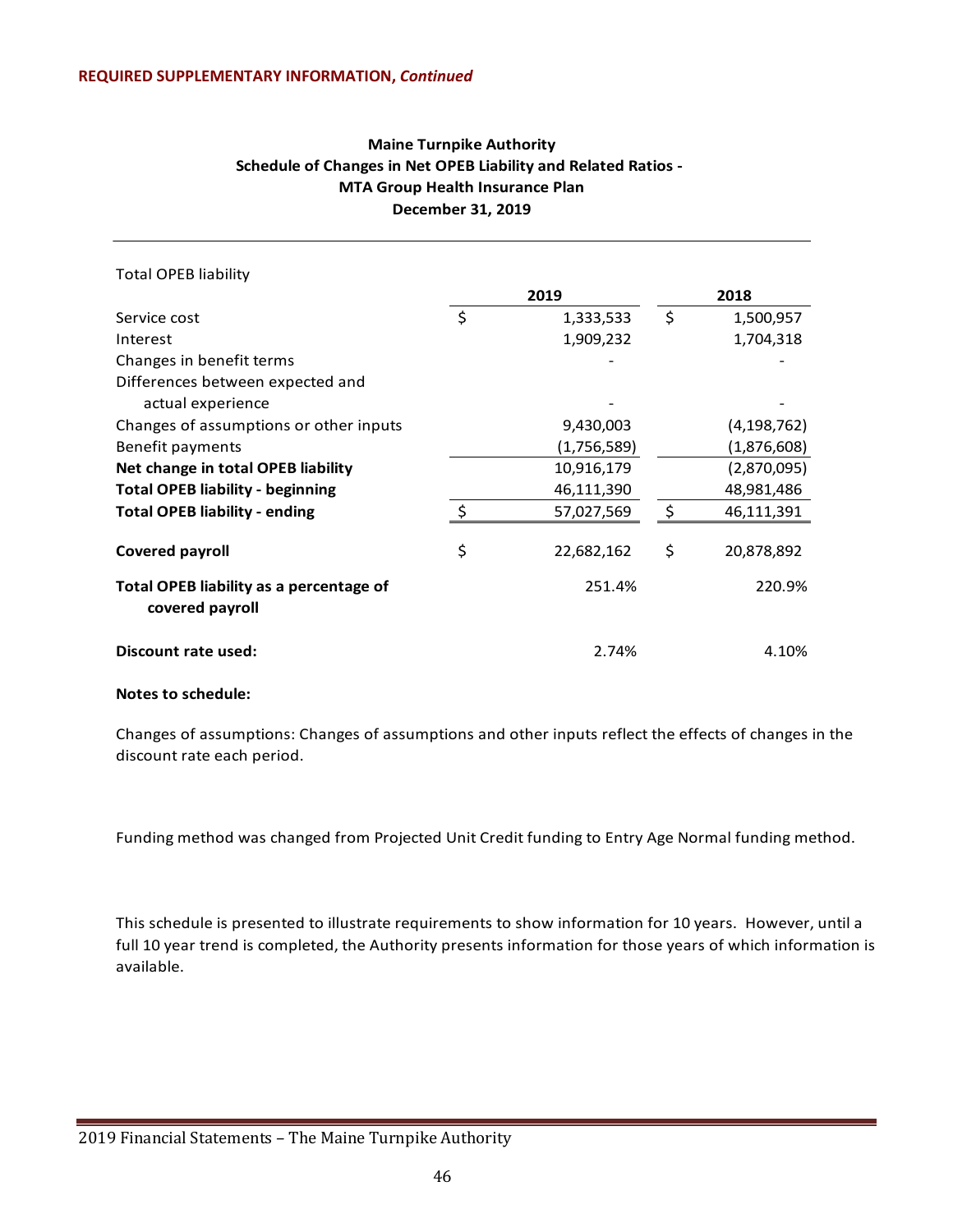**REQUIRED SUPPLEMENTARY INFORMATION, *Continued***

## Maine Turnpike Authority
## Schedule of Changes in Net OPEB Liability and Related Ratios - MTA Group Health Insurance Plan
## December 31, 2019

| Total OPEB liability | 2019 | 2018 |
|---|---|---|
| Service cost | $ 1,333,533 | $ 1,500,957 |
| Interest | 1,909,232 | 1,704,318 |
| Changes in benefit terms | - | - |
| Differences between expected and actual experience | - | - |
| Changes of assumptions or other inputs | 9,430,003 | (4,198,762) |
| Benefit payments | (1,756,589) | (1,876,608) |
| **Net change in total OPEB liability** | 10,916,179 | (2,870,095) |
| **Total OPEB liability - beginning** | 46,111,390 | 48,981,486 |
| **Total OPEB liability - ending** | $ 57,027,569 | $ 46,111,391 |
| **Covered payroll** | $ 22,682,162 | $ 20,878,892 |
| **Total OPEB liability as a percentage of covered payroll** | 251.4% | 220.9% |
| **Discount rate used:** | 2.74% | 4.10% |

**Notes to schedule:**

Changes of assumptions: Changes of assumptions and other inputs reflect the effects of changes in the discount rate each period.

Funding method was changed from Projected Unit Credit funding to Entry Age Normal funding method.

This schedule is presented to illustrate requirements to show information for 10 years. However, until a full 10 year trend is completed, the Authority presents information for those years of which information is available.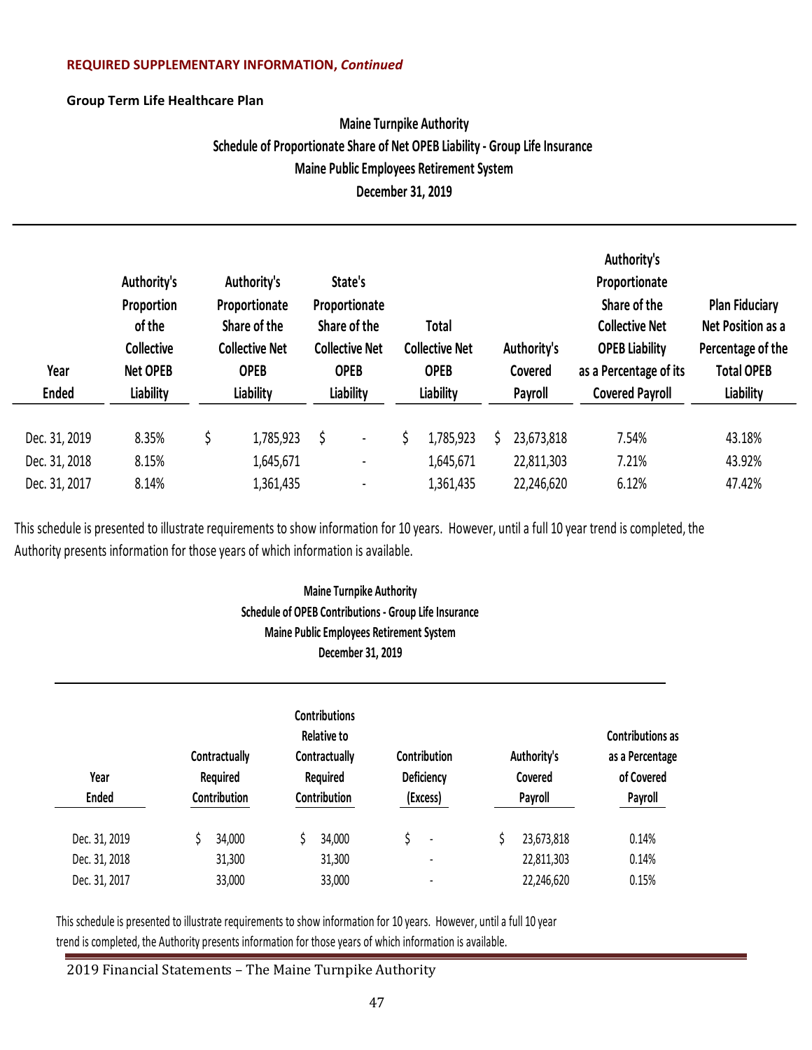**REQUIRED SUPPLEMENTARY INFORMATION, *Continued***

**Group Term Life Healthcare Plan**

**Maine Turnpike Authority**
**Schedule of Proportionate Share of Net OPEB Liability - Group Life Insurance**
**Maine Public Employees Retirement System**
**December 31, 2019**

| Year Ended | Authority's Proportion of the Collective Net OPEB Liability | Authority's Proportionate Share of the Collective Net OPEB Liability | State's Proportionate Share of the Collective Net OPEB Liability | Total Collective Net OPEB Liability | Authority's Covered Payroll | Authority's Proportionate Share of the Collective Net OPEB Liability as a Percentage of its Covered Payroll | Plan Fiduciary Net Position as a Percentage of the Total OPEB Liability |
|---|---|---|---|---|---|---|---|
| Dec. 31, 2019 | 8.35% | $ 1,785,923 | $ - | $ 1,785,923 | $ 23,673,818 | 7.54% | 43.18% |
| Dec. 31, 2018 | 8.15% | 1,645,671 | - | 1,645,671 | 22,811,303 | 7.21% | 43.92% |
| Dec. 31, 2017 | 8.14% | 1,361,435 | - | 1,361,435 | 22,246,620 | 6.12% | 47.42% |

This schedule is presented to illustrate requirements to show information for 10 years. However, until a full 10 year trend is completed, the Authority presents information for those years of which information is available.

**Maine Turnpike Authority**
**Schedule of OPEB Contributions - Group Life Insurance**
**Maine Public Employees Retirement System**
**December 31, 2019**

| Year Ended | Contractually Required Contribution | Contributions Relative to Contractually Required Contribution | Contribution Deficiency (Excess) | Authority's Covered Payroll | Contributions as as a Percentage of Covered Payroll |
|---|---|---|---|---|---|
| Dec. 31, 2019 | $ 34,000 | $ 34,000 | $ - | $ 23,673,818 | 0.14% |
| Dec. 31, 2018 | 31,300 | 31,300 | - | 22,811,303 | 0.14% |
| Dec. 31, 2017 | 33,000 | 33,000 | - | 22,246,620 | 0.15% |

This schedule is presented to illustrate requirements to show information for 10 years. However, until a full 10 year trend is completed, the Authority presents information for those years of which information is available.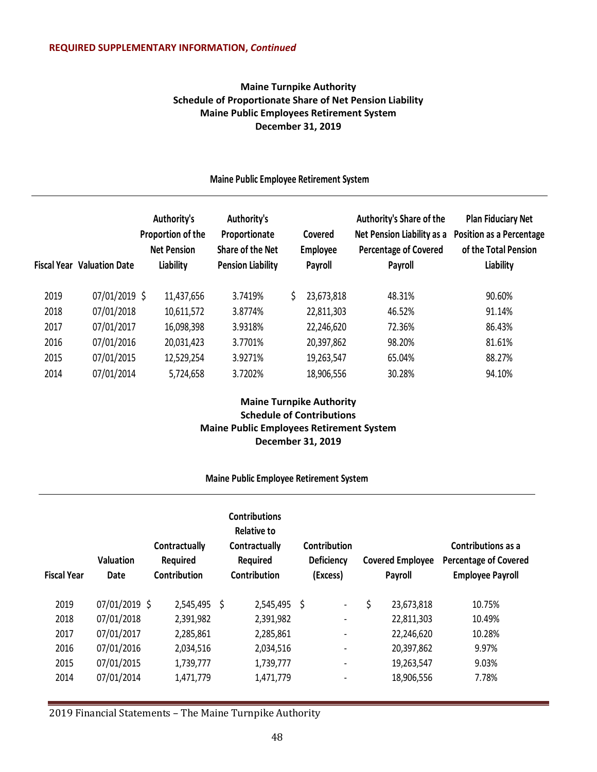**REQUIRED SUPPLEMENTARY INFORMATION,** ***Continued***

## Maine Turnpike Authority
## Schedule of Proportionate Share of Net Pension Liability
## Maine Public Employees Retirement System
## December 31, 2019

**Maine Public Employee Retirement System**

| Fiscal Year | Valuation Date | Authority's Proportion of the Net Pension Liability | Authority's Proportionate Share of the Net Pension Liability | Covered Employee Payroll | Authority's Share of the Net Pension Liability as a Percentage of Covered Payroll | Plan Fiduciary Net Position as a Percentage of the Total Pension Liability |
|---|---|---|---|---|---|---|
| 2019 | 07/01/2019 | $ 11,437,656 | 3.7419% | $ 23,673,818 | 48.31% | 90.60% |
| 2018 | 07/01/2018 | 10,611,572 | 3.8774% | 22,811,303 | 46.52% | 91.14% |
| 2017 | 07/01/2017 | 16,098,398 | 3.9318% | 22,246,620 | 72.36% | 86.43% |
| 2016 | 07/01/2016 | 20,031,423 | 3.7701% | 20,397,862 | 98.20% | 81.61% |
| 2015 | 07/01/2015 | 12,529,254 | 3.9271% | 19,263,547 | 65.04% | 88.27% |
| 2014 | 07/01/2014 | 5,724,658 | 3.7202% | 18,906,556 | 30.28% | 94.10% |

## Maine Turnpike Authority
## Schedule of Contributions
## Maine Public Employees Retirement System
## December 31, 2019

**Maine Public Employee Retirement System**

| Fiscal Year | Valuation Date | Contractually Required Contribution | Contributions Relative to Contractually Required Contribution | Contribution Deficiency (Excess) | Covered Employee Payroll | Contributions as a Percentage of Covered Employee Payroll |
|---|---|---|---|---|---|---|
| 2019 | 07/01/2019 | $ 2,545,495 | $ 2,545,495 | $ - | $ 23,673,818 | 10.75% |
| 2018 | 07/01/2018 | 2,391,982 | 2,391,982 | - | 22,811,303 | 10.49% |
| 2017 | 07/01/2017 | 2,285,861 | 2,285,861 | - | 22,246,620 | 10.28% |
| 2016 | 07/01/2016 | 2,034,516 | 2,034,516 | - | 20,397,862 | 9.97% |
| 2015 | 07/01/2015 | 1,739,777 | 1,739,777 | - | 19,263,547 | 9.03% |
| 2014 | 07/01/2014 | 1,471,779 | 1,471,779 | - | 18,906,556 | 7.78% |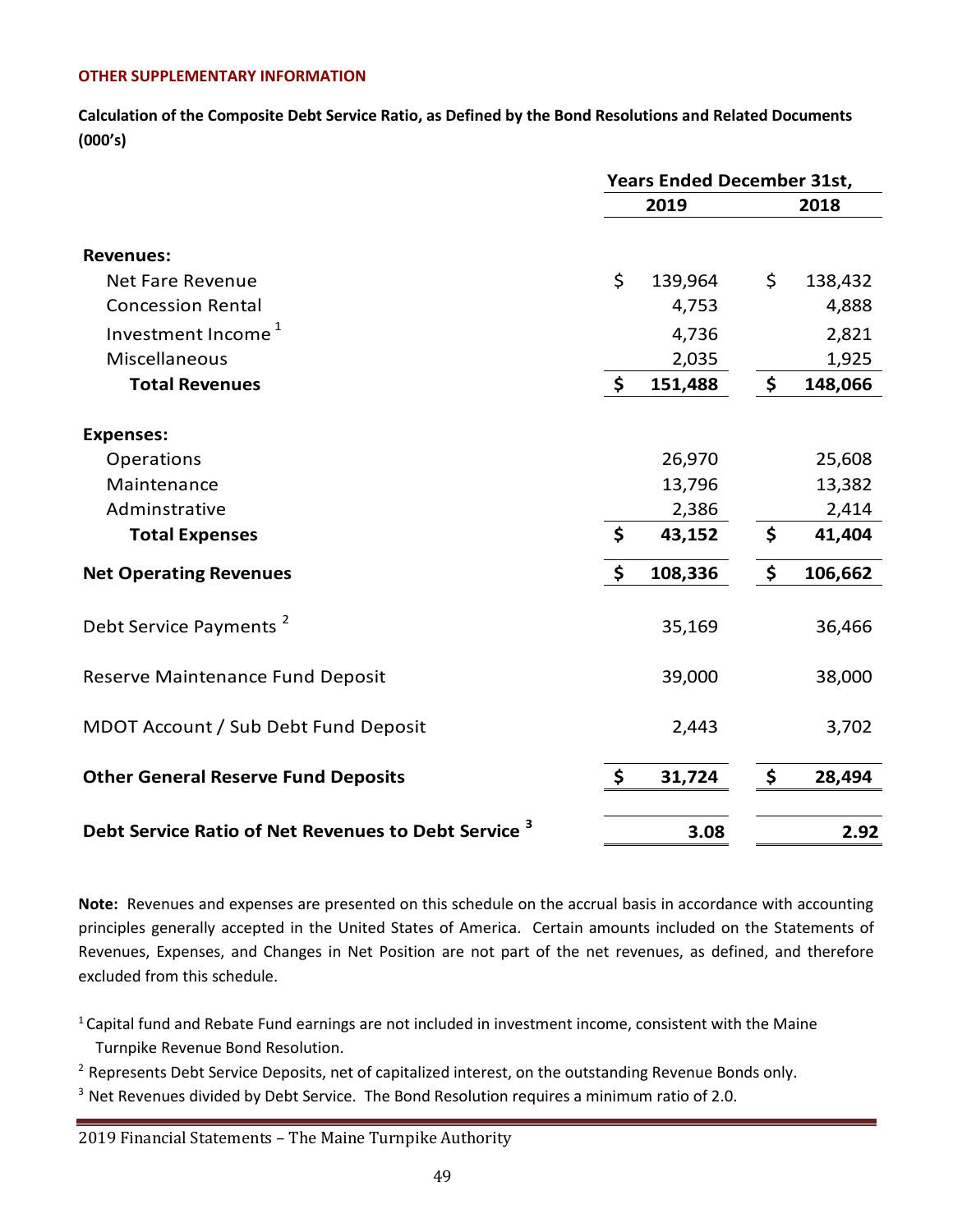**OTHER SUPPLEMENTARY INFORMATION**

**Calculation of the Composite Debt Service Ratio, as Defined by the Bond Resolutions and Related Documents (000's)**

| | Years Ended December 31st, | |
|---|---|---|
| | **2019** | **2018** |
| **Revenues:** | | |
| Net Fare Revenue | $ 139,964 | $ 138,432 |
| Concession Rental | 4,753 | 4,888 |
| Investment Income [1] | 4,736 | 2,821 |
| Miscellaneous | 2,035 | 1,925 |
| **Total Revenues** | **$ 151,488** | **$ 148,066** |
| **Expenses:** | | |
| Operations | 26,970 | 25,608 |
| Maintenance | 13,796 | 13,382 |
| Adminstrative | 2,386 | 2,414 |
| **Total Expenses** | **$ 43,152** | **$ 41,404** |
| **Net Operating Revenues** | **$ 108,336** | **$ 106,662** |
| Debt Service Payments [2] | 35,169 | 36,466 |
| Reserve Maintenance Fund Deposit | 39,000 | 38,000 |
| MDOT Account / Sub Debt Fund Deposit | 2,443 | 3,702 |
| **Other General Reserve Fund Deposits** | **$ 31,724** | **$ 28,494** |
| **Debt Service Ratio of Net Revenues to Debt Service [3]** | **3.08** | **2.92** |

**Note:** Revenues and expenses are presented on this schedule on the accrual basis in accordance with accounting principles generally accepted in the United States of America. Certain amounts included on the Statements of Revenues, Expenses, and Changes in Net Position are not part of the net revenues, as defined, and therefore excluded from this schedule.

[1] Capital fund and Rebate Fund earnings are not included in investment income, consistent with the Maine Turnpike Revenue Bond Resolution.

[2] Represents Debt Service Deposits, net of capitalized interest, on the outstanding Revenue Bonds only.

[3] Net Revenues divided by Debt Service. The Bond Resolution requires a minimum ratio of 2.0.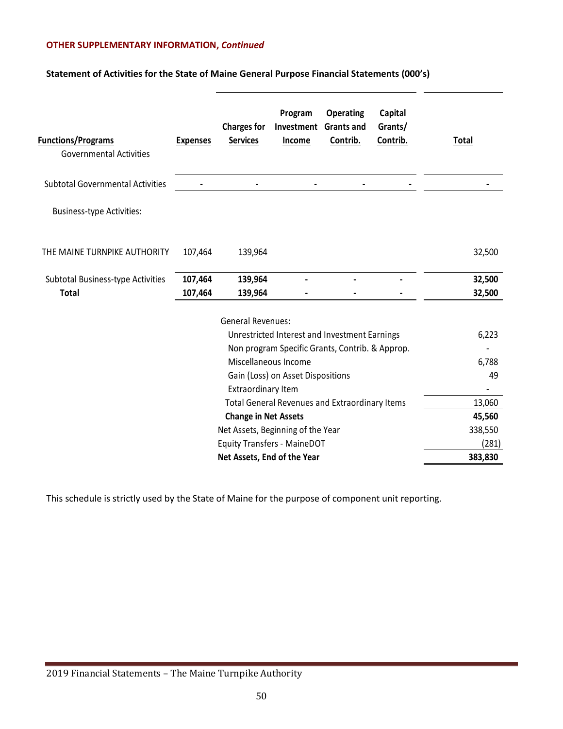**OTHER SUPPLEMENTARY INFORMATION, *Continued***

**Statement of Activities for the State of Maine General Purpose Financial Statements (000's)**

| Functions/Programs | Expenses | Charges for Services | Program Investment Income | Operating Grants and Contrib. | Capital Grants/ Contrib. | Total |
|---|---|---|---|---|---|---|
| Governmental Activities | | | | | | |
| Subtotal Governmental Activities | - | - | - | - | - | - |
| Business-type Activities: | | | | | | |
| THE MAINE TURNPIKE AUTHORITY | 107,464 | 139,964 | | | | 32,500 |
| Subtotal Business-type Activities | **107,464** | **139,964** | - | - | - | **32,500** |
| **Total** | **107,464** | **139,964** | - | - | - | **32,500** |
| | | General Revenues: | | | | |
| | | Unrestricted Interest and Investment Earnings | | | | 6,223 |
| | | Non program Specific Grants, Contrib. & Approp. | | | | - |
| | | Miscellaneous Income | | | | 6,788 |
| | | Gain (Loss) on Asset Dispositions | | | | 49 |
| | | Extraordinary Item | | | | - |
| | | Total General Revenues and Extraordinary Items | | | | 13,060 |
| | | **Change in Net Assets** | | | | **45,560** |
| | | Net Assets, Beginning of the Year | | | | 338,550 |
| | | Equity Transfers - MaineDOT | | | | (281) |
| | | **Net Assets, End of the Year** | | | | **383,830** |

This schedule is strictly used by the State of Maine for the purpose of component unit reporting.